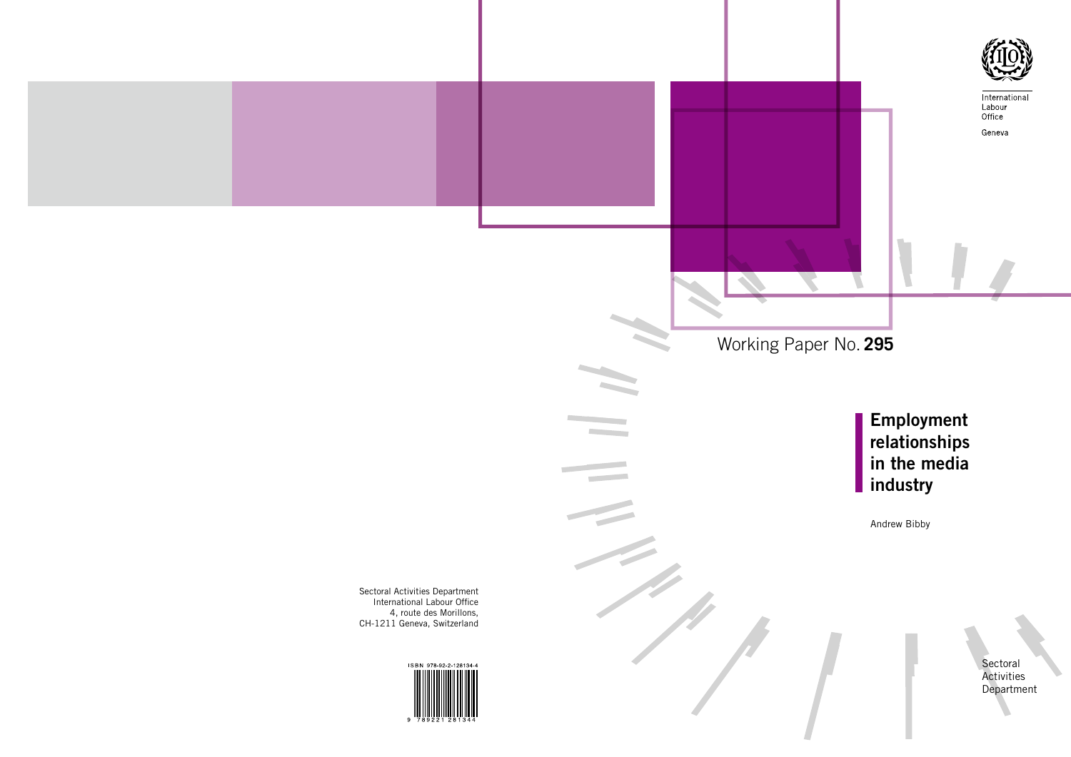International Labour Office

Geneva

Working Paper No. **295**

# Employment relationships in the media industry

Andrew Bibby

Sectoral Activities Department

Sectoral Activities Department
International Labour Office
4, route des Morillons,
CH-1211 Geneva, Switzerland

ISBN 978-92-2-128134-4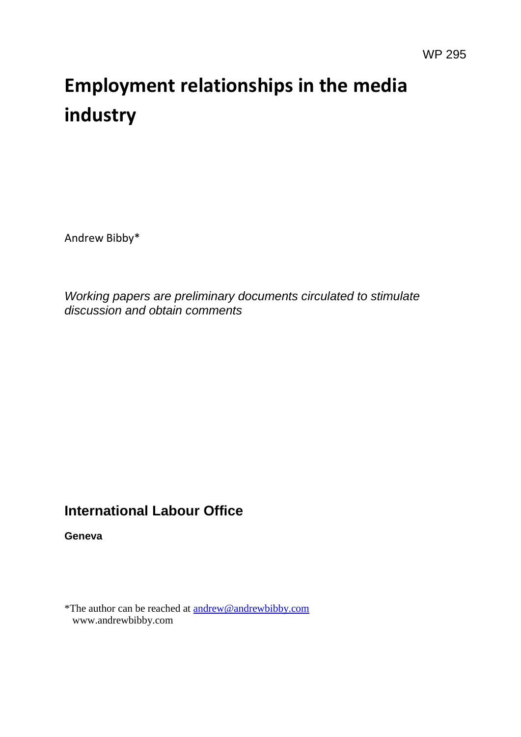WP 295

# Employment relationships in the media industry

Andrew Bibby*

*Working papers are preliminary documents circulated to stimulate discussion and obtain comments*

## International Labour Office

**Geneva**

*The author can be reached at andrew@andrewbibby.com
www.andrewbibby.com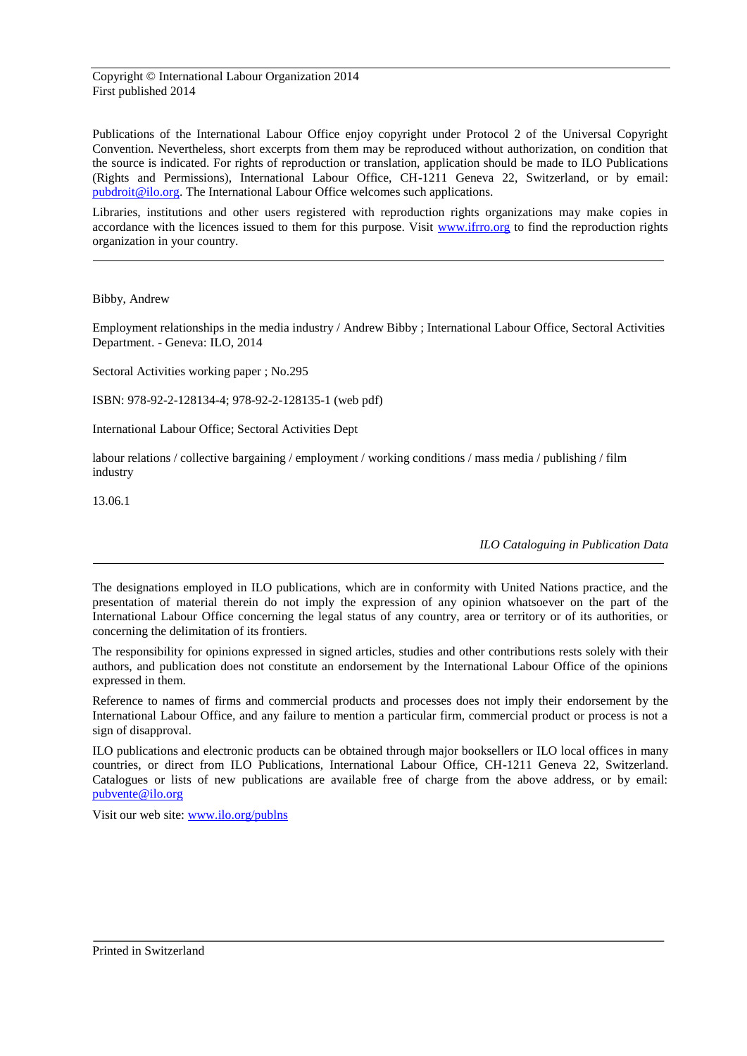Copyright © International Labour Organization 2014
First published 2014

Publications of the International Labour Office enjoy copyright under Protocol 2 of the Universal Copyright Convention. Nevertheless, short excerpts from them may be reproduced without authorization, on condition that the source is indicated. For rights of reproduction or translation, application should be made to ILO Publications (Rights and Permissions), International Labour Office, CH-1211 Geneva 22, Switzerland, or by email: pubdroit@ilo.org. The International Labour Office welcomes such applications.

Libraries, institutions and other users registered with reproduction rights organizations may make copies in accordance with the licences issued to them for this purpose. Visit www.ifrro.org to find the reproduction rights organization in your country.

---

Bibby, Andrew

Employment relationships in the media industry / Andrew Bibby ; International Labour Office, Sectoral Activities Department. - Geneva: ILO, 2014

Sectoral Activities working paper ; No.295

ISBN: 978-92-2-128134-4; 978-92-2-128135-1 (web pdf)

International Labour Office; Sectoral Activities Dept

labour relations / collective bargaining / employment / working conditions / mass media / publishing / film industry

13.06.1

*ILO Cataloguing in Publication Data*

---

The designations employed in ILO publications, which are in conformity with United Nations practice, and the presentation of material therein do not imply the expression of any opinion whatsoever on the part of the International Labour Office concerning the legal status of any country, area or territory or of its authorities, or concerning the delimitation of its frontiers.

The responsibility for opinions expressed in signed articles, studies and other contributions rests solely with their authors, and publication does not constitute an endorsement by the International Labour Office of the opinions expressed in them.

Reference to names of firms and commercial products and processes does not imply their endorsement by the International Labour Office, and any failure to mention a particular firm, commercial product or process is not a sign of disapproval.

ILO publications and electronic products can be obtained through major booksellers or ILO local offices in many countries, or direct from ILO Publications, International Labour Office, CH-1211 Geneva 22, Switzerland. Catalogues or lists of new publications are available free of charge from the above address, or by email: pubvente@ilo.org

Visit our web site: www.ilo.org/publns

---

Printed in Switzerland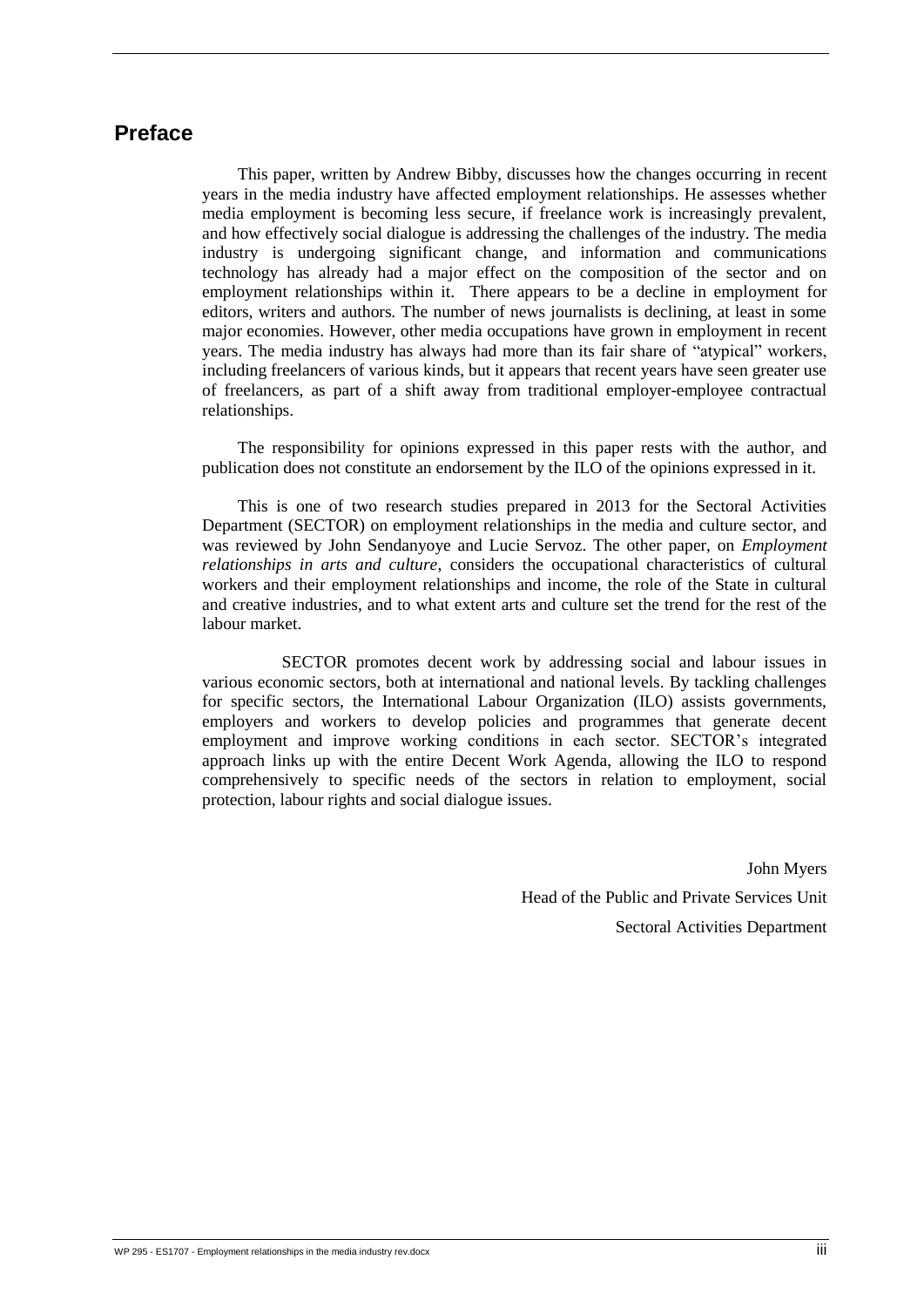# Preface

This paper, written by Andrew Bibby, discusses how the changes occurring in recent years in the media industry have affected employment relationships. He assesses whether media employment is becoming less secure, if freelance work is increasingly prevalent, and how effectively social dialogue is addressing the challenges of the industry. The media industry is undergoing significant change, and information and communications technology has already had a major effect on the composition of the sector and on employment relationships within it. There appears to be a decline in employment for editors, writers and authors. The number of news journalists is declining, at least in some major economies. However, other media occupations have grown in employment in recent years. The media industry has always had more than its fair share of "atypical" workers, including freelancers of various kinds, but it appears that recent years have seen greater use of freelancers, as part of a shift away from traditional employer-employee contractual relationships.

The responsibility for opinions expressed in this paper rests with the author, and publication does not constitute an endorsement by the ILO of the opinions expressed in it.

This is one of two research studies prepared in 2013 for the Sectoral Activities Department (SECTOR) on employment relationships in the media and culture sector, and was reviewed by John Sendanyoye and Lucie Servoz. The other paper, on *Employment relationships in arts and culture*, considers the occupational characteristics of cultural workers and their employment relationships and income, the role of the State in cultural and creative industries, and to what extent arts and culture set the trend for the rest of the labour market.

SECTOR promotes decent work by addressing social and labour issues in various economic sectors, both at international and national levels. By tackling challenges for specific sectors, the International Labour Organization (ILO) assists governments, employers and workers to develop policies and programmes that generate decent employment and improve working conditions in each sector. SECTOR's integrated approach links up with the entire Decent Work Agenda, allowing the ILO to respond comprehensively to specific needs of the sectors in relation to employment, social protection, labour rights and social dialogue issues.

John Myers

Head of the Public and Private Services Unit

Sectoral Activities Department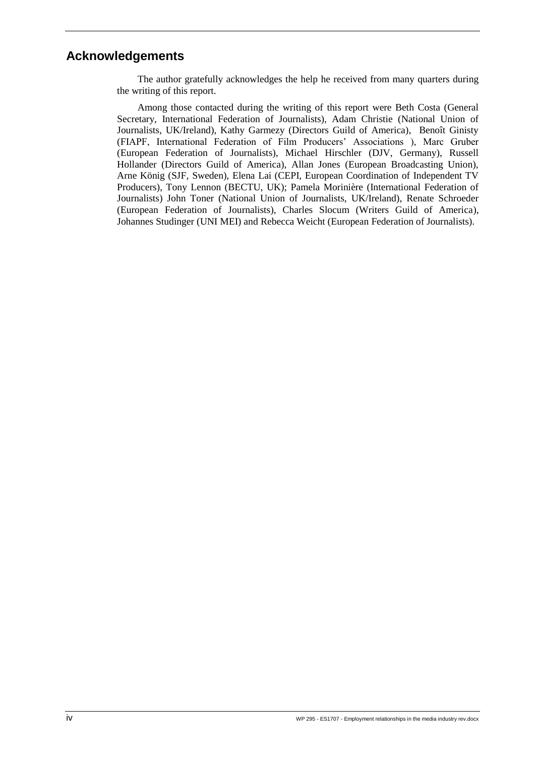## Acknowledgements

The author gratefully acknowledges the help he received from many quarters during the writing of this report.

Among those contacted during the writing of this report were Beth Costa (General Secretary, International Federation of Journalists), Adam Christie (National Union of Journalists, UK/Ireland), Kathy Garmezy (Directors Guild of America), Benoît Ginisty (FIAPF, International Federation of Film Producers' Associations ), Marc Gruber (European Federation of Journalists), Michael Hirschler (DJV, Germany), Russell Hollander (Directors Guild of America), Allan Jones (European Broadcasting Union), Arne König (SJF, Sweden), Elena Lai (CEPI, European Coordination of Independent TV Producers), Tony Lennon (BECTU, UK); Pamela Morinière (International Federation of Journalists) John Toner (National Union of Journalists, UK/Ireland), Renate Schroeder (European Federation of Journalists), Charles Slocum (Writers Guild of America), Johannes Studinger (UNI MEI) and Rebecca Weicht (European Federation of Journalists).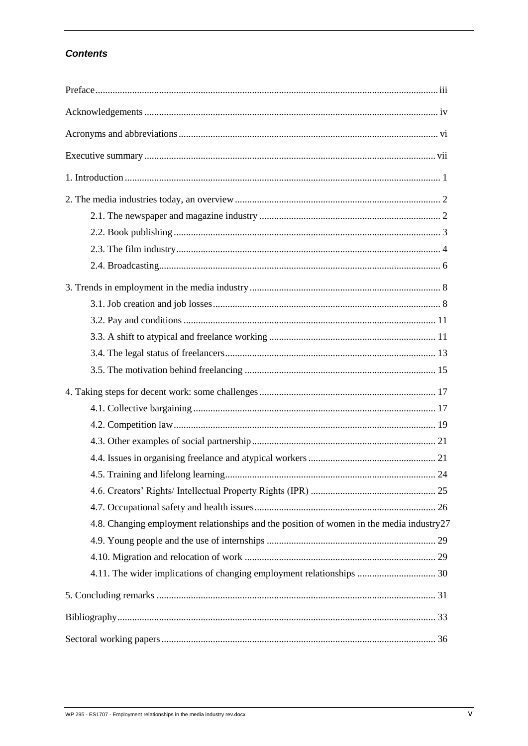### *Contents*

Preface .......... iii

Acknowledgements .......... iv

Acronyms and abbreviations .......... vi

Executive summary .......... vii

1. Introduction .......... 1

2. The media industries today, an overview .......... 2
   - 2.1. The newspaper and magazine industry .......... 2
   - 2.2. Book publishing .......... 3
   - 2.3. The film industry .......... 4
   - 2.4. Broadcasting .......... 6

3. Trends in employment in the media industry .......... 8
   - 3.1. Job creation and job losses .......... 8
   - 3.2. Pay and conditions .......... 11
   - 3.3. A shift to atypical and freelance working .......... 11
   - 3.4. The legal status of freelancers .......... 13
   - 3.5. The motivation behind freelancing .......... 15

4. Taking steps for decent work: some challenges .......... 17
   - 4.1. Collective bargaining .......... 17
   - 4.2. Competition law .......... 19
   - 4.3. Other examples of social partnership .......... 21
   - 4.4. Issues in organising freelance and atypical workers .......... 21
   - 4.5. Training and lifelong learning .......... 24
   - 4.6. Creators' Rights/ Intellectual Property Rights (IPR) .......... 25
   - 4.7. Occupational safety and health issues .......... 26
   - 4.8. Changing employment relationships and the position of women in the media industry .......... 27
   - 4.9. Young people and the use of internships .......... 29
   - 4.10. Migration and relocation of work .......... 29
   - 4.11. The wider implications of changing employment relationships .......... 30

5. Concluding remarks .......... 31

Bibliography .......... 33

Sectoral working papers .......... 36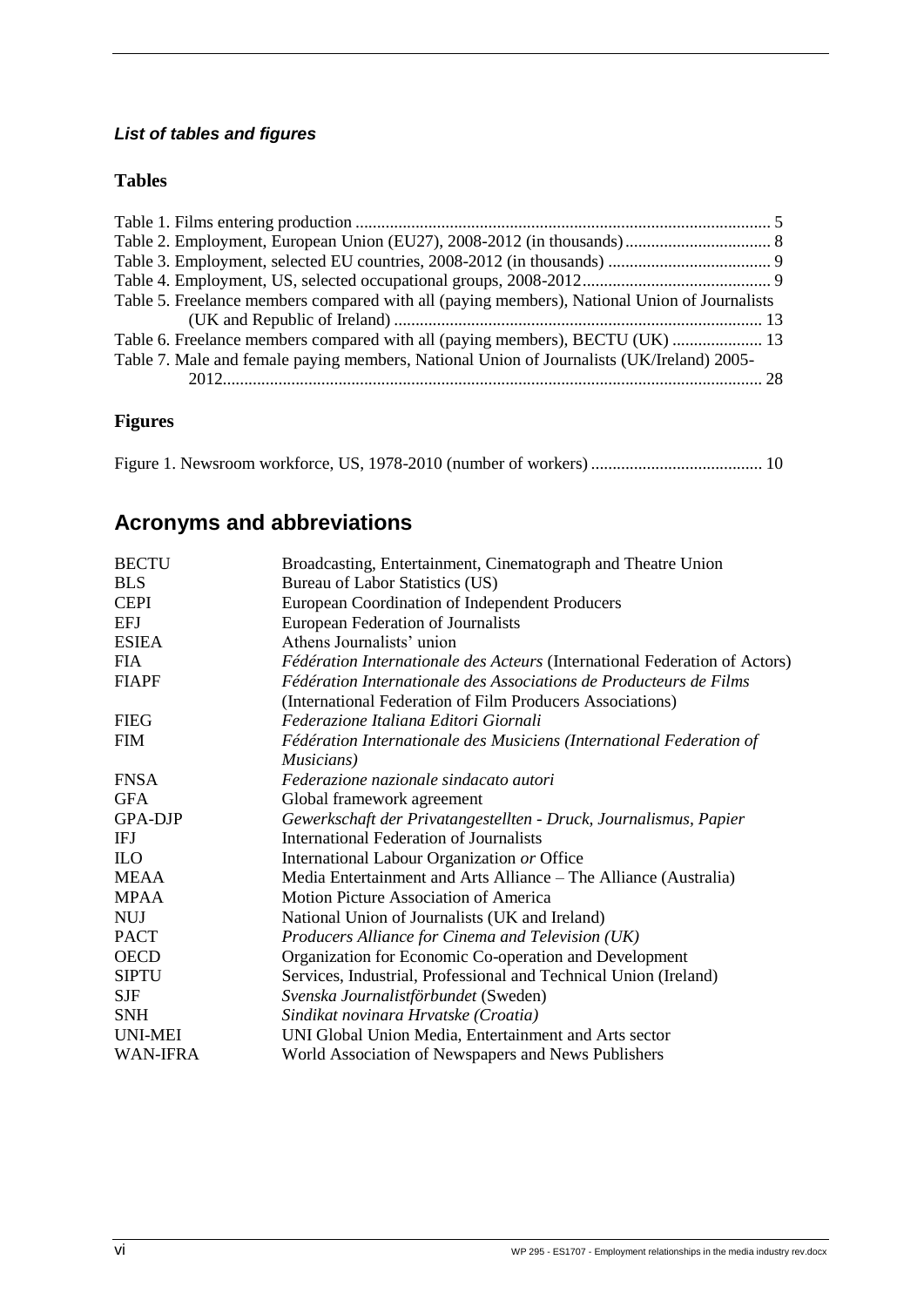### *List of tables and figures*

#### Tables

Table 1. Films entering production ................................................................................................ 5
Table 2. Employment, European Union (EU27), 2008-2012 (in thousands) ................................. 8
Table 3. Employment, selected EU countries, 2008-2012 (in thousands) ...................................... 9
Table 4. Employment, US, selected occupational groups, 2008-2012 ............................................ 9
Table 5. Freelance members compared with all (paying members), National Union of Journalists (UK and Republic of Ireland) ..................................................................................... 13
Table 6. Freelance members compared with all (paying members), BECTU (UK) ..................... 13
Table 7. Male and female paying members, National Union of Journalists (UK/Ireland) 2005-2012 ............................................................................................................................ 28

#### Figures

Figure 1. Newsroom workforce, US, 1978-2010 (number of workers) ........................................ 10

## Acronyms and abbreviations

| | |
|---|---|
| BECTU | Broadcasting, Entertainment, Cinematograph and Theatre Union |
| BLS | Bureau of Labor Statistics (US) |
| CEPI | European Coordination of Independent Producers |
| EFJ | European Federation of Journalists |
| ESIEA | Athens Journalists' union |
| FIA | *Fédération Internationale des Acteurs* (International Federation of Actors) |
| FIAPF | *Fédération Internationale des Associations de Producteurs de Films* (International Federation of Film Producers Associations) |
| FIEG | *Federazione Italiana Editori Giornali* |
| FIM | *Fédération Internationale des Musiciens (International Federation of Musicians)* |
| FNSA | *Federazione nazionale sindacato autori* |
| GFA | Global framework agreement |
| GPA-DJP | *Gewerkschaft der Privatangestellten - Druck, Journalismus, Papier* |
| IFJ | International Federation of Journalists |
| ILO | International Labour Organization *or* Office |
| MEAA | Media Entertainment and Arts Alliance – The Alliance (Australia) |
| MPAA | Motion Picture Association of America |
| NUJ | National Union of Journalists (UK and Ireland) |
| PACT | *Producers Alliance for Cinema and Television (UK)* |
| OECD | Organization for Economic Co-operation and Development |
| SIPTU | Services, Industrial, Professional and Technical Union (Ireland) |
| SJF | *Svenska Journalistförbundet* (Sweden) |
| SNH | *Sindikat novinara Hrvatske (Croatia)* |
| UNI-MEI | UNI Global Union Media, Entertainment and Arts sector |
| WAN-IFRA | World Association of Newspapers and News Publishers |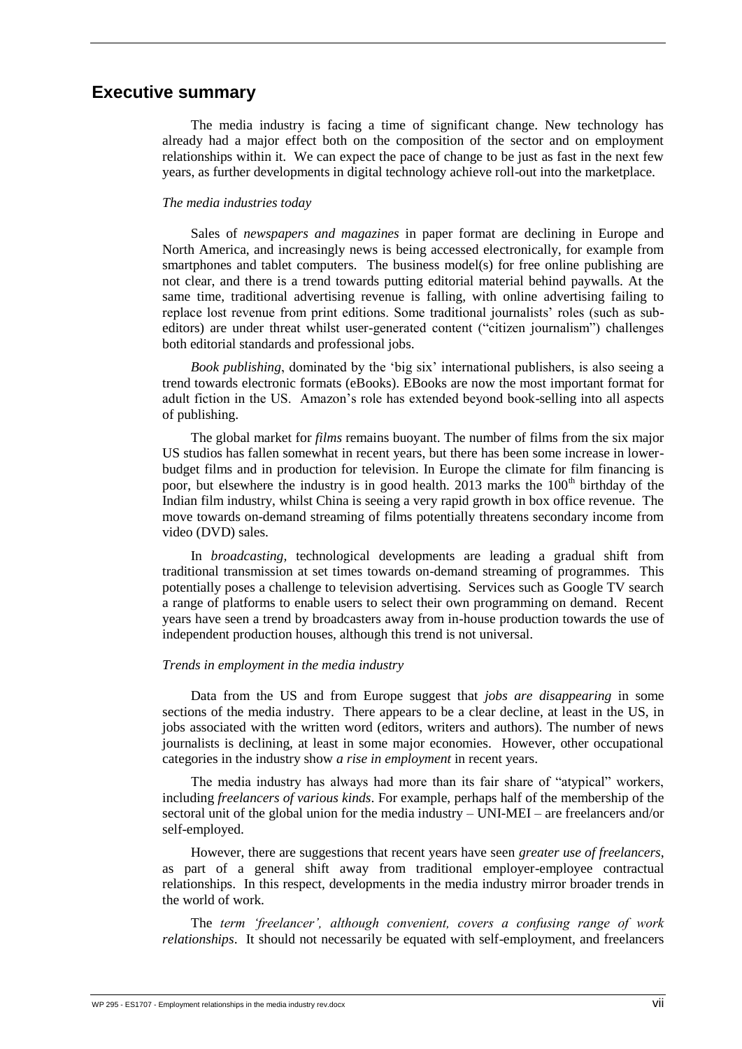## Executive summary

The media industry is facing a time of significant change. New technology has already had a major effect both on the composition of the sector and on employment relationships within it. We can expect the pace of change to be just as fast in the next few years, as further developments in digital technology achieve roll-out into the marketplace.

*The media industries today*

Sales of *newspapers and magazines* in paper format are declining in Europe and North America, and increasingly news is being accessed electronically, for example from smartphones and tablet computers. The business model(s) for free online publishing are not clear, and there is a trend towards putting editorial material behind paywalls. At the same time, traditional advertising revenue is falling, with online advertising failing to replace lost revenue from print editions. Some traditional journalists' roles (such as sub-editors) are under threat whilst user-generated content ("citizen journalism") challenges both editorial standards and professional jobs.

*Book publishing*, dominated by the 'big six' international publishers, is also seeing a trend towards electronic formats (eBooks). EBooks are now the most important format for adult fiction in the US. Amazon's role has extended beyond book-selling into all aspects of publishing.

The global market for *films* remains buoyant. The number of films from the six major US studios has fallen somewhat in recent years, but there has been some increase in lower-budget films and in production for television. In Europe the climate for film financing is poor, but elsewhere the industry is in good health. 2013 marks the 100th birthday of the Indian film industry, whilst China is seeing a very rapid growth in box office revenue. The move towards on-demand streaming of films potentially threatens secondary income from video (DVD) sales.

In *broadcasting*, technological developments are leading a gradual shift from traditional transmission at set times towards on-demand streaming of programmes. This potentially poses a challenge to television advertising. Services such as Google TV search a range of platforms to enable users to select their own programming on demand. Recent years have seen a trend by broadcasters away from in-house production towards the use of independent production houses, although this trend is not universal.

*Trends in employment in the media industry*

Data from the US and from Europe suggest that *jobs are disappearing* in some sections of the media industry. There appears to be a clear decline, at least in the US, in jobs associated with the written word (editors, writers and authors). The number of news journalists is declining, at least in some major economies. However, other occupational categories in the industry show *a rise in employment* in recent years.

The media industry has always had more than its fair share of "atypical" workers, including *freelancers of various kinds*. For example, perhaps half of the membership of the sectoral unit of the global union for the media industry – UNI-MEI – are freelancers and/or self-employed.

However, there are suggestions that recent years have seen *greater use of freelancers*, as part of a general shift away from traditional employer-employee contractual relationships. In this respect, developments in the media industry mirror broader trends in the world of work.

The *term 'freelancer', although convenient, covers a confusing range of work relationships*. It should not necessarily be equated with self-employment, and freelancers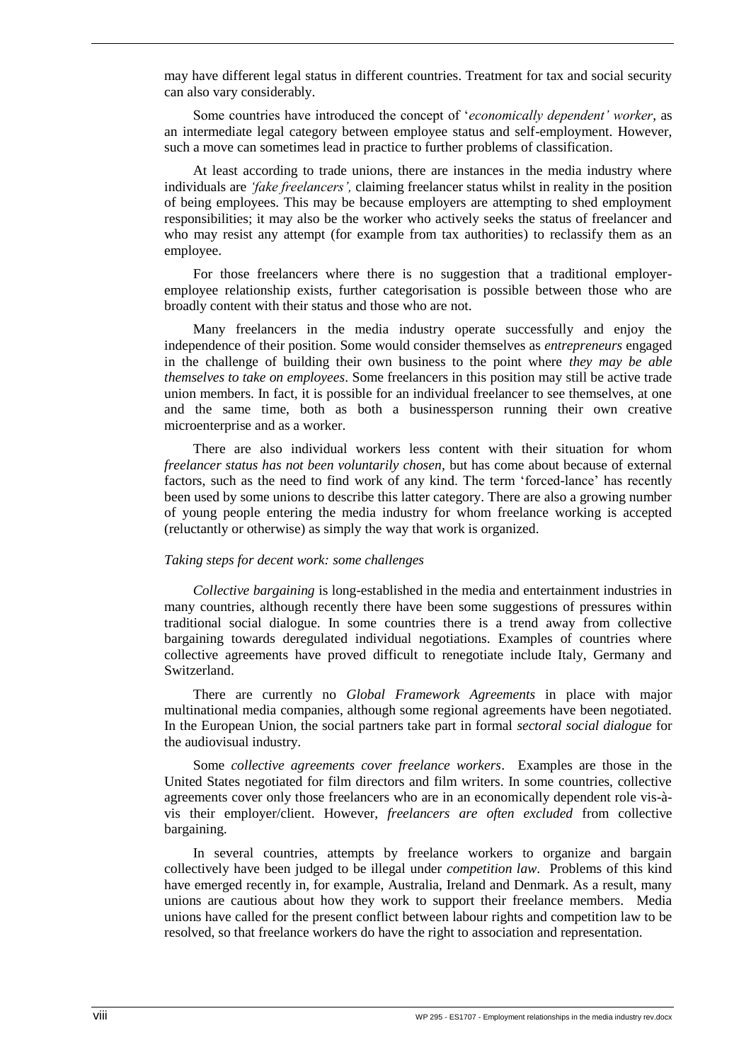may have different legal status in different countries. Treatment for tax and social security can also vary considerably.

Some countries have introduced the concept of '*economically dependent' worker*, as an intermediate legal category between employee status and self-employment. However, such a move can sometimes lead in practice to further problems of classification.

At least according to trade unions, there are instances in the media industry where individuals are *'fake freelancers',* claiming freelancer status whilst in reality in the position of being employees. This may be because employers are attempting to shed employment responsibilities; it may also be the worker who actively seeks the status of freelancer and who may resist any attempt (for example from tax authorities) to reclassify them as an employee.

For those freelancers where there is no suggestion that a traditional employer-employee relationship exists, further categorisation is possible between those who are broadly content with their status and those who are not.

Many freelancers in the media industry operate successfully and enjoy the independence of their position. Some would consider themselves as *entrepreneurs* engaged in the challenge of building their own business to the point where *they may be able themselves to take on employees*. Some freelancers in this position may still be active trade union members. In fact, it is possible for an individual freelancer to see themselves, at one and the same time, both as both a businessperson running their own creative microenterprise and as a worker.

There are also individual workers less content with their situation for whom *freelancer status has not been voluntarily chosen,* but has come about because of external factors, such as the need to find work of any kind. The term 'forced-lance' has recently been used by some unions to describe this latter category. There are also a growing number of young people entering the media industry for whom freelance working is accepted (reluctantly or otherwise) as simply the way that work is organized.

*Taking steps for decent work: some challenges*

*Collective bargaining* is long-established in the media and entertainment industries in many countries, although recently there have been some suggestions of pressures within traditional social dialogue. In some countries there is a trend away from collective bargaining towards deregulated individual negotiations. Examples of countries where collective agreements have proved difficult to renegotiate include Italy, Germany and Switzerland.

There are currently no *Global Framework Agreements* in place with major multinational media companies, although some regional agreements have been negotiated. In the European Union, the social partners take part in formal *sectoral social dialogue* for the audiovisual industry.

Some *collective agreements cover freelance workers*. Examples are those in the United States negotiated for film directors and film writers. In some countries, collective agreements cover only those freelancers who are in an economically dependent role vis-à-vis their employer/client. However, *freelancers are often excluded* from collective bargaining.

In several countries, attempts by freelance workers to organize and bargain collectively have been judged to be illegal under *competition law*. Problems of this kind have emerged recently in, for example, Australia, Ireland and Denmark. As a result, many unions are cautious about how they work to support their freelance members. Media unions have called for the present conflict between labour rights and competition law to be resolved, so that freelance workers do have the right to association and representation.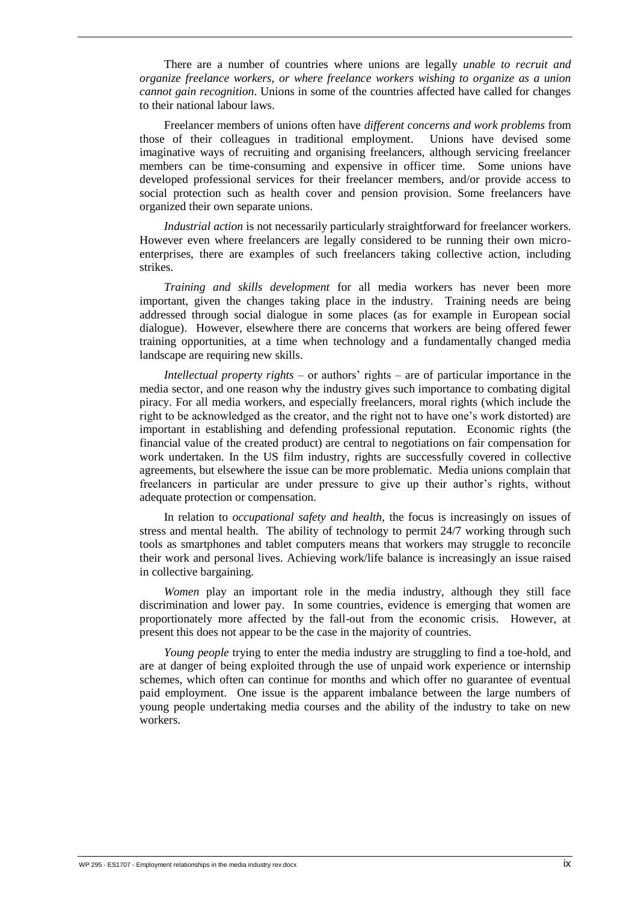There are a number of countries where unions are legally *unable to recruit and organize freelance workers, or where freelance workers wishing to organize as a union cannot gain recognition*. Unions in some of the countries affected have called for changes to their national labour laws.

Freelancer members of unions often have *different concerns and work problems* from those of their colleagues in traditional employment. Unions have devised some imaginative ways of recruiting and organising freelancers, although servicing freelancer members can be time-consuming and expensive in officer time. Some unions have developed professional services for their freelancer members, and/or provide access to social protection such as health cover and pension provision. Some freelancers have organized their own separate unions.

*Industrial action* is not necessarily particularly straightforward for freelancer workers. However even where freelancers are legally considered to be running their own micro-enterprises, there are examples of such freelancers taking collective action, including strikes.

*Training and skills development* for all media workers has never been more important, given the changes taking place in the industry. Training needs are being addressed through social dialogue in some places (as for example in European social dialogue). However, elsewhere there are concerns that workers are being offered fewer training opportunities, at a time when technology and a fundamentally changed media landscape are requiring new skills.

*Intellectual property rights* – or authors' rights – are of particular importance in the media sector, and one reason why the industry gives such importance to combating digital piracy. For all media workers, and especially freelancers, moral rights (which include the right to be acknowledged as the creator, and the right not to have one's work distorted) are important in establishing and defending professional reputation. Economic rights (the financial value of the created product) are central to negotiations on fair compensation for work undertaken. In the US film industry, rights are successfully covered in collective agreements, but elsewhere the issue can be more problematic. Media unions complain that freelancers in particular are under pressure to give up their author's rights, without adequate protection or compensation.

In relation to *occupational safety and health*, the focus is increasingly on issues of stress and mental health. The ability of technology to permit 24/7 working through such tools as smartphones and tablet computers means that workers may struggle to reconcile their work and personal lives. Achieving work/life balance is increasingly an issue raised in collective bargaining.

*Women* play an important role in the media industry, although they still face discrimination and lower pay. In some countries, evidence is emerging that women are proportionately more affected by the fall-out from the economic crisis. However, at present this does not appear to be the case in the majority of countries.

*Young people* trying to enter the media industry are struggling to find a toe-hold, and are at danger of being exploited through the use of unpaid work experience or internship schemes, which often can continue for months and which offer no guarantee of eventual paid employment. One issue is the apparent imbalance between the large numbers of young people undertaking media courses and the ability of the industry to take on new workers.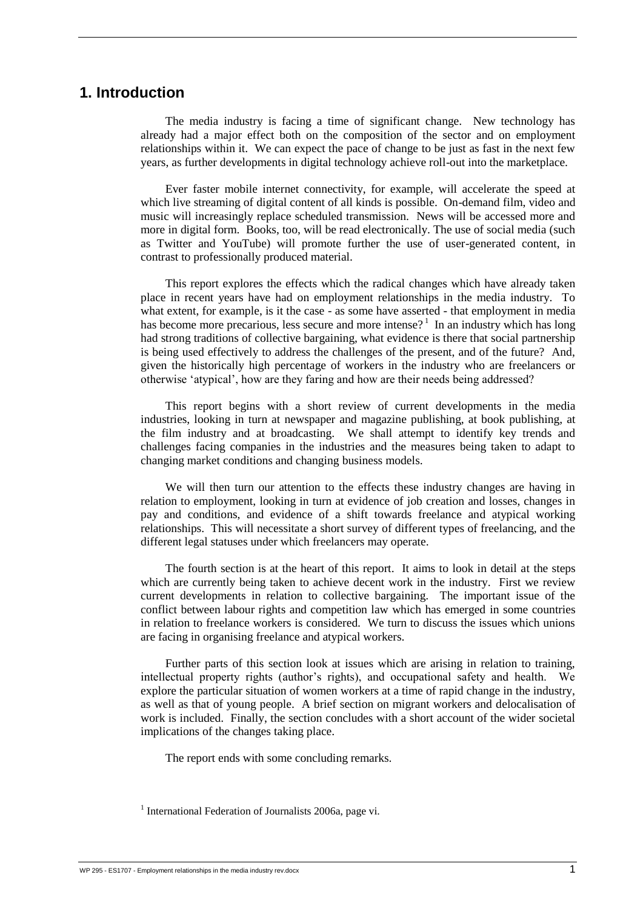## 1. Introduction

The media industry is facing a time of significant change. New technology has already had a major effect both on the composition of the sector and on employment relationships within it. We can expect the pace of change to be just as fast in the next few years, as further developments in digital technology achieve roll-out into the marketplace.

Ever faster mobile internet connectivity, for example, will accelerate the speed at which live streaming of digital content of all kinds is possible. On-demand film, video and music will increasingly replace scheduled transmission. News will be accessed more and more in digital form. Books, too, will be read electronically. The use of social media (such as Twitter and YouTube) will promote further the use of user-generated content, in contrast to professionally produced material.

This report explores the effects which the radical changes which have already taken place in recent years have had on employment relationships in the media industry. To what extent, for example, is it the case - as some have asserted - that employment in media has become more precarious, less secure and more intense?[1] In an industry which has long had strong traditions of collective bargaining, what evidence is there that social partnership is being used effectively to address the challenges of the present, and of the future? And, given the historically high percentage of workers in the industry who are freelancers or otherwise 'atypical', how are they faring and how are their needs being addressed?

This report begins with a short review of current developments in the media industries, looking in turn at newspaper and magazine publishing, at book publishing, at the film industry and at broadcasting. We shall attempt to identify key trends and challenges facing companies in the industries and the measures being taken to adapt to changing market conditions and changing business models.

We will then turn our attention to the effects these industry changes are having in relation to employment, looking in turn at evidence of job creation and losses, changes in pay and conditions, and evidence of a shift towards freelance and atypical working relationships. This will necessitate a short survey of different types of freelancing, and the different legal statuses under which freelancers may operate.

The fourth section is at the heart of this report. It aims to look in detail at the steps which are currently being taken to achieve decent work in the industry. First we review current developments in relation to collective bargaining. The important issue of the conflict between labour rights and competition law which has emerged in some countries in relation to freelance workers is considered. We turn to discuss the issues which unions are facing in organising freelance and atypical workers.

Further parts of this section look at issues which are arising in relation to training, intellectual property rights (author's rights), and occupational safety and health. We explore the particular situation of women workers at a time of rapid change in the industry, as well as that of young people. A brief section on migrant workers and delocalisation of work is included. Finally, the section concludes with a short account of the wider societal implications of the changes taking place.

The report ends with some concluding remarks.

[1] International Federation of Journalists 2006a, page vi.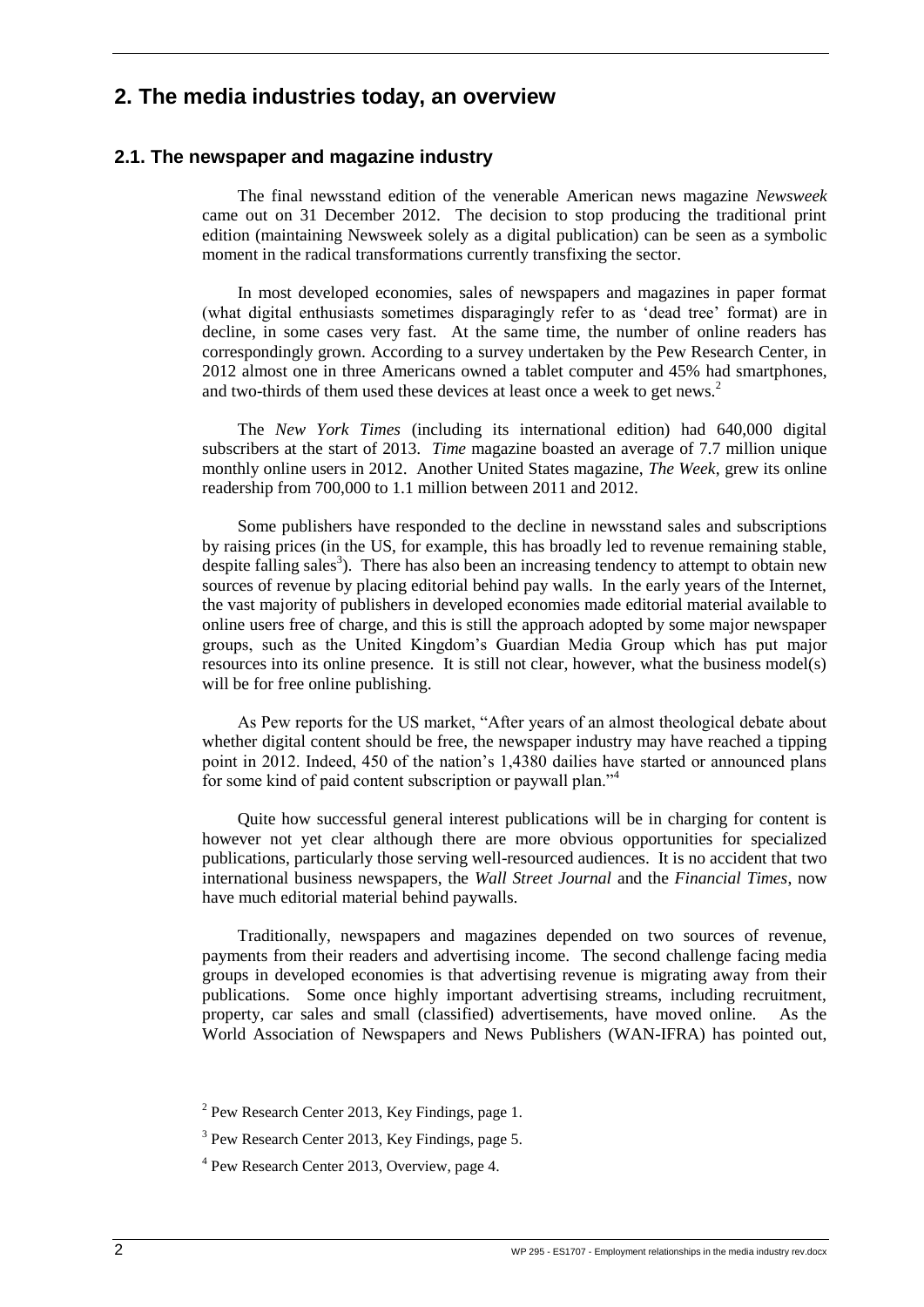# 2. The media industries today, an overview

## 2.1. The newspaper and magazine industry

The final newsstand edition of the venerable American news magazine *Newsweek* came out on 31 December 2012. The decision to stop producing the traditional print edition (maintaining Newsweek solely as a digital publication) can be seen as a symbolic moment in the radical transformations currently transfixing the sector.

In most developed economies, sales of newspapers and magazines in paper format (what digital enthusiasts sometimes disparagingly refer to as 'dead tree' format) are in decline, in some cases very fast. At the same time, the number of online readers has correspondingly grown. According to a survey undertaken by the Pew Research Center, in 2012 almost one in three Americans owned a tablet computer and 45% had smartphones, and two-thirds of them used these devices at least once a week to get news.[2]

The *New York Times* (including its international edition) had 640,000 digital subscribers at the start of 2013. *Time* magazine boasted an average of 7.7 million unique monthly online users in 2012. Another United States magazine, *The Week*, grew its online readership from 700,000 to 1.1 million between 2011 and 2012.

Some publishers have responded to the decline in newsstand sales and subscriptions by raising prices (in the US, for example, this has broadly led to revenue remaining stable, despite falling sales[3]). There has also been an increasing tendency to attempt to obtain new sources of revenue by placing editorial behind pay walls. In the early years of the Internet, the vast majority of publishers in developed economies made editorial material available to online users free of charge, and this is still the approach adopted by some major newspaper groups, such as the United Kingdom's Guardian Media Group which has put major resources into its online presence. It is still not clear, however, what the business model(s) will be for free online publishing.

As Pew reports for the US market, "After years of an almost theological debate about whether digital content should be free, the newspaper industry may have reached a tipping point in 2012. Indeed, 450 of the nation's 1,4380 dailies have started or announced plans for some kind of paid content subscription or paywall plan."[4]

Quite how successful general interest publications will be in charging for content is however not yet clear although there are more obvious opportunities for specialized publications, particularly those serving well-resourced audiences. It is no accident that two international business newspapers, the *Wall Street Journal* and the *Financial Times*, now have much editorial material behind paywalls.

Traditionally, newspapers and magazines depended on two sources of revenue, payments from their readers and advertising income. The second challenge facing media groups in developed economies is that advertising revenue is migrating away from their publications. Some once highly important advertising streams, including recruitment, property, car sales and small (classified) advertisements, have moved online. As the World Association of Newspapers and News Publishers (WAN-IFRA) has pointed out,

---

[2] Pew Research Center 2013, Key Findings, page 1.

[3] Pew Research Center 2013, Key Findings, page 5.

[4] Pew Research Center 2013, Overview, page 4.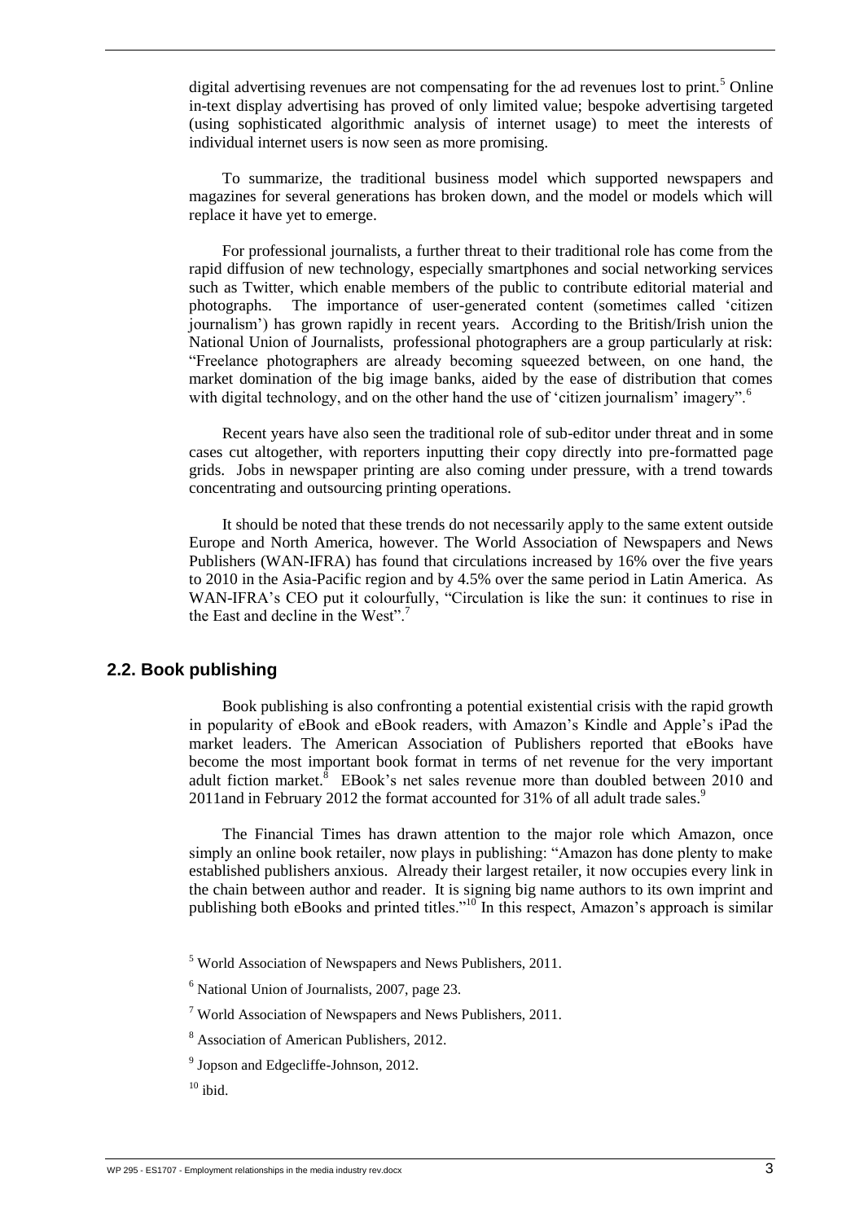digital advertising revenues are not compensating for the ad revenues lost to print.[5] Online in-text display advertising has proved of only limited value; bespoke advertising targeted (using sophisticated algorithmic analysis of internet usage) to meet the interests of individual internet users is now seen as more promising.

To summarize, the traditional business model which supported newspapers and magazines for several generations has broken down, and the model or models which will replace it have yet to emerge.

For professional journalists, a further threat to their traditional role has come from the rapid diffusion of new technology, especially smartphones and social networking services such as Twitter, which enable members of the public to contribute editorial material and photographs. The importance of user-generated content (sometimes called 'citizen journalism') has grown rapidly in recent years. According to the British/Irish union the National Union of Journalists, professional photographers are a group particularly at risk: "Freelance photographers are already becoming squeezed between, on one hand, the market domination of the big image banks, aided by the ease of distribution that comes with digital technology, and on the other hand the use of 'citizen journalism' imagery".[6]

Recent years have also seen the traditional role of sub-editor under threat and in some cases cut altogether, with reporters inputting their copy directly into pre-formatted page grids. Jobs in newspaper printing are also coming under pressure, with a trend towards concentrating and outsourcing printing operations.

It should be noted that these trends do not necessarily apply to the same extent outside Europe and North America, however. The World Association of Newspapers and News Publishers (WAN-IFRA) has found that circulations increased by 16% over the five years to 2010 in the Asia-Pacific region and by 4.5% over the same period in Latin America. As WAN-IFRA's CEO put it colourfully, "Circulation is like the sun: it continues to rise in the East and decline in the West".[7]

## 2.2. Book publishing

Book publishing is also confronting a potential existential crisis with the rapid growth in popularity of eBook and eBook readers, with Amazon's Kindle and Apple's iPad the market leaders. The American Association of Publishers reported that eBooks have become the most important book format in terms of net revenue for the very important adult fiction market.[8] EBook's net sales revenue more than doubled between 2010 and 2011and in February 2012 the format accounted for 31% of all adult trade sales.[9]

The Financial Times has drawn attention to the major role which Amazon, once simply an online book retailer, now plays in publishing: "Amazon has done plenty to make established publishers anxious. Already their largest retailer, it now occupies every link in the chain between author and reader. It is signing big name authors to its own imprint and publishing both eBooks and printed titles."[10] In this respect, Amazon's approach is similar

---

[5] World Association of Newspapers and News Publishers, 2011.

[6] National Union of Journalists, 2007, page 23.

[7] World Association of Newspapers and News Publishers, 2011.

[8] Association of American Publishers, 2012.

[9] Jopson and Edgecliffe-Johnson, 2012.

[10] ibid.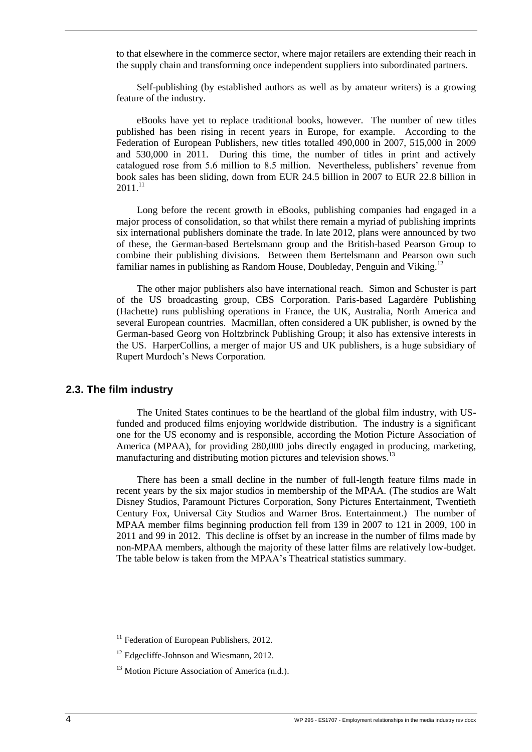to that elsewhere in the commerce sector, where major retailers are extending their reach in the supply chain and transforming once independent suppliers into subordinated partners.

Self-publishing (by established authors as well as by amateur writers) is a growing feature of the industry.

eBooks have yet to replace traditional books, however. The number of new titles published has been rising in recent years in Europe, for example. According to the Federation of European Publishers, new titles totalled 490,000 in 2007, 515,000 in 2009 and 530,000 in 2011. During this time, the number of titles in print and actively catalogued rose from 5.6 million to 8.5 million. Nevertheless, publishers' revenue from book sales has been sliding, down from EUR 24.5 billion in 2007 to EUR 22.8 billion in 2011.[11]

Long before the recent growth in eBooks, publishing companies had engaged in a major process of consolidation, so that whilst there remain a myriad of publishing imprints six international publishers dominate the trade. In late 2012, plans were announced by two of these, the German-based Bertelsmann group and the British-based Pearson Group to combine their publishing divisions. Between them Bertelsmann and Pearson own such familiar names in publishing as Random House, Doubleday, Penguin and Viking.[12]

The other major publishers also have international reach. Simon and Schuster is part of the US broadcasting group, CBS Corporation. Paris-based Lagardère Publishing (Hachette) runs publishing operations in France, the UK, Australia, North America and several European countries. Macmillan, often considered a UK publisher, is owned by the German-based Georg von Holtzbrinck Publishing Group; it also has extensive interests in the US. HarperCollins, a merger of major US and UK publishers, is a huge subsidiary of Rupert Murdoch's News Corporation.

## 2.3. The film industry

The United States continues to be the heartland of the global film industry, with US-funded and produced films enjoying worldwide distribution. The industry is a significant one for the US economy and is responsible, according the Motion Picture Association of America (MPAA), for providing 280,000 jobs directly engaged in producing, marketing, manufacturing and distributing motion pictures and television shows.[13]

There has been a small decline in the number of full-length feature films made in recent years by the six major studios in membership of the MPAA. (The studios are Walt Disney Studios, Paramount Pictures Corporation, Sony Pictures Entertainment, Twentieth Century Fox, Universal City Studios and Warner Bros. Entertainment.) The number of MPAA member films beginning production fell from 139 in 2007 to 121 in 2009, 100 in 2011 and 99 in 2012. This decline is offset by an increase in the number of films made by non-MPAA members, although the majority of these latter films are relatively low-budget. The table below is taken from the MPAA's Theatrical statistics summary.

---

[11] Federation of European Publishers, 2012.

[12] Edgecliffe-Johnson and Wiesmann, 2012.

[13] Motion Picture Association of America (n.d.).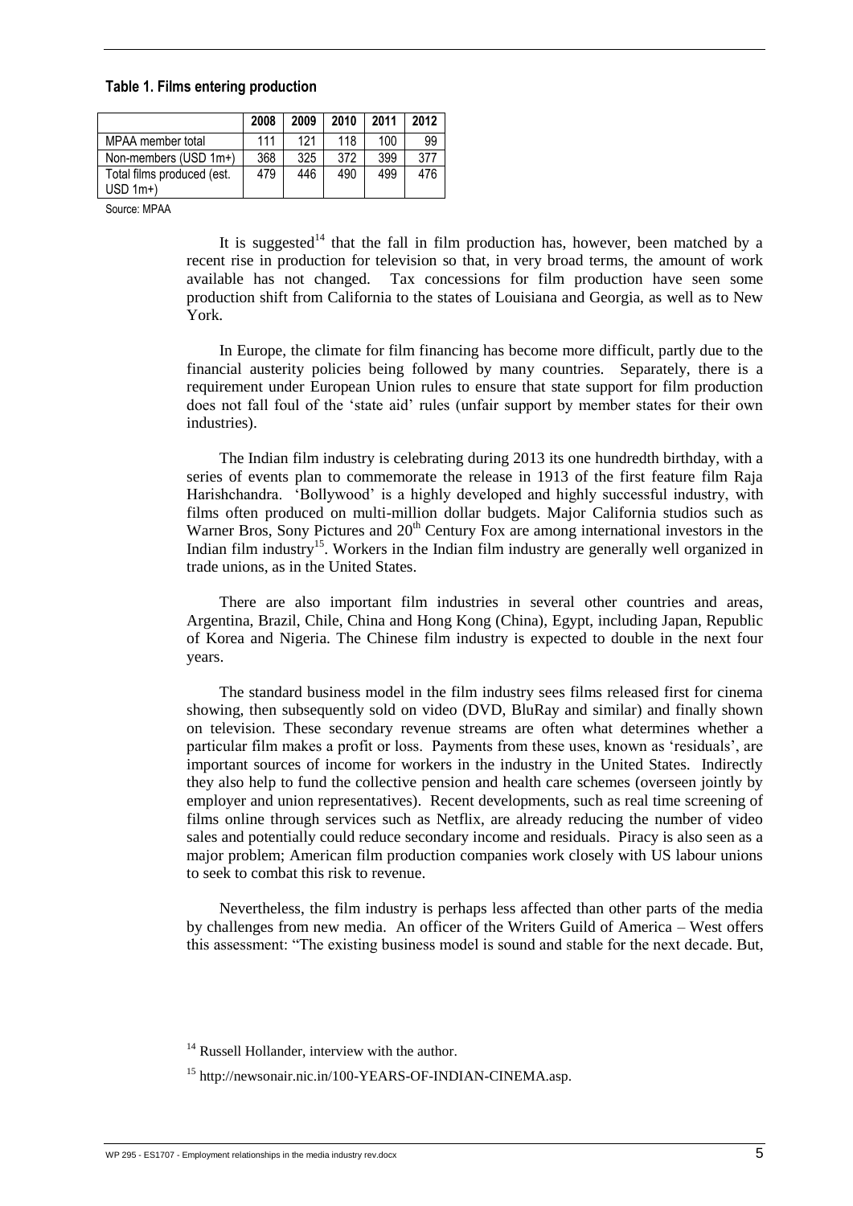**Table 1. Films entering production**

| | 2008 | 2009 | 2010 | 2011 | 2012 |
|---|---|---|---|---|---|
| MPAA member total | 111 | 121 | 118 | 100 | 99 |
| Non-members (USD 1m+) | 368 | 325 | 372 | 399 | 377 |
| Total films produced (est. USD 1m+) | 479 | 446 | 490 | 499 | 476 |

Source: MPAA

It is suggested[14] that the fall in film production has, however, been matched by a recent rise in production for television so that, in very broad terms, the amount of work available has not changed. Tax concessions for film production have seen some production shift from California to the states of Louisiana and Georgia, as well as to New York.

In Europe, the climate for film financing has become more difficult, partly due to the financial austerity policies being followed by many countries. Separately, there is a requirement under European Union rules to ensure that state support for film production does not fall foul of the 'state aid' rules (unfair support by member states for their own industries).

The Indian film industry is celebrating during 2013 its one hundredth birthday, with a series of events plan to commemorate the release in 1913 of the first feature film Raja Harishchandra. 'Bollywood' is a highly developed and highly successful industry, with films often produced on multi-million dollar budgets. Major California studios such as Warner Bros, Sony Pictures and 20th Century Fox are among international investors in the Indian film industry[15]. Workers in the Indian film industry are generally well organized in trade unions, as in the United States.

There are also important film industries in several other countries and areas, Argentina, Brazil, Chile, China and Hong Kong (China), Egypt, including Japan, Republic of Korea and Nigeria. The Chinese film industry is expected to double in the next four years.

The standard business model in the film industry sees films released first for cinema showing, then subsequently sold on video (DVD, BluRay and similar) and finally shown on television. These secondary revenue streams are often what determines whether a particular film makes a profit or loss. Payments from these uses, known as 'residuals', are important sources of income for workers in the industry in the United States. Indirectly they also help to fund the collective pension and health care schemes (overseen jointly by employer and union representatives). Recent developments, such as real time screening of films online through services such as Netflix, are already reducing the number of video sales and potentially could reduce secondary income and residuals. Piracy is also seen as a major problem; American film production companies work closely with US labour unions to seek to combat this risk to revenue.

Nevertheless, the film industry is perhaps less affected than other parts of the media by challenges from new media. An officer of the Writers Guild of America – West offers this assessment: "The existing business model is sound and stable for the next decade. But,

[14] Russell Hollander, interview with the author.

[15] http://newsonair.nic.in/100-YEARS-OF-INDIAN-CINEMA.asp.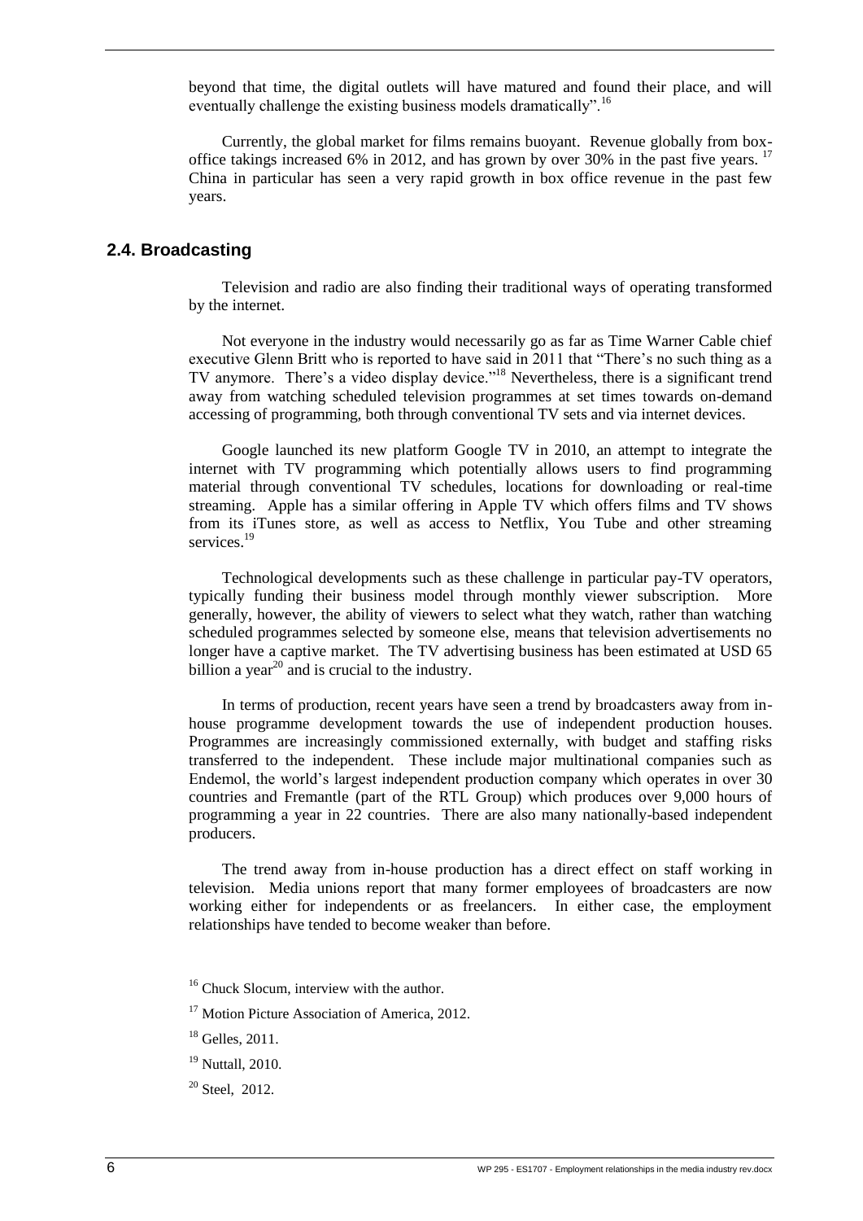beyond that time, the digital outlets will have matured and found their place, and will eventually challenge the existing business models dramatically".[16]

Currently, the global market for films remains buoyant. Revenue globally from box-office takings increased 6% in 2012, and has grown by over 30% in the past five years.[17] China in particular has seen a very rapid growth in box office revenue in the past few years.

## 2.4. Broadcasting

Television and radio are also finding their traditional ways of operating transformed by the internet.

Not everyone in the industry would necessarily go as far as Time Warner Cable chief executive Glenn Britt who is reported to have said in 2011 that "There's no such thing as a TV anymore. There's a video display device."[18] Nevertheless, there is a significant trend away from watching scheduled television programmes at set times towards on-demand accessing of programming, both through conventional TV sets and via internet devices.

Google launched its new platform Google TV in 2010, an attempt to integrate the internet with TV programming which potentially allows users to find programming material through conventional TV schedules, locations for downloading or real-time streaming. Apple has a similar offering in Apple TV which offers films and TV shows from its iTunes store, as well as access to Netflix, You Tube and other streaming services.[19]

Technological developments such as these challenge in particular pay-TV operators, typically funding their business model through monthly viewer subscription. More generally, however, the ability of viewers to select what they watch, rather than watching scheduled programmes selected by someone else, means that television advertisements no longer have a captive market. The TV advertising business has been estimated at USD 65 billion a year[20] and is crucial to the industry.

In terms of production, recent years have seen a trend by broadcasters away from in-house programme development towards the use of independent production houses. Programmes are increasingly commissioned externally, with budget and staffing risks transferred to the independent. These include major multinational companies such as Endemol, the world's largest independent production company which operates in over 30 countries and Fremantle (part of the RTL Group) which produces over 9,000 hours of programming a year in 22 countries. There are also many nationally-based independent producers.

The trend away from in-house production has a direct effect on staff working in television. Media unions report that many former employees of broadcasters are now working either for independents or as freelancers. In either case, the employment relationships have tended to become weaker than before.

[16] Chuck Slocum, interview with the author.

[17] Motion Picture Association of America, 2012.

[18] Gelles, 2011.

[19] Nuttall, 2010.

[20] Steel, 2012.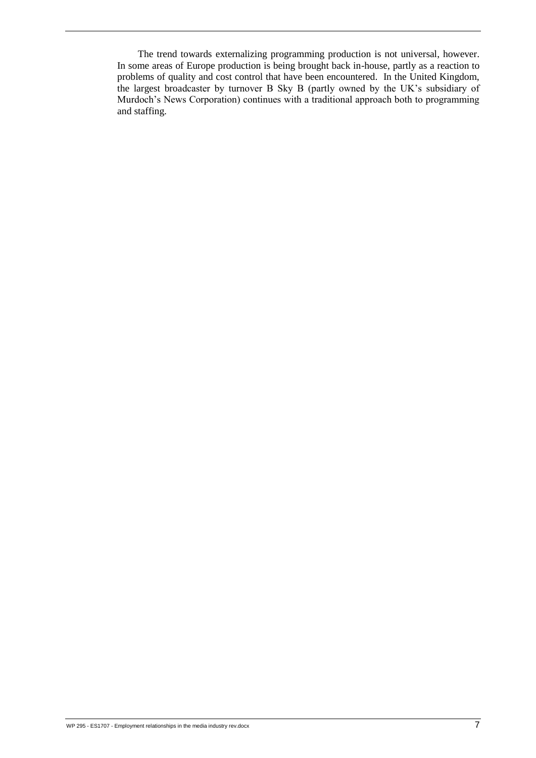The trend towards externalizing programming production is not universal, however. In some areas of Europe production is being brought back in-house, partly as a reaction to problems of quality and cost control that have been encountered. In the United Kingdom, the largest broadcaster by turnover B Sky B (partly owned by the UK's subsidiary of Murdoch's News Corporation) continues with a traditional approach both to programming and staffing.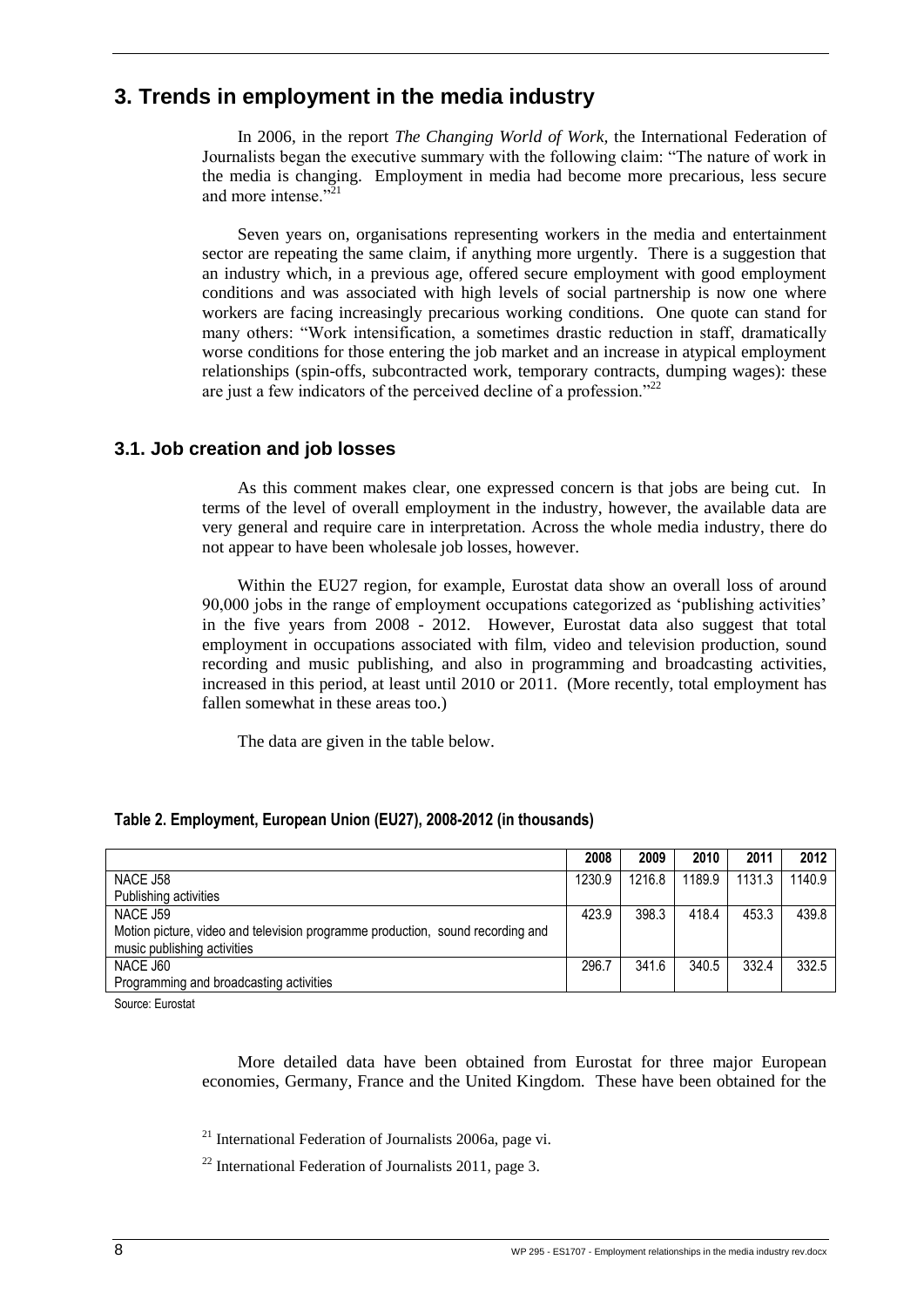## 3. Trends in employment in the media industry

In 2006, in the report *The Changing World of Work*, the International Federation of Journalists began the executive summary with the following claim: "The nature of work in the media is changing. Employment in media had become more precarious, less secure and more intense."[21]

Seven years on, organisations representing workers in the media and entertainment sector are repeating the same claim, if anything more urgently. There is a suggestion that an industry which, in a previous age, offered secure employment with good employment conditions and was associated with high levels of social partnership is now one where workers are facing increasingly precarious working conditions. One quote can stand for many others: "Work intensification, a sometimes drastic reduction in staff, dramatically worse conditions for those entering the job market and an increase in atypical employment relationships (spin-offs, subcontracted work, temporary contracts, dumping wages): these are just a few indicators of the perceived decline of a profession."[22]

### 3.1. Job creation and job losses

As this comment makes clear, one expressed concern is that jobs are being cut. In terms of the level of overall employment in the industry, however, the available data are very general and require care in interpretation. Across the whole media industry, there do not appear to have been wholesale job losses, however.

Within the EU27 region, for example, Eurostat data show an overall loss of around 90,000 jobs in the range of employment occupations categorized as 'publishing activities' in the five years from 2008 - 2012. However, Eurostat data also suggest that total employment in occupations associated with film, video and television production, sound recording and music publishing, and also in programming and broadcasting activities, increased in this period, at least until 2010 or 2011. (More recently, total employment has fallen somewhat in these areas too.)

The data are given in the table below.

**Table 2. Employment, European Union (EU27), 2008-2012 (in thousands)**

| | 2008 | 2009 | 2010 | 2011 | 2012 |
|---|---|---|---|---|---|
| NACE J58<br>Publishing activities | 1230.9 | 1216.8 | 1189.9 | 1131.3 | 1140.9 |
| NACE J59<br>Motion picture, video and television programme production, sound recording and music publishing activities | 423.9 | 398.3 | 418.4 | 453.3 | 439.8 |
| NACE J60<br>Programming and broadcasting activities | 296.7 | 341.6 | 340.5 | 332.4 | 332.5 |

Source: Eurostat

More detailed data have been obtained from Eurostat for three major European economies, Germany, France and the United Kingdom. These have been obtained for the

[21] International Federation of Journalists 2006a, page vi.

[22] International Federation of Journalists 2011, page 3.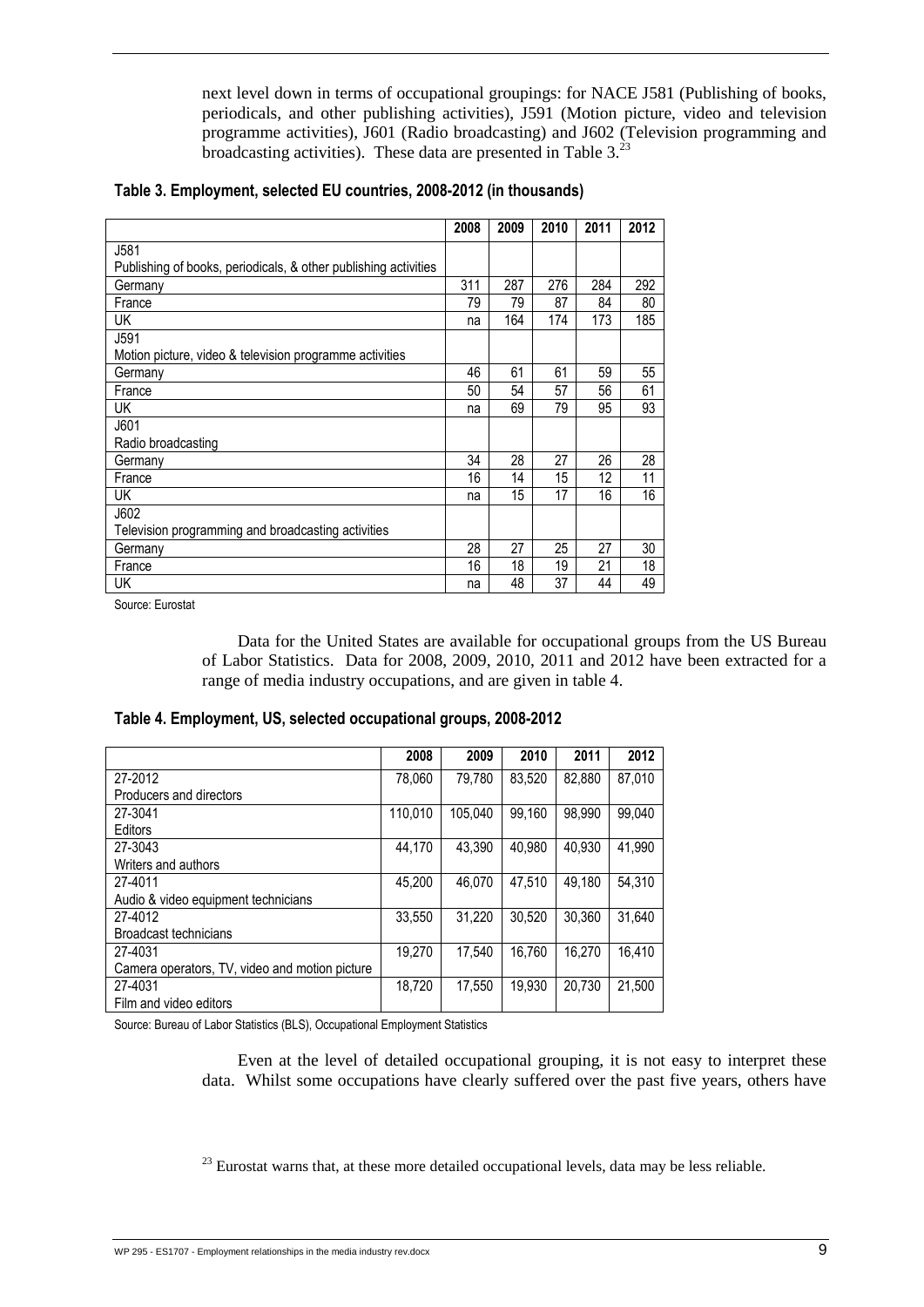next level down in terms of occupational groupings: for NACE J581 (Publishing of books, periodicals, and other publishing activities), J591 (Motion picture, video and television programme activities), J601 (Radio broadcasting) and J602 (Television programming and broadcasting activities). These data are presented in Table 3.[23]

**Table 3. Employment, selected EU countries, 2008-2012 (in thousands)**

| | 2008 | 2009 | 2010 | 2011 | 2012 |
|---|---|---|---|---|---|
| J581<br>Publishing of books, periodicals, & other publishing activities | | | | | |
| Germany | 311 | 287 | 276 | 284 | 292 |
| France | 79 | 79 | 87 | 84 | 80 |
| UK | na | 164 | 174 | 173 | 185 |
| J591<br>Motion picture, video & television programme activities | | | | | |
| Germany | 46 | 61 | 61 | 59 | 55 |
| France | 50 | 54 | 57 | 56 | 61 |
| UK | na | 69 | 79 | 95 | 93 |
| J601<br>Radio broadcasting | | | | | |
| Germany | 34 | 28 | 27 | 26 | 28 |
| France | 16 | 14 | 15 | 12 | 11 |
| UK | na | 15 | 17 | 16 | 16 |
| J602<br>Television programming and broadcasting activities | | | | | |
| Germany | 28 | 27 | 25 | 27 | 30 |
| France | 16 | 18 | 19 | 21 | 18 |
| UK | na | 48 | 37 | 44 | 49 |

Source: Eurostat

Data for the United States are available for occupational groups from the US Bureau of Labor Statistics. Data for 2008, 2009, 2010, 2011 and 2012 have been extracted for a range of media industry occupations, and are given in table 4.

**Table 4. Employment, US, selected occupational groups, 2008-2012**

| | 2008 | 2009 | 2010 | 2011 | 2012 |
|---|---|---|---|---|---|
| 27-2012<br>Producers and directors | 78,060 | 79,780 | 83,520 | 82,880 | 87,010 |
| 27-3041<br>Editors | 110,010 | 105,040 | 99,160 | 98,990 | 99,040 |
| 27-3043<br>Writers and authors | 44,170 | 43,390 | 40,980 | 40,930 | 41,990 |
| 27-4011<br>Audio & video equipment technicians | 45,200 | 46,070 | 47,510 | 49,180 | 54,310 |
| 27-4012<br>Broadcast technicians | 33,550 | 31,220 | 30,520 | 30,360 | 31,640 |
| 27-4031<br>Camera operators, TV, video and motion picture | 19,270 | 17,540 | 16,760 | 16,270 | 16,410 |
| 27-4031<br>Film and video editors | 18,720 | 17,550 | 19,930 | 20,730 | 21,500 |

Source: Bureau of Labor Statistics (BLS), Occupational Employment Statistics

Even at the level of detailed occupational grouping, it is not easy to interpret these data. Whilst some occupations have clearly suffered over the past five years, others have

[23] Eurostat warns that, at these more detailed occupational levels, data may be less reliable.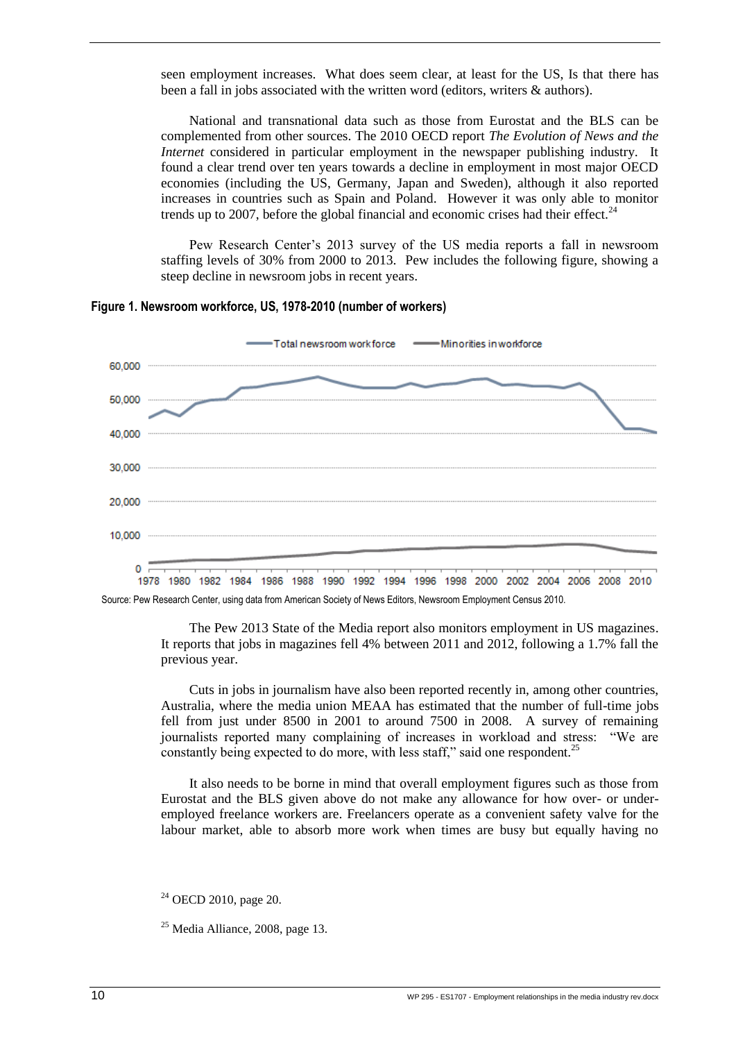seen employment increases. What does seem clear, at least for the US, Is that there has been a fall in jobs associated with the written word (editors, writers & authors).

National and transnational data such as those from Eurostat and the BLS can be complemented from other sources. The 2010 OECD report *The Evolution of News and the Internet* considered in particular employment in the newspaper publishing industry. It found a clear trend over ten years towards a decline in employment in most major OECD economies (including the US, Germany, Japan and Sweden), although it also reported increases in countries such as Spain and Poland. However it was only able to monitor trends up to 2007, before the global financial and economic crises had their effect.[24]

Pew Research Center's 2013 survey of the US media reports a fall in newsroom staffing levels of 30% from 2000 to 2013. Pew includes the following figure, showing a steep decline in newsroom jobs in recent years.

**Figure 1. Newsroom workforce, US, 1978-2010 (number of workers)**

Source: Pew Research Center, using data from American Society of News Editors, Newsroom Employment Census 2010.

The Pew 2013 State of the Media report also monitors employment in US magazines. It reports that jobs in magazines fell 4% between 2011 and 2012, following a 1.7% fall the previous year.

Cuts in jobs in journalism have also been reported recently in, among other countries, Australia, where the media union MEAA has estimated that the number of full-time jobs fell from just under 8500 in 2001 to around 7500 in 2008. A survey of remaining journalists reported many complaining of increases in workload and stress: "We are constantly being expected to do more, with less staff," said one respondent.[25]

It also needs to be borne in mind that overall employment figures such as those from Eurostat and the BLS given above do not make any allowance for how over- or under-employed freelance workers are. Freelancers operate as a convenient safety valve for the labour market, able to absorb more work when times are busy but equally having no

[24] OECD 2010, page 20.

[25] Media Alliance, 2008, page 13.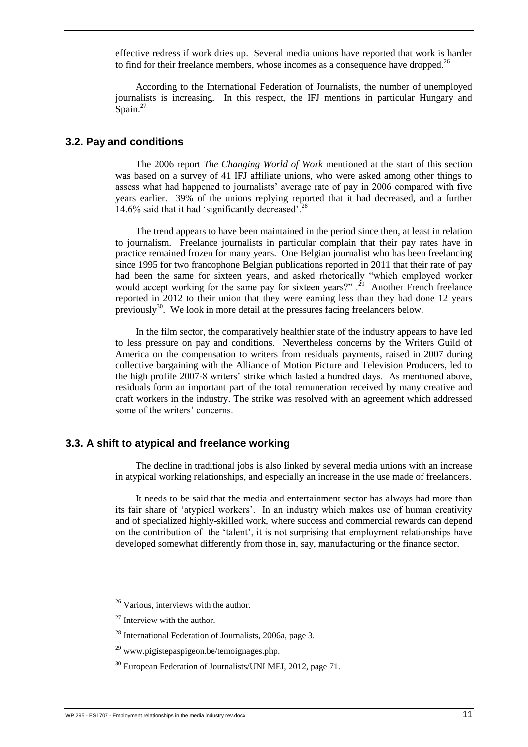effective redress if work dries up. Several media unions have reported that work is harder to find for their freelance members, whose incomes as a consequence have dropped.[26]

According to the International Federation of Journalists, the number of unemployed journalists is increasing. In this respect, the IFJ mentions in particular Hungary and Spain.[27]

### 3.2. Pay and conditions

The 2006 report *The Changing World of Work* mentioned at the start of this section was based on a survey of 41 IFJ affiliate unions, who were asked among other things to assess what had happened to journalists' average rate of pay in 2006 compared with five years earlier. 39% of the unions replying reported that it had decreased, and a further 14.6% said that it had 'significantly decreased'.[28]

The trend appears to have been maintained in the period since then, at least in relation to journalism. Freelance journalists in particular complain that their pay rates have in practice remained frozen for many years. One Belgian journalist who has been freelancing since 1995 for two francophone Belgian publications reported in 2011 that their rate of pay had been the same for sixteen years, and asked rhetorically "which employed worker would accept working for the same pay for sixteen years?" .[29] Another French freelance reported in 2012 to their union that they were earning less than they had done 12 years previously[30]. We look in more detail at the pressures facing freelancers below.

In the film sector, the comparatively healthier state of the industry appears to have led to less pressure on pay and conditions. Nevertheless concerns by the Writers Guild of America on the compensation to writers from residuals payments, raised in 2007 during collective bargaining with the Alliance of Motion Picture and Television Producers, led to the high profile 2007-8 writers' strike which lasted a hundred days. As mentioned above, residuals form an important part of the total remuneration received by many creative and craft workers in the industry. The strike was resolved with an agreement which addressed some of the writers' concerns.

### 3.3. A shift to atypical and freelance working

The decline in traditional jobs is also linked by several media unions with an increase in atypical working relationships, and especially an increase in the use made of freelancers.

It needs to be said that the media and entertainment sector has always had more than its fair share of 'atypical workers'. In an industry which makes use of human creativity and of specialized highly-skilled work, where success and commercial rewards can depend on the contribution of the 'talent', it is not surprising that employment relationships have developed somewhat differently from those in, say, manufacturing or the finance sector.

[26] Various, interviews with the author.

[27] Interview with the author.

[28] International Federation of Journalists, 2006a, page 3.

[29] www.pigistepaspigeon.be/temoignages.php.

[30] European Federation of Journalists/UNI MEI, 2012, page 71.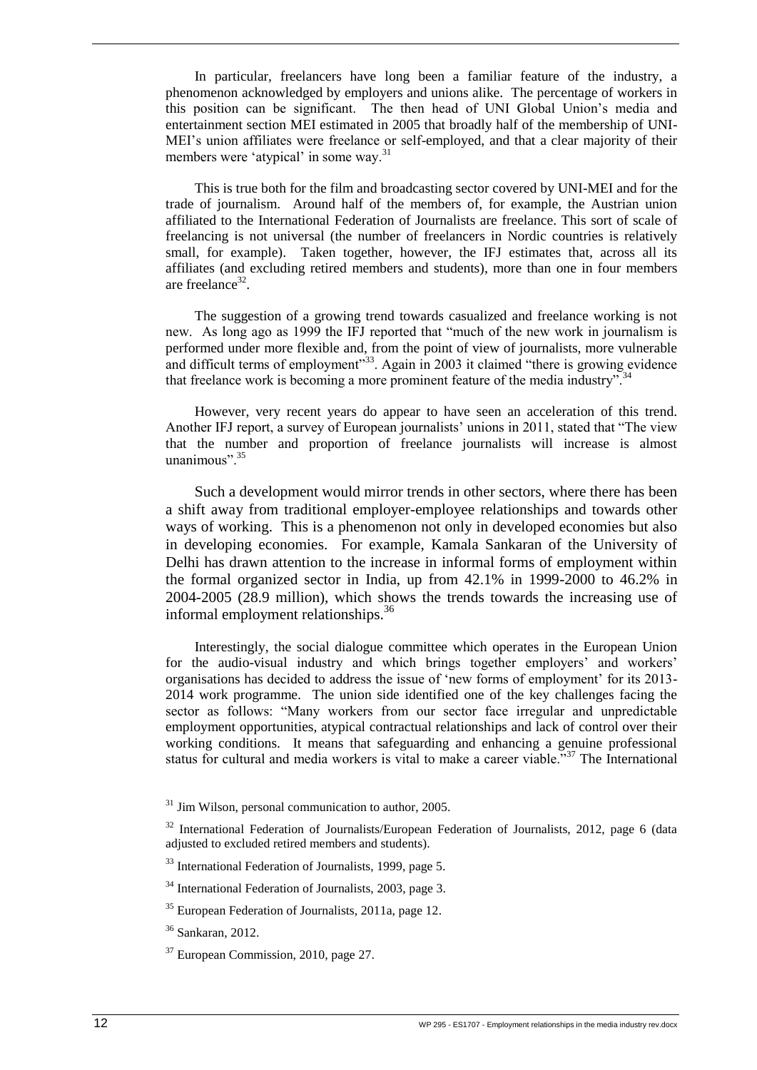In particular, freelancers have long been a familiar feature of the industry, a phenomenon acknowledged by employers and unions alike. The percentage of workers in this position can be significant. The then head of UNI Global Union's media and entertainment section MEI estimated in 2005 that broadly half of the membership of UNI-MEI's union affiliates were freelance or self-employed, and that a clear majority of their members were 'atypical' in some way.[31]

This is true both for the film and broadcasting sector covered by UNI-MEI and for the trade of journalism. Around half of the members of, for example, the Austrian union affiliated to the International Federation of Journalists are freelance. This sort of scale of freelancing is not universal (the number of freelancers in Nordic countries is relatively small, for example). Taken together, however, the IFJ estimates that, across all its affiliates (and excluding retired members and students), more than one in four members are freelance[32].

The suggestion of a growing trend towards casualized and freelance working is not new. As long ago as 1999 the IFJ reported that "much of the new work in journalism is performed under more flexible and, from the point of view of journalists, more vulnerable and difficult terms of employment"[33]. Again in 2003 it claimed "there is growing evidence that freelance work is becoming a more prominent feature of the media industry".[34]

However, very recent years do appear to have seen an acceleration of this trend. Another IFJ report, a survey of European journalists' unions in 2011, stated that "The view that the number and proportion of freelance journalists will increase is almost unanimous".[35]

Such a development would mirror trends in other sectors, where there has been a shift away from traditional employer-employee relationships and towards other ways of working. This is a phenomenon not only in developed economies but also in developing economies. For example, Kamala Sankaran of the University of Delhi has drawn attention to the increase in informal forms of employment within the formal organized sector in India, up from 42.1% in 1999-2000 to 46.2% in 2004-2005 (28.9 million), which shows the trends towards the increasing use of informal employment relationships.[36]

Interestingly, the social dialogue committee which operates in the European Union for the audio-visual industry and which brings together employers' and workers' organisations has decided to address the issue of 'new forms of employment' for its 2013-2014 work programme. The union side identified one of the key challenges facing the sector as follows: "Many workers from our sector face irregular and unpredictable employment opportunities, atypical contractual relationships and lack of control over their working conditions. It means that safeguarding and enhancing a genuine professional status for cultural and media workers is vital to make a career viable."[37] The International

[31] Jim Wilson, personal communication to author, 2005.

[32] International Federation of Journalists/European Federation of Journalists, 2012, page 6 (data adjusted to excluded retired members and students).

[33] International Federation of Journalists, 1999, page 5.

[34] International Federation of Journalists, 2003, page 3.

[35] European Federation of Journalists, 2011a, page 12.

[36] Sankaran, 2012.

[37] European Commission, 2010, page 27.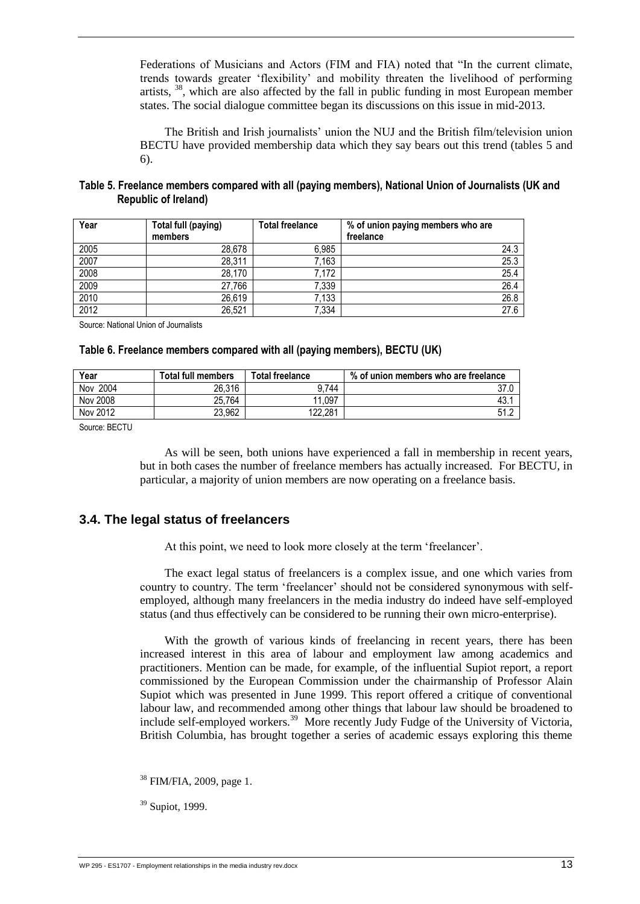Federations of Musicians and Actors (FIM and FIA) noted that "In the current climate, trends towards greater 'flexibility' and mobility threaten the livelihood of performing artists, [38], which are also affected by the fall in public funding in most European member states. The social dialogue committee began its discussions on this issue in mid-2013.

The British and Irish journalists' union the NUJ and the British film/television union BECTU have provided membership data which they say bears out this trend (tables 5 and 6).

**Table 5. Freelance members compared with all (paying members), National Union of Journalists (UK and Republic of Ireland)**

| Year | Total full (paying) members | Total freelance | % of union paying members who are freelance |
|---|---|---|---|
| 2005 | 28,678 | 6,985 | 24.3 |
| 2007 | 28,311 | 7,163 | 25.3 |
| 2008 | 28,170 | 7,172 | 25.4 |
| 2009 | 27,766 | 7,339 | 26.4 |
| 2010 | 26,619 | 7,133 | 26.8 |
| 2012 | 26,521 | 7,334 | 27.6 |

Source: National Union of Journalists

**Table 6. Freelance members compared with all (paying members), BECTU (UK)**

| Year | Total full members | Total freelance | % of union members who are freelance |
|---|---|---|---|
| Nov 2004 | 26,316 | 9,744 | 37.0 |
| Nov 2008 | 25,764 | 11,097 | 43.1 |
| Nov 2012 | 23,962 | 122,281 | 51.2 |

Source: BECTU

As will be seen, both unions have experienced a fall in membership in recent years, but in both cases the number of freelance members has actually increased. For BECTU, in particular, a majority of union members are now operating on a freelance basis.

## 3.4. The legal status of freelancers

At this point, we need to look more closely at the term 'freelancer'.

The exact legal status of freelancers is a complex issue, and one which varies from country to country. The term 'freelancer' should not be considered synonymous with self-employed, although many freelancers in the media industry do indeed have self-employed status (and thus effectively can be considered to be running their own micro-enterprise).

With the growth of various kinds of freelancing in recent years, there has been increased interest in this area of labour and employment law among academics and practitioners. Mention can be made, for example, of the influential Supiot report, a report commissioned by the European Commission under the chairmanship of Professor Alain Supiot which was presented in June 1999. This report offered a critique of conventional labour law, and recommended among other things that labour law should be broadened to include self-employed workers.[39] More recently Judy Fudge of the University of Victoria, British Columbia, has brought together a series of academic essays exploring this theme

[38] FIM/FIA, 2009, page 1.

[39] Supiot, 1999.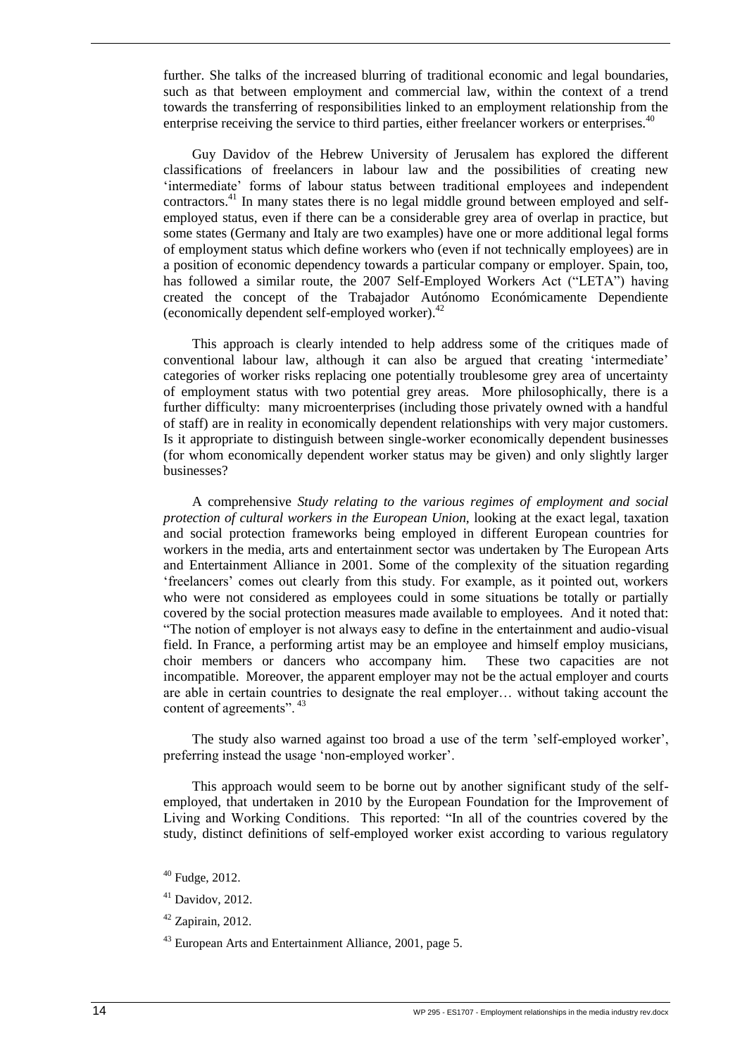further. She talks of the increased blurring of traditional economic and legal boundaries, such as that between employment and commercial law, within the context of a trend towards the transferring of responsibilities linked to an employment relationship from the enterprise receiving the service to third parties, either freelancer workers or enterprises.[40]

Guy Davidov of the Hebrew University of Jerusalem has explored the different classifications of freelancers in labour law and the possibilities of creating new 'intermediate' forms of labour status between traditional employees and independent contractors.[41] In many states there is no legal middle ground between employed and self-employed status, even if there can be a considerable grey area of overlap in practice, but some states (Germany and Italy are two examples) have one or more additional legal forms of employment status which define workers who (even if not technically employees) are in a position of economic dependency towards a particular company or employer. Spain, too, has followed a similar route, the 2007 Self-Employed Workers Act ("LETA") having created the concept of the Trabajador Autónomo Económicamente Dependiente (economically dependent self-employed worker).[42]

This approach is clearly intended to help address some of the critiques made of conventional labour law, although it can also be argued that creating 'intermediate' categories of worker risks replacing one potentially troublesome grey area of uncertainty of employment status with two potential grey areas. More philosophically, there is a further difficulty: many microenterprises (including those privately owned with a handful of staff) are in reality in economically dependent relationships with very major customers. Is it appropriate to distinguish between single-worker economically dependent businesses (for whom economically dependent worker status may be given) and only slightly larger businesses?

A comprehensive *Study relating to the various regimes of employment and social protection of cultural workers in the European Union,* looking at the exact legal, taxation and social protection frameworks being employed in different European countries for workers in the media, arts and entertainment sector was undertaken by The European Arts and Entertainment Alliance in 2001. Some of the complexity of the situation regarding 'freelancers' comes out clearly from this study. For example, as it pointed out, workers who were not considered as employees could in some situations be totally or partially covered by the social protection measures made available to employees. And it noted that: "The notion of employer is not always easy to define in the entertainment and audio-visual field. In France, a performing artist may be an employee and himself employ musicians, choir members or dancers who accompany him. These two capacities are not incompatible. Moreover, the apparent employer may not be the actual employer and courts are able in certain countries to designate the real employer… without taking account the content of agreements".[43]

The study also warned against too broad a use of the term 'self-employed worker', preferring instead the usage 'non-employed worker'.

This approach would seem to be borne out by another significant study of the self-employed, that undertaken in 2010 by the European Foundation for the Improvement of Living and Working Conditions. This reported: "In all of the countries covered by the study, distinct definitions of self-employed worker exist according to various regulatory

[40] Fudge, 2012.

[41] Davidov, 2012.

[42] Zapirain, 2012.

[43] European Arts and Entertainment Alliance, 2001, page 5.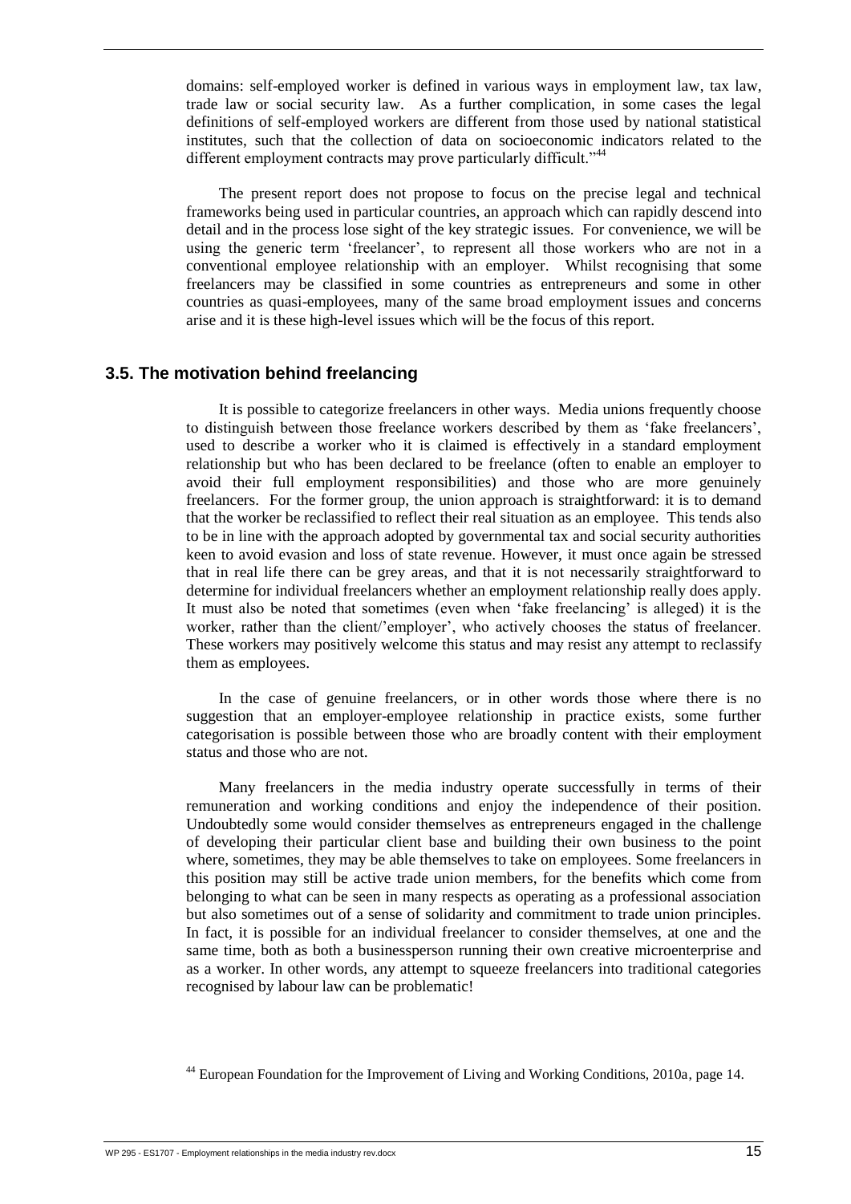domains: self-employed worker is defined in various ways in employment law, tax law, trade law or social security law. As a further complication, in some cases the legal definitions of self-employed workers are different from those used by national statistical institutes, such that the collection of data on socioeconomic indicators related to the different employment contracts may prove particularly difficult."[44]

The present report does not propose to focus on the precise legal and technical frameworks being used in particular countries, an approach which can rapidly descend into detail and in the process lose sight of the key strategic issues. For convenience, we will be using the generic term 'freelancer', to represent all those workers who are not in a conventional employee relationship with an employer. Whilst recognising that some freelancers may be classified in some countries as entrepreneurs and some in other countries as quasi-employees, many of the same broad employment issues and concerns arise and it is these high-level issues which will be the focus of this report.

## 3.5. The motivation behind freelancing

It is possible to categorize freelancers in other ways. Media unions frequently choose to distinguish between those freelance workers described by them as 'fake freelancers', used to describe a worker who it is claimed is effectively in a standard employment relationship but who has been declared to be freelance (often to enable an employer to avoid their full employment responsibilities) and those who are more genuinely freelancers. For the former group, the union approach is straightforward: it is to demand that the worker be reclassified to reflect their real situation as an employee. This tends also to be in line with the approach adopted by governmental tax and social security authorities keen to avoid evasion and loss of state revenue. However, it must once again be stressed that in real life there can be grey areas, and that it is not necessarily straightforward to determine for individual freelancers whether an employment relationship really does apply. It must also be noted that sometimes (even when 'fake freelancing' is alleged) it is the worker, rather than the client/'employer', who actively chooses the status of freelancer. These workers may positively welcome this status and may resist any attempt to reclassify them as employees.

In the case of genuine freelancers, or in other words those where there is no suggestion that an employer-employee relationship in practice exists, some further categorisation is possible between those who are broadly content with their employment status and those who are not.

Many freelancers in the media industry operate successfully in terms of their remuneration and working conditions and enjoy the independence of their position. Undoubtedly some would consider themselves as entrepreneurs engaged in the challenge of developing their particular client base and building their own business to the point where, sometimes, they may be able themselves to take on employees. Some freelancers in this position may still be active trade union members, for the benefits which come from belonging to what can be seen in many respects as operating as a professional association but also sometimes out of a sense of solidarity and commitment to trade union principles. In fact, it is possible for an individual freelancer to consider themselves, at one and the same time, both as both a businessperson running their own creative microenterprise and as a worker. In other words, any attempt to squeeze freelancers into traditional categories recognised by labour law can be problematic!

[44] European Foundation for the Improvement of Living and Working Conditions, 2010a, page 14.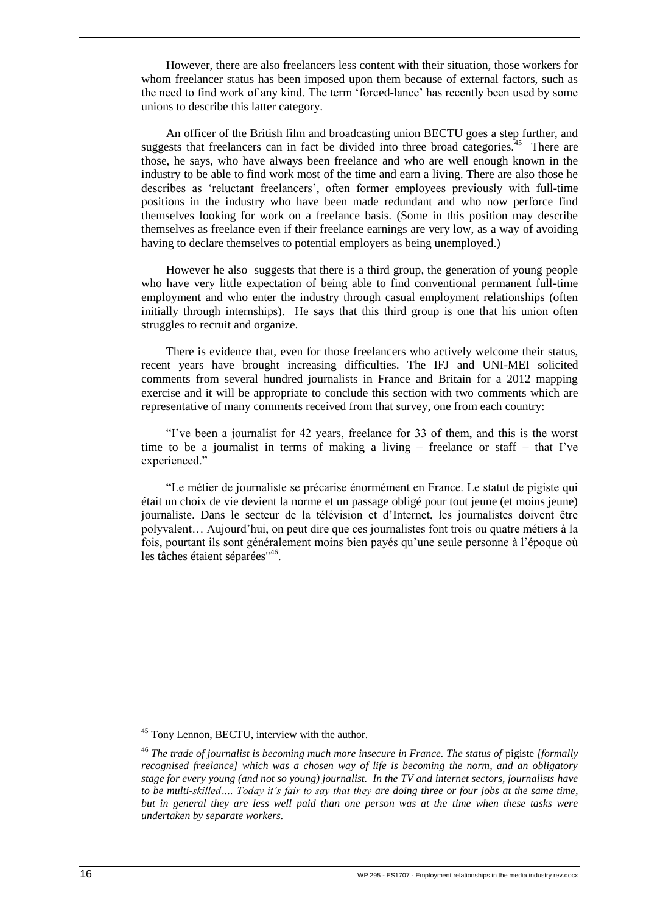However, there are also freelancers less content with their situation, those workers for whom freelancer status has been imposed upon them because of external factors, such as the need to find work of any kind. The term 'forced-lance' has recently been used by some unions to describe this latter category.

An officer of the British film and broadcasting union BECTU goes a step further, and suggests that freelancers can in fact be divided into three broad categories.[45] There are those, he says, who have always been freelance and who are well enough known in the industry to be able to find work most of the time and earn a living. There are also those he describes as 'reluctant freelancers', often former employees previously with full-time positions in the industry who have been made redundant and who now perforce find themselves looking for work on a freelance basis. (Some in this position may describe themselves as freelance even if their freelance earnings are very low, as a way of avoiding having to declare themselves to potential employers as being unemployed.)

However he also suggests that there is a third group, the generation of young people who have very little expectation of being able to find conventional permanent full-time employment and who enter the industry through casual employment relationships (often initially through internships). He says that this third group is one that his union often struggles to recruit and organize.

There is evidence that, even for those freelancers who actively welcome their status, recent years have brought increasing difficulties. The IFJ and UNI-MEI solicited comments from several hundred journalists in France and Britain for a 2012 mapping exercise and it will be appropriate to conclude this section with two comments which are representative of many comments received from that survey, one from each country:

"I've been a journalist for 42 years, freelance for 33 of them, and this is the worst time to be a journalist in terms of making a living – freelance or staff – that I've experienced."

"Le métier de journaliste se précarise énormément en France. Le statut de pigiste qui était un choix de vie devient la norme et un passage obligé pour tout jeune (et moins jeune) journaliste. Dans le secteur de la télévision et d'Internet, les journalistes doivent être polyvalent… Aujourd'hui, on peut dire que ces journalistes font trois ou quatre métiers à la fois, pourtant ils sont généralement moins bien payés qu'une seule personne à l'époque où les tâches étaient séparées"[46].

---

[45] Tony Lennon, BECTU, interview with the author.

[46] *The trade of journalist is becoming much more insecure in France. The status of* pigiste *[formally recognised freelance] which was a chosen way of life is becoming the norm, and an obligatory stage for every young (and not so young) journalist. In the TV and internet sectors, journalists have to be multi-skilled…. Today it's fair to say that they are doing three or four jobs at the same time, but in general they are less well paid than one person was at the time when these tasks were undertaken by separate workers.*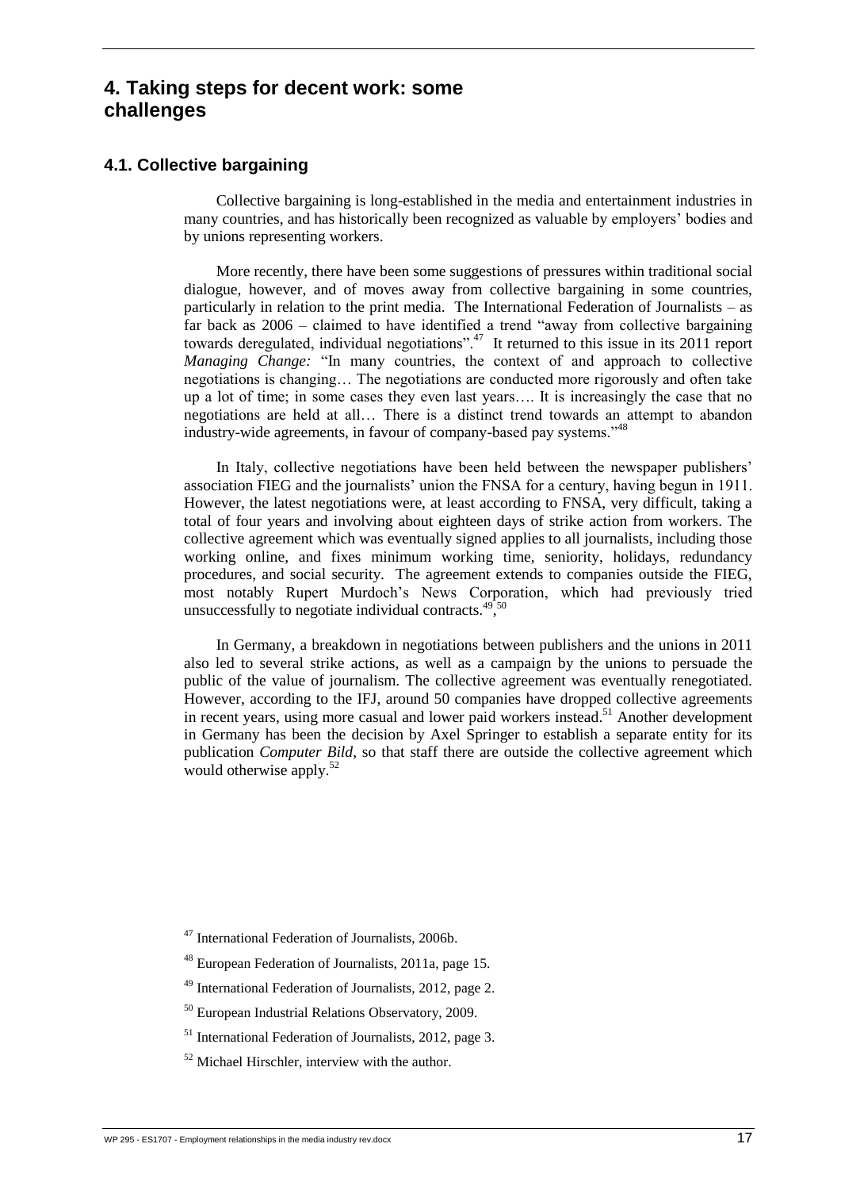# 4. Taking steps for decent work: some challenges

## 4.1. Collective bargaining

Collective bargaining is long-established in the media and entertainment industries in many countries, and has historically been recognized as valuable by employers' bodies and by unions representing workers.

More recently, there have been some suggestions of pressures within traditional social dialogue, however, and of moves away from collective bargaining in some countries, particularly in relation to the print media. The International Federation of Journalists – as far back as 2006 – claimed to have identified a trend "away from collective bargaining towards deregulated, individual negotiations".[47] It returned to this issue in its 2011 report *Managing Change:* "In many countries, the context of and approach to collective negotiations is changing… The negotiations are conducted more rigorously and often take up a lot of time; in some cases they even last years…. It is increasingly the case that no negotiations are held at all… There is a distinct trend towards an attempt to abandon industry-wide agreements, in favour of company-based pay systems."[48]

In Italy, collective negotiations have been held between the newspaper publishers' association FIEG and the journalists' union the FNSA for a century, having begun in 1911. However, the latest negotiations were, at least according to FNSA, very difficult, taking a total of four years and involving about eighteen days of strike action from workers. The collective agreement which was eventually signed applies to all journalists, including those working online, and fixes minimum working time, seniority, holidays, redundancy procedures, and social security. The agreement extends to companies outside the FIEG, most notably Rupert Murdoch's News Corporation, which had previously tried unsuccessfully to negotiate individual contracts.[49],[50]

In Germany, a breakdown in negotiations between publishers and the unions in 2011 also led to several strike actions, as well as a campaign by the unions to persuade the public of the value of journalism. The collective agreement was eventually renegotiated. However, according to the IFJ, around 50 companies have dropped collective agreements in recent years, using more casual and lower paid workers instead.[51] Another development in Germany has been the decision by Axel Springer to establish a separate entity for its publication *Computer Bild*, so that staff there are outside the collective agreement which would otherwise apply.[52]

[47] International Federation of Journalists, 2006b.

[48] European Federation of Journalists, 2011a, page 15.

[49] International Federation of Journalists, 2012, page 2.

[50] European Industrial Relations Observatory, 2009.

[51] International Federation of Journalists, 2012, page 3.

[52] Michael Hirschler, interview with the author.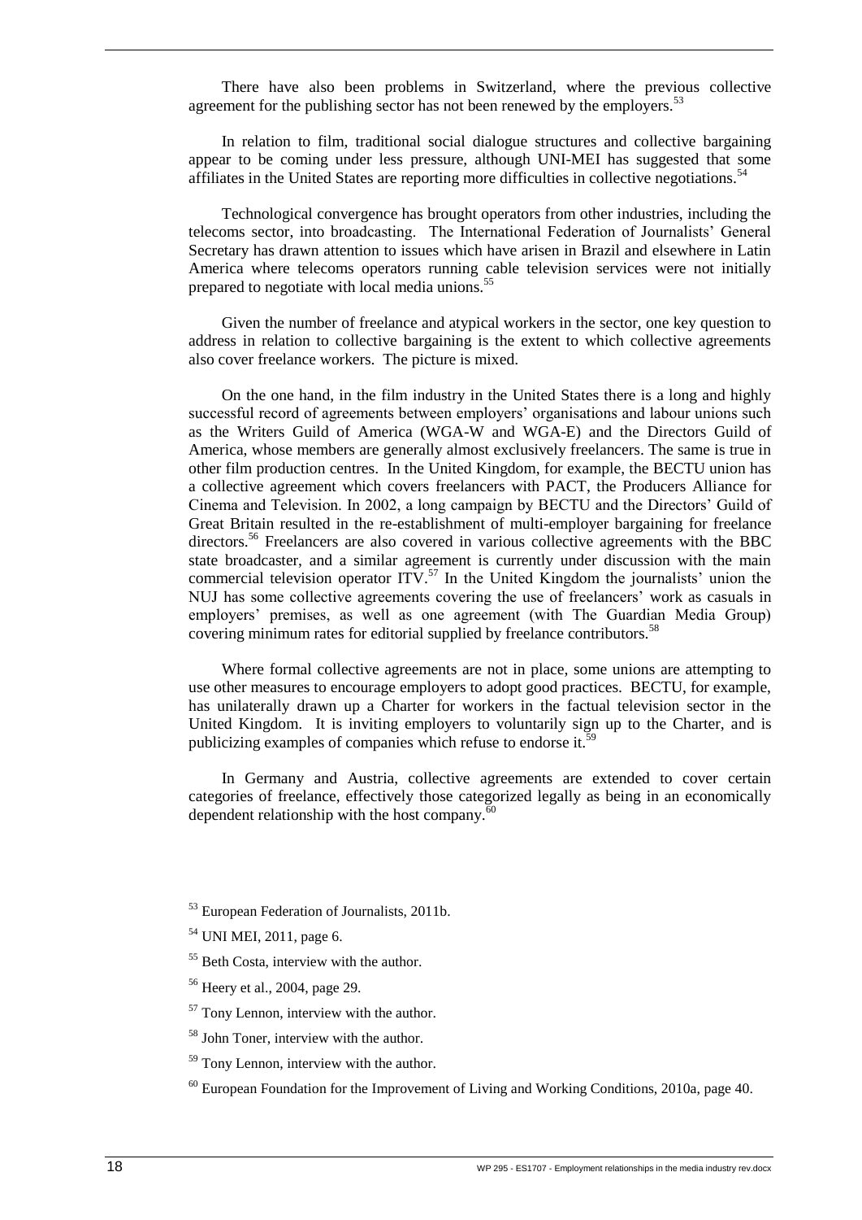There have also been problems in Switzerland, where the previous collective agreement for the publishing sector has not been renewed by the employers.[53]

In relation to film, traditional social dialogue structures and collective bargaining appear to be coming under less pressure, although UNI-MEI has suggested that some affiliates in the United States are reporting more difficulties in collective negotiations.[54]

Technological convergence has brought operators from other industries, including the telecoms sector, into broadcasting. The International Federation of Journalists' General Secretary has drawn attention to issues which have arisen in Brazil and elsewhere in Latin America where telecoms operators running cable television services were not initially prepared to negotiate with local media unions.[55]

Given the number of freelance and atypical workers in the sector, one key question to address in relation to collective bargaining is the extent to which collective agreements also cover freelance workers. The picture is mixed.

On the one hand, in the film industry in the United States there is a long and highly successful record of agreements between employers' organisations and labour unions such as the Writers Guild of America (WGA-W and WGA-E) and the Directors Guild of America, whose members are generally almost exclusively freelancers. The same is true in other film production centres. In the United Kingdom, for example, the BECTU union has a collective agreement which covers freelancers with PACT, the Producers Alliance for Cinema and Television. In 2002, a long campaign by BECTU and the Directors' Guild of Great Britain resulted in the re-establishment of multi-employer bargaining for freelance directors.[56] Freelancers are also covered in various collective agreements with the BBC state broadcaster, and a similar agreement is currently under discussion with the main commercial television operator ITV.[57] In the United Kingdom the journalists' union the NUJ has some collective agreements covering the use of freelancers' work as casuals in employers' premises, as well as one agreement (with The Guardian Media Group) covering minimum rates for editorial supplied by freelance contributors.[58]

Where formal collective agreements are not in place, some unions are attempting to use other measures to encourage employers to adopt good practices. BECTU, for example, has unilaterally drawn up a Charter for workers in the factual television sector in the United Kingdom. It is inviting employers to voluntarily sign up to the Charter, and is publicizing examples of companies which refuse to endorse it.[59]

In Germany and Austria, collective agreements are extended to cover certain categories of freelance, effectively those categorized legally as being in an economically dependent relationship with the host company.[60]

---

[53] European Federation of Journalists, 2011b.

[54] UNI MEI, 2011, page 6.

[55] Beth Costa, interview with the author.

[56] Heery et al., 2004, page 29.

[57] Tony Lennon, interview with the author.

[58] John Toner, interview with the author.

[59] Tony Lennon, interview with the author.

[60] European Foundation for the Improvement of Living and Working Conditions, 2010a, page 40.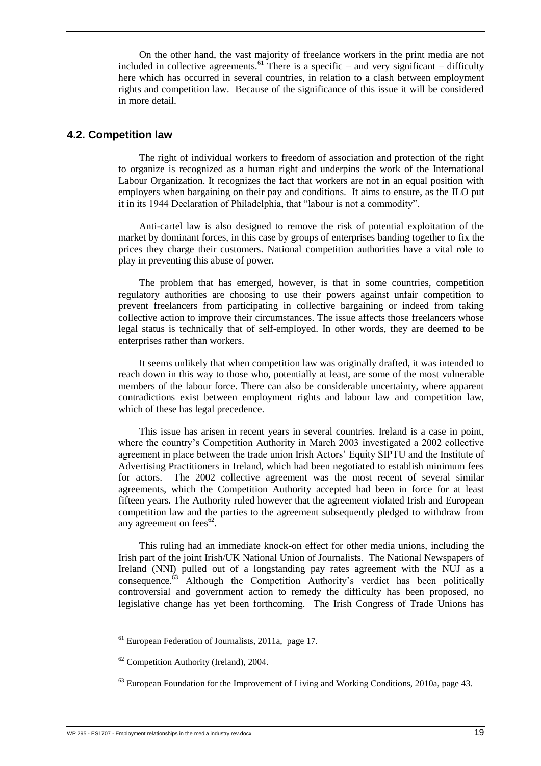On the other hand, the vast majority of freelance workers in the print media are not included in collective agreements.[61] There is a specific – and very significant – difficulty here which has occurred in several countries, in relation to a clash between employment rights and competition law. Because of the significance of this issue it will be considered in more detail.

### 4.2. Competition law

The right of individual workers to freedom of association and protection of the right to organize is recognized as a human right and underpins the work of the International Labour Organization. It recognizes the fact that workers are not in an equal position with employers when bargaining on their pay and conditions. It aims to ensure, as the ILO put it in its 1944 Declaration of Philadelphia, that "labour is not a commodity".

Anti-cartel law is also designed to remove the risk of potential exploitation of the market by dominant forces, in this case by groups of enterprises banding together to fix the prices they charge their customers. National competition authorities have a vital role to play in preventing this abuse of power.

The problem that has emerged, however, is that in some countries, competition regulatory authorities are choosing to use their powers against unfair competition to prevent freelancers from participating in collective bargaining or indeed from taking collective action to improve their circumstances. The issue affects those freelancers whose legal status is technically that of self-employed. In other words, they are deemed to be enterprises rather than workers.

It seems unlikely that when competition law was originally drafted, it was intended to reach down in this way to those who, potentially at least, are some of the most vulnerable members of the labour force. There can also be considerable uncertainty, where apparent contradictions exist between employment rights and labour law and competition law, which of these has legal precedence.

This issue has arisen in recent years in several countries. Ireland is a case in point, where the country's Competition Authority in March 2003 investigated a 2002 collective agreement in place between the trade union Irish Actors' Equity SIPTU and the Institute of Advertising Practitioners in Ireland, which had been negotiated to establish minimum fees for actors. The 2002 collective agreement was the most recent of several similar agreements, which the Competition Authority accepted had been in force for at least fifteen years. The Authority ruled however that the agreement violated Irish and European competition law and the parties to the agreement subsequently pledged to withdraw from any agreement on fees[62].

This ruling had an immediate knock-on effect for other media unions, including the Irish part of the joint Irish/UK National Union of Journalists. The National Newspapers of Ireland (NNI) pulled out of a longstanding pay rates agreement with the NUJ as a consequence.[63] Although the Competition Authority's verdict has been politically controversial and government action to remedy the difficulty has been proposed, no legislative change has yet been forthcoming. The Irish Congress of Trade Unions has

[61] European Federation of Journalists, 2011a, page 17.

[62] Competition Authority (Ireland), 2004.

[63] European Foundation for the Improvement of Living and Working Conditions, 2010a, page 43.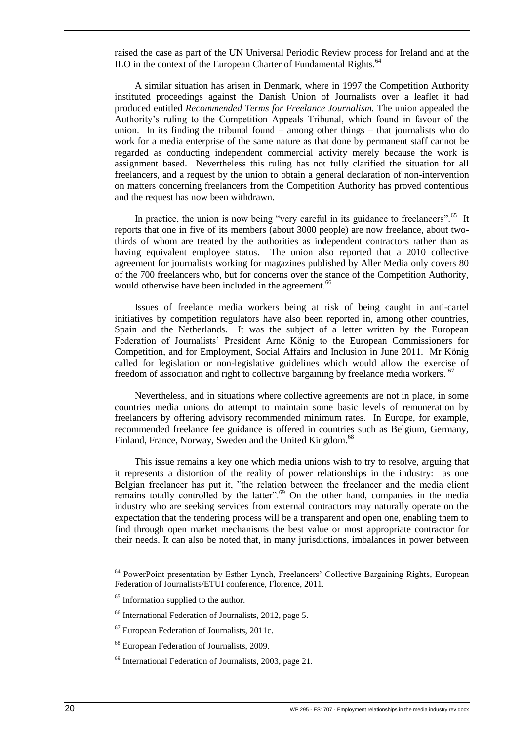raised the case as part of the UN Universal Periodic Review process for Ireland and at the ILO in the context of the European Charter of Fundamental Rights.[64]

A similar situation has arisen in Denmark, where in 1997 the Competition Authority instituted proceedings against the Danish Union of Journalists over a leaflet it had produced entitled *Recommended Terms for Freelance Journalism.* The union appealed the Authority's ruling to the Competition Appeals Tribunal, which found in favour of the union. In its finding the tribunal found – among other things – that journalists who do work for a media enterprise of the same nature as that done by permanent staff cannot be regarded as conducting independent commercial activity merely because the work is assignment based. Nevertheless this ruling has not fully clarified the situation for all freelancers, and a request by the union to obtain a general declaration of non-intervention on matters concerning freelancers from the Competition Authority has proved contentious and the request has now been withdrawn.

In practice, the union is now being "very careful in its guidance to freelancers".[65] It reports that one in five of its members (about 3000 people) are now freelance, about two-thirds of whom are treated by the authorities as independent contractors rather than as having equivalent employee status. The union also reported that a 2010 collective agreement for journalists working for magazines published by Aller Media only covers 80 of the 700 freelancers who, but for concerns over the stance of the Competition Authority, would otherwise have been included in the agreement.[66]

Issues of freelance media workers being at risk of being caught in anti-cartel initiatives by competition regulators have also been reported in, among other countries, Spain and the Netherlands. It was the subject of a letter written by the European Federation of Journalists' President Arne König to the European Commissioners for Competition, and for Employment, Social Affairs and Inclusion in June 2011. Mr König called for legislation or non-legislative guidelines which would allow the exercise of freedom of association and right to collective bargaining by freelance media workers. [67]

Nevertheless, and in situations where collective agreements are not in place, in some countries media unions do attempt to maintain some basic levels of remuneration by freelancers by offering advisory recommended minimum rates. In Europe, for example, recommended freelance fee guidance is offered in countries such as Belgium, Germany, Finland, France, Norway, Sweden and the United Kingdom.[68]

This issue remains a key one which media unions wish to try to resolve, arguing that it represents a distortion of the reality of power relationships in the industry: as one Belgian freelancer has put it, "the relation between the freelancer and the media client remains totally controlled by the latter".[69] On the other hand, companies in the media industry who are seeking services from external contractors may naturally operate on the expectation that the tendering process will be a transparent and open one, enabling them to find through open market mechanisms the best value or most appropriate contractor for their needs. It can also be noted that, in many jurisdictions, imbalances in power between

[64] PowerPoint presentation by Esther Lynch, Freelancers' Collective Bargaining Rights, European Federation of Journalists/ETUI conference, Florence, 2011.

[65] Information supplied to the author.

[66] International Federation of Journalists, 2012, page 5.

[67] European Federation of Journalists, 2011c.

[68] European Federation of Journalists, 2009.

[69] International Federation of Journalists, 2003, page 21.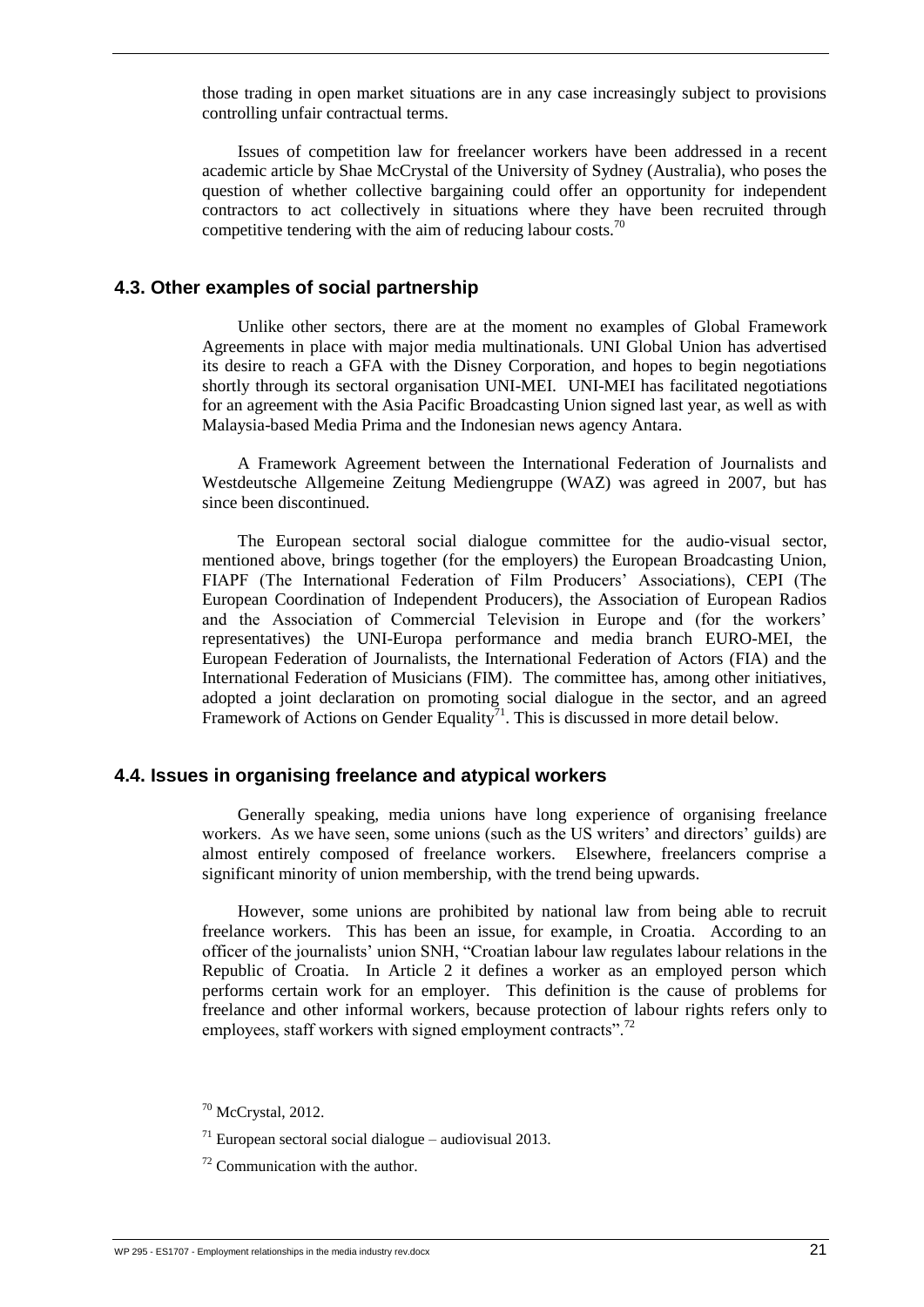those trading in open market situations are in any case increasingly subject to provisions controlling unfair contractual terms.

Issues of competition law for freelancer workers have been addressed in a recent academic article by Shae McCrystal of the University of Sydney (Australia), who poses the question of whether collective bargaining could offer an opportunity for independent contractors to act collectively in situations where they have been recruited through competitive tendering with the aim of reducing labour costs.[70]

## 4.3. Other examples of social partnership

Unlike other sectors, there are at the moment no examples of Global Framework Agreements in place with major media multinationals. UNI Global Union has advertised its desire to reach a GFA with the Disney Corporation, and hopes to begin negotiations shortly through its sectoral organisation UNI-MEI. UNI-MEI has facilitated negotiations for an agreement with the Asia Pacific Broadcasting Union signed last year, as well as with Malaysia-based Media Prima and the Indonesian news agency Antara.

A Framework Agreement between the International Federation of Journalists and Westdeutsche Allgemeine Zeitung Mediengruppe (WAZ) was agreed in 2007, but has since been discontinued.

The European sectoral social dialogue committee for the audio-visual sector, mentioned above, brings together (for the employers) the European Broadcasting Union, FIAPF (The International Federation of Film Producers' Associations), CEPI (The European Coordination of Independent Producers), the Association of European Radios and the Association of Commercial Television in Europe and (for the workers' representatives) the UNI-Europa performance and media branch EURO-MEI, the European Federation of Journalists, the International Federation of Actors (FIA) and the International Federation of Musicians (FIM). The committee has, among other initiatives, adopted a joint declaration on promoting social dialogue in the sector, and an agreed Framework of Actions on Gender Equality[71]. This is discussed in more detail below.

## 4.4. Issues in organising freelance and atypical workers

Generally speaking, media unions have long experience of organising freelance workers. As we have seen, some unions (such as the US writers' and directors' guilds) are almost entirely composed of freelance workers. Elsewhere, freelancers comprise a significant minority of union membership, with the trend being upwards.

However, some unions are prohibited by national law from being able to recruit freelance workers. This has been an issue, for example, in Croatia. According to an officer of the journalists' union SNH, "Croatian labour law regulates labour relations in the Republic of Croatia. In Article 2 it defines a worker as an employed person which performs certain work for an employer. This definition is the cause of problems for freelance and other informal workers, because protection of labour rights refers only to employees, staff workers with signed employment contracts".[72]

[70] McCrystal, 2012.

[71] European sectoral social dialogue – audiovisual 2013.

[72] Communication with the author.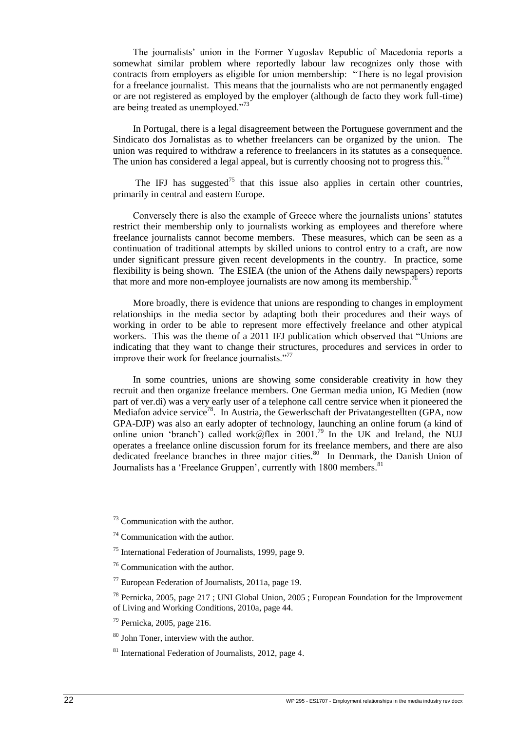The journalists' union in the Former Yugoslav Republic of Macedonia reports a somewhat similar problem where reportedly labour law recognizes only those with contracts from employers as eligible for union membership: "There is no legal provision for a freelance journalist. This means that the journalists who are not permanently engaged or are not registered as employed by the employer (although de facto they work full-time) are being treated as unemployed."[73]

In Portugal, there is a legal disagreement between the Portuguese government and the Sindicato dos Jornalistas as to whether freelancers can be organized by the union. The union was required to withdraw a reference to freelancers in its statutes as a consequence. The union has considered a legal appeal, but is currently choosing not to progress this.[74]

The IFJ has suggested[75] that this issue also applies in certain other countries, primarily in central and eastern Europe.

Conversely there is also the example of Greece where the journalists unions' statutes restrict their membership only to journalists working as employees and therefore where freelance journalists cannot become members. These measures, which can be seen as a continuation of traditional attempts by skilled unions to control entry to a craft, are now under significant pressure given recent developments in the country. In practice, some flexibility is being shown. The ESIEA (the union of the Athens daily newspapers) reports that more and more non-employee journalists are now among its membership.[76]

More broadly, there is evidence that unions are responding to changes in employment relationships in the media sector by adapting both their procedures and their ways of working in order to be able to represent more effectively freelance and other atypical workers. This was the theme of a 2011 IFJ publication which observed that "Unions are indicating that they want to change their structures, procedures and services in order to improve their work for freelance journalists."[77]

In some countries, unions are showing some considerable creativity in how they recruit and then organize freelance members. One German media union, IG Medien (now part of ver.di) was a very early user of a telephone call centre service when it pioneered the Mediafon advice service[78]. In Austria, the Gewerkschaft der Privatangestellten (GPA, now GPA-DJP) was also an early adopter of technology, launching an online forum (a kind of online union 'branch') called work@flex in 2001.[79] In the UK and Ireland, the NUJ operates a freelance online discussion forum for its freelance members, and there are also dedicated freelance branches in three major cities.[80] In Denmark, the Danish Union of Journalists has a 'Freelance Gruppen', currently with 1800 members.[81]

[73] Communication with the author.

[74] Communication with the author.

[75] International Federation of Journalists, 1999, page 9.

[76] Communication with the author.

[77] European Federation of Journalists, 2011a, page 19.

[78] Pernicka, 2005, page 217 ; UNI Global Union, 2005 ; European Foundation for the Improvement of Living and Working Conditions, 2010a, page 44.

[79] Pernicka, 2005, page 216.

[80] John Toner, interview with the author.

[81] International Federation of Journalists, 2012, page 4.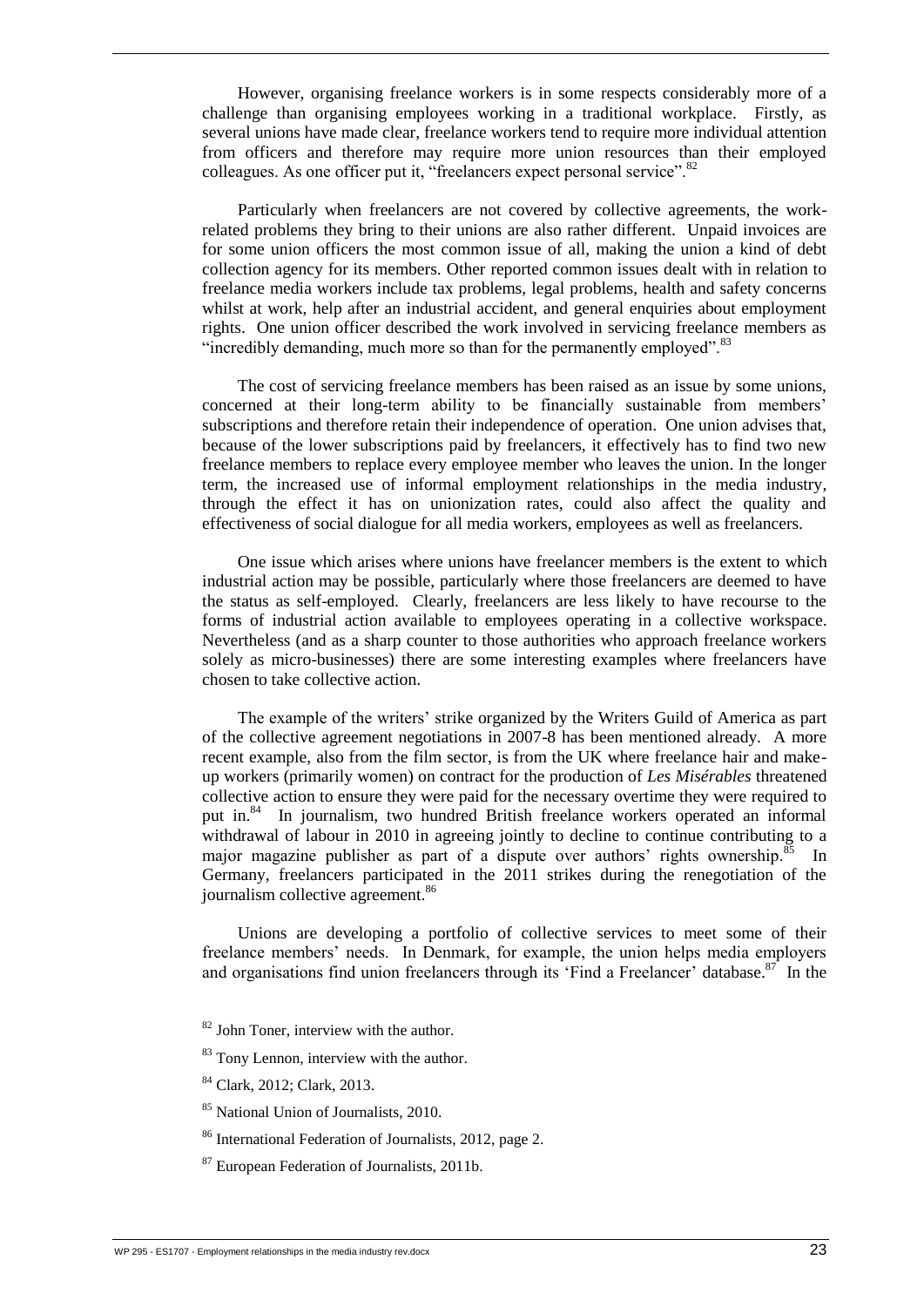However, organising freelance workers is in some respects considerably more of a challenge than organising employees working in a traditional workplace. Firstly, as several unions have made clear, freelance workers tend to require more individual attention from officers and therefore may require more union resources than their employed colleagues. As one officer put it, "freelancers expect personal service".[82]

Particularly when freelancers are not covered by collective agreements, the work-related problems they bring to their unions are also rather different. Unpaid invoices are for some union officers the most common issue of all, making the union a kind of debt collection agency for its members. Other reported common issues dealt with in relation to freelance media workers include tax problems, legal problems, health and safety concerns whilst at work, help after an industrial accident, and general enquiries about employment rights. One union officer described the work involved in servicing freelance members as "incredibly demanding, much more so than for the permanently employed".[83]

The cost of servicing freelance members has been raised as an issue by some unions, concerned at their long-term ability to be financially sustainable from members' subscriptions and therefore retain their independence of operation. One union advises that, because of the lower subscriptions paid by freelancers, it effectively has to find two new freelance members to replace every employee member who leaves the union. In the longer term, the increased use of informal employment relationships in the media industry, through the effect it has on unionization rates, could also affect the quality and effectiveness of social dialogue for all media workers, employees as well as freelancers.

One issue which arises where unions have freelancer members is the extent to which industrial action may be possible, particularly where those freelancers are deemed to have the status as self-employed. Clearly, freelancers are less likely to have recourse to the forms of industrial action available to employees operating in a collective workspace. Nevertheless (and as a sharp counter to those authorities who approach freelance workers solely as micro-businesses) there are some interesting examples where freelancers have chosen to take collective action.

The example of the writers' strike organized by the Writers Guild of America as part of the collective agreement negotiations in 2007-8 has been mentioned already. A more recent example, also from the film sector, is from the UK where freelance hair and make-up workers (primarily women) on contract for the production of *Les Misérables* threatened collective action to ensure they were paid for the necessary overtime they were required to put in.[84] In journalism, two hundred British freelance workers operated an informal withdrawal of labour in 2010 in agreeing jointly to decline to continue contributing to a major magazine publisher as part of a dispute over authors' rights ownership.[85] In Germany, freelancers participated in the 2011 strikes during the renegotiation of the journalism collective agreement.[86]

Unions are developing a portfolio of collective services to meet some of their freelance members' needs. In Denmark, for example, the union helps media employers and organisations find union freelancers through its 'Find a Freelancer' database.[87] In the

[82] John Toner, interview with the author.

[83] Tony Lennon, interview with the author.

[84] Clark, 2012; Clark, 2013.

[85] National Union of Journalists, 2010.

[86] International Federation of Journalists, 2012, page 2.

[87] European Federation of Journalists, 2011b.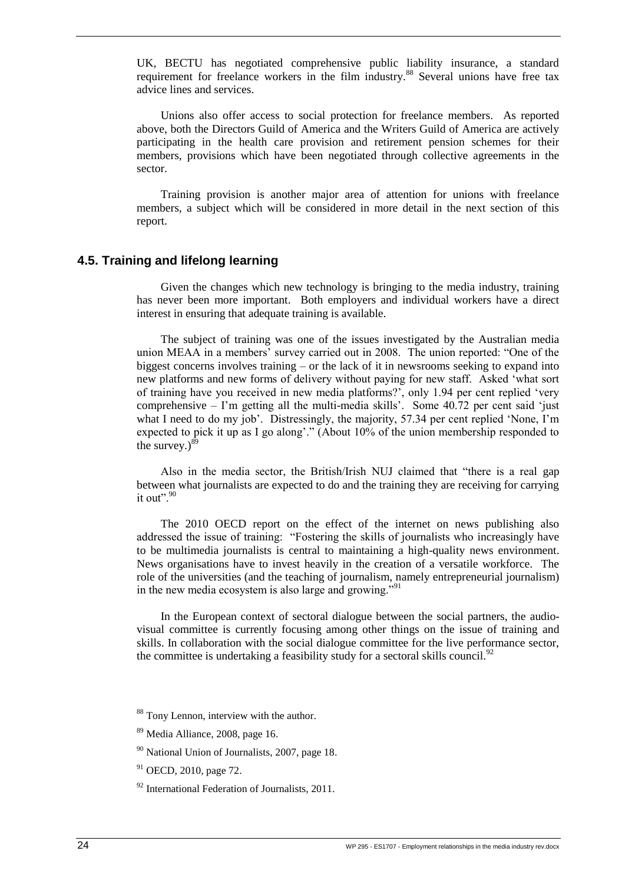UK, BECTU has negotiated comprehensive public liability insurance, a standard requirement for freelance workers in the film industry.[88] Several unions have free tax advice lines and services.

Unions also offer access to social protection for freelance members. As reported above, both the Directors Guild of America and the Writers Guild of America are actively participating in the health care provision and retirement pension schemes for their members, provisions which have been negotiated through collective agreements in the sector.

Training provision is another major area of attention for unions with freelance members, a subject which will be considered in more detail in the next section of this report.

## 4.5. Training and lifelong learning

Given the changes which new technology is bringing to the media industry, training has never been more important. Both employers and individual workers have a direct interest in ensuring that adequate training is available.

The subject of training was one of the issues investigated by the Australian media union MEAA in a members' survey carried out in 2008. The union reported: "One of the biggest concerns involves training – or the lack of it in newsrooms seeking to expand into new platforms and new forms of delivery without paying for new staff. Asked 'what sort of training have you received in new media platforms?', only 1.94 per cent replied 'very comprehensive – I'm getting all the multi-media skills'. Some 40.72 per cent said 'just what I need to do my job'. Distressingly, the majority, 57.34 per cent replied 'None, I'm expected to pick it up as I go along'." (About 10% of the union membership responded to the survey.)[89]

Also in the media sector, the British/Irish NUJ claimed that "there is a real gap between what journalists are expected to do and the training they are receiving for carrying it out".[90]

The 2010 OECD report on the effect of the internet on news publishing also addressed the issue of training: "Fostering the skills of journalists who increasingly have to be multimedia journalists is central to maintaining a high-quality news environment. News organisations have to invest heavily in the creation of a versatile workforce. The role of the universities (and the teaching of journalism, namely entrepreneurial journalism) in the new media ecosystem is also large and growing."[91]

In the European context of sectoral dialogue between the social partners, the audio-visual committee is currently focusing among other things on the issue of training and skills. In collaboration with the social dialogue committee for the live performance sector, the committee is undertaking a feasibility study for a sectoral skills council.[92]

[88] Tony Lennon, interview with the author.

[89] Media Alliance, 2008, page 16.

[90] National Union of Journalists, 2007, page 18.

[91] OECD, 2010, page 72.

[92] International Federation of Journalists, 2011.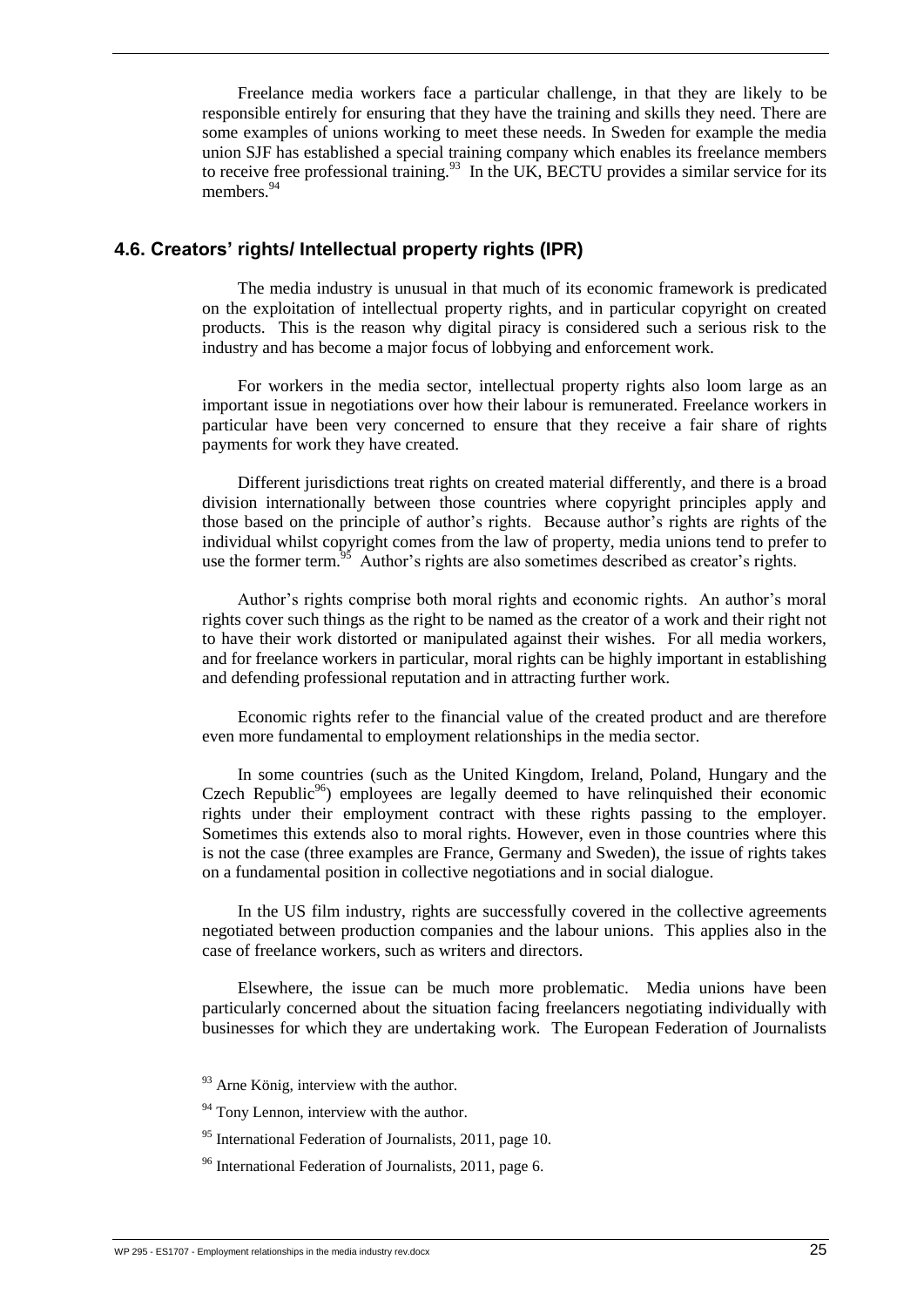Freelance media workers face a particular challenge, in that they are likely to be responsible entirely for ensuring that they have the training and skills they need. There are some examples of unions working to meet these needs. In Sweden for example the media union SJF has established a special training company which enables its freelance members to receive free professional training.[93] In the UK, BECTU provides a similar service for its members.[94]

### 4.6. Creators' rights/ Intellectual property rights (IPR)

The media industry is unusual in that much of its economic framework is predicated on the exploitation of intellectual property rights, and in particular copyright on created products. This is the reason why digital piracy is considered such a serious risk to the industry and has become a major focus of lobbying and enforcement work.

For workers in the media sector, intellectual property rights also loom large as an important issue in negotiations over how their labour is remunerated. Freelance workers in particular have been very concerned to ensure that they receive a fair share of rights payments for work they have created.

Different jurisdictions treat rights on created material differently, and there is a broad division internationally between those countries where copyright principles apply and those based on the principle of author's rights. Because author's rights are rights of the individual whilst copyright comes from the law of property, media unions tend to prefer to use the former term.[95] Author's rights are also sometimes described as creator's rights.

Author's rights comprise both moral rights and economic rights. An author's moral rights cover such things as the right to be named as the creator of a work and their right not to have their work distorted or manipulated against their wishes. For all media workers, and for freelance workers in particular, moral rights can be highly important in establishing and defending professional reputation and in attracting further work.

Economic rights refer to the financial value of the created product and are therefore even more fundamental to employment relationships in the media sector.

In some countries (such as the United Kingdom, Ireland, Poland, Hungary and the Czech Republic[96]) employees are legally deemed to have relinquished their economic rights under their employment contract with these rights passing to the employer. Sometimes this extends also to moral rights. However, even in those countries where this is not the case (three examples are France, Germany and Sweden), the issue of rights takes on a fundamental position in collective negotiations and in social dialogue.

In the US film industry, rights are successfully covered in the collective agreements negotiated between production companies and the labour unions. This applies also in the case of freelance workers, such as writers and directors.

Elsewhere, the issue can be much more problematic. Media unions have been particularly concerned about the situation facing freelancers negotiating individually with businesses for which they are undertaking work. The European Federation of Journalists

---

[93] Arne König, interview with the author.

[94] Tony Lennon, interview with the author.

[95] International Federation of Journalists, 2011, page 10.

[96] International Federation of Journalists, 2011, page 6.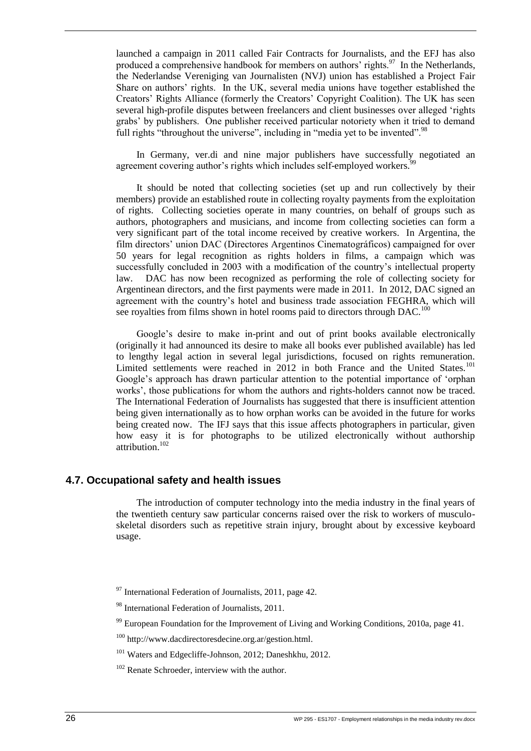launched a campaign in 2011 called Fair Contracts for Journalists, and the EFJ has also produced a comprehensive handbook for members on authors' rights.[97] In the Netherlands, the Nederlandse Vereniging van Journalisten (NVJ) union has established a Project Fair Share on authors' rights. In the UK, several media unions have together established the Creators' Rights Alliance (formerly the Creators' Copyright Coalition). The UK has seen several high-profile disputes between freelancers and client businesses over alleged 'rights grabs' by publishers. One publisher received particular notoriety when it tried to demand full rights "throughout the universe", including in "media yet to be invented".[98]

In Germany, ver.di and nine major publishers have successfully negotiated an agreement covering author's rights which includes self-employed workers.[99]

It should be noted that collecting societies (set up and run collectively by their members) provide an established route in collecting royalty payments from the exploitation of rights. Collecting societies operate in many countries, on behalf of groups such as authors, photographers and musicians, and income from collecting societies can form a very significant part of the total income received by creative workers. In Argentina, the film directors' union DAC (Directores Argentinos Cinematográficos) campaigned for over 50 years for legal recognition as rights holders in films, a campaign which was successfully concluded in 2003 with a modification of the country's intellectual property law. DAC has now been recognized as performing the role of collecting society for Argentinean directors, and the first payments were made in 2011. In 2012, DAC signed an agreement with the country's hotel and business trade association FEGHRA, which will see royalties from films shown in hotel rooms paid to directors through DAC.[100]

Google's desire to make in-print and out of print books available electronically (originally it had announced its desire to make all books ever published available) has led to lengthy legal action in several legal jurisdictions, focused on rights remuneration. Limited settlements were reached in 2012 in both France and the United States.[101] Google's approach has drawn particular attention to the potential importance of 'orphan works', those publications for whom the authors and rights-holders cannot now be traced. The International Federation of Journalists has suggested that there is insufficient attention being given internationally as to how orphan works can be avoided in the future for works being created now. The IFJ says that this issue affects photographers in particular, given how easy it is for photographs to be utilized electronically without authorship attribution.[102]

### 4.7. Occupational safety and health issues

The introduction of computer technology into the media industry in the final years of the twentieth century saw particular concerns raised over the risk to workers of musculo-skeletal disorders such as repetitive strain injury, brought about by excessive keyboard usage.

---

[97] International Federation of Journalists, 2011, page 42.

[98] International Federation of Journalists, 2011.

[99] European Foundation for the Improvement of Living and Working Conditions, 2010a, page 41.

[100] http://www.dacdirectoresdecine.org.ar/gestion.html.

[101] Waters and Edgecliffe-Johnson, 2012; Daneshkhu, 2012.

[102] Renate Schroeder, interview with the author.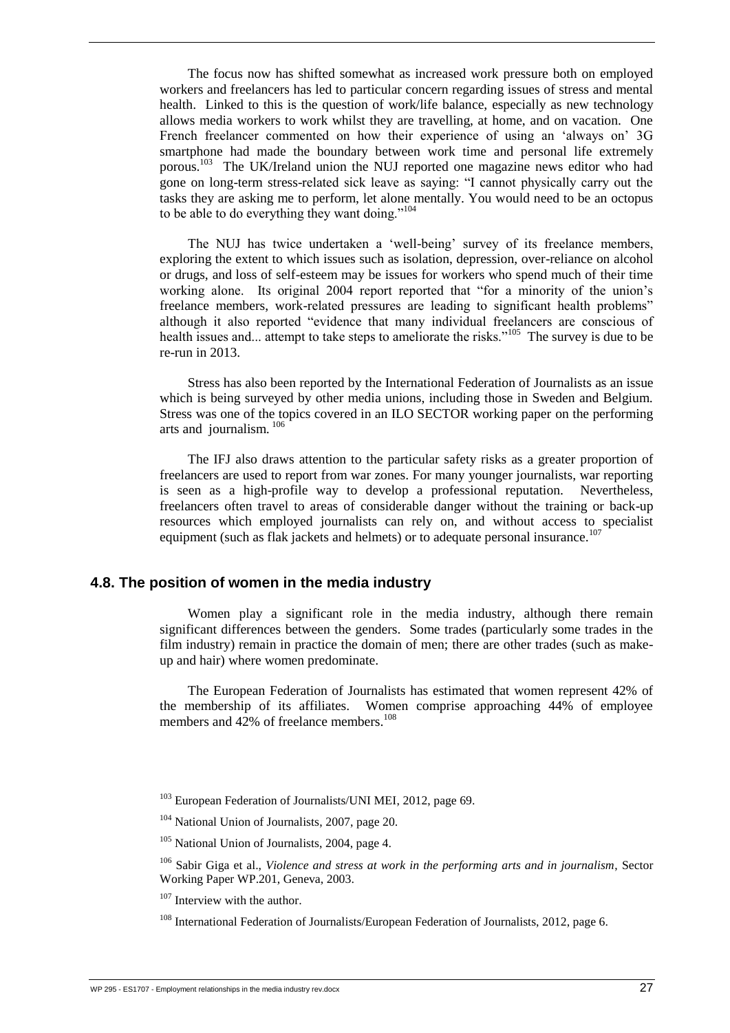The focus now has shifted somewhat as increased work pressure both on employed workers and freelancers has led to particular concern regarding issues of stress and mental health. Linked to this is the question of work/life balance, especially as new technology allows media workers to work whilst they are travelling, at home, and on vacation. One French freelancer commented on how their experience of using an 'always on' 3G smartphone had made the boundary between work time and personal life extremely porous.[103] The UK/Ireland union the NUJ reported one magazine news editor who had gone on long-term stress-related sick leave as saying: "I cannot physically carry out the tasks they are asking me to perform, let alone mentally. You would need to be an octopus to be able to do everything they want doing."[104]

The NUJ has twice undertaken a 'well-being' survey of its freelance members, exploring the extent to which issues such as isolation, depression, over-reliance on alcohol or drugs, and loss of self-esteem may be issues for workers who spend much of their time working alone. Its original 2004 report reported that "for a minority of the union's freelance members, work-related pressures are leading to significant health problems" although it also reported "evidence that many individual freelancers are conscious of health issues and... attempt to take steps to ameliorate the risks."[105] The survey is due to be re-run in 2013.

Stress has also been reported by the International Federation of Journalists as an issue which is being surveyed by other media unions, including those in Sweden and Belgium. Stress was one of the topics covered in an ILO SECTOR working paper on the performing arts and journalism.[106]

The IFJ also draws attention to the particular safety risks as a greater proportion of freelancers are used to report from war zones. For many younger journalists, war reporting is seen as a high-profile way to develop a professional reputation. Nevertheless, freelancers often travel to areas of considerable danger without the training or back-up resources which employed journalists can rely on, and without access to specialist equipment (such as flak jackets and helmets) or to adequate personal insurance.[107]

## 4.8. The position of women in the media industry

Women play a significant role in the media industry, although there remain significant differences between the genders. Some trades (particularly some trades in the film industry) remain in practice the domain of men; there are other trades (such as make-up and hair) where women predominate.

The European Federation of Journalists has estimated that women represent 42% of the membership of its affiliates. Women comprise approaching 44% of employee members and 42% of freelance members.[108]

[103] European Federation of Journalists/UNI MEI, 2012, page 69.

[104] National Union of Journalists, 2007, page 20.

[105] National Union of Journalists, 2004, page 4.

[106] Sabir Giga et al., *Violence and stress at work in the performing arts and in journalism*, Sector Working Paper WP.201, Geneva, 2003.

[107] Interview with the author.

[108] International Federation of Journalists/European Federation of Journalists, 2012, page 6.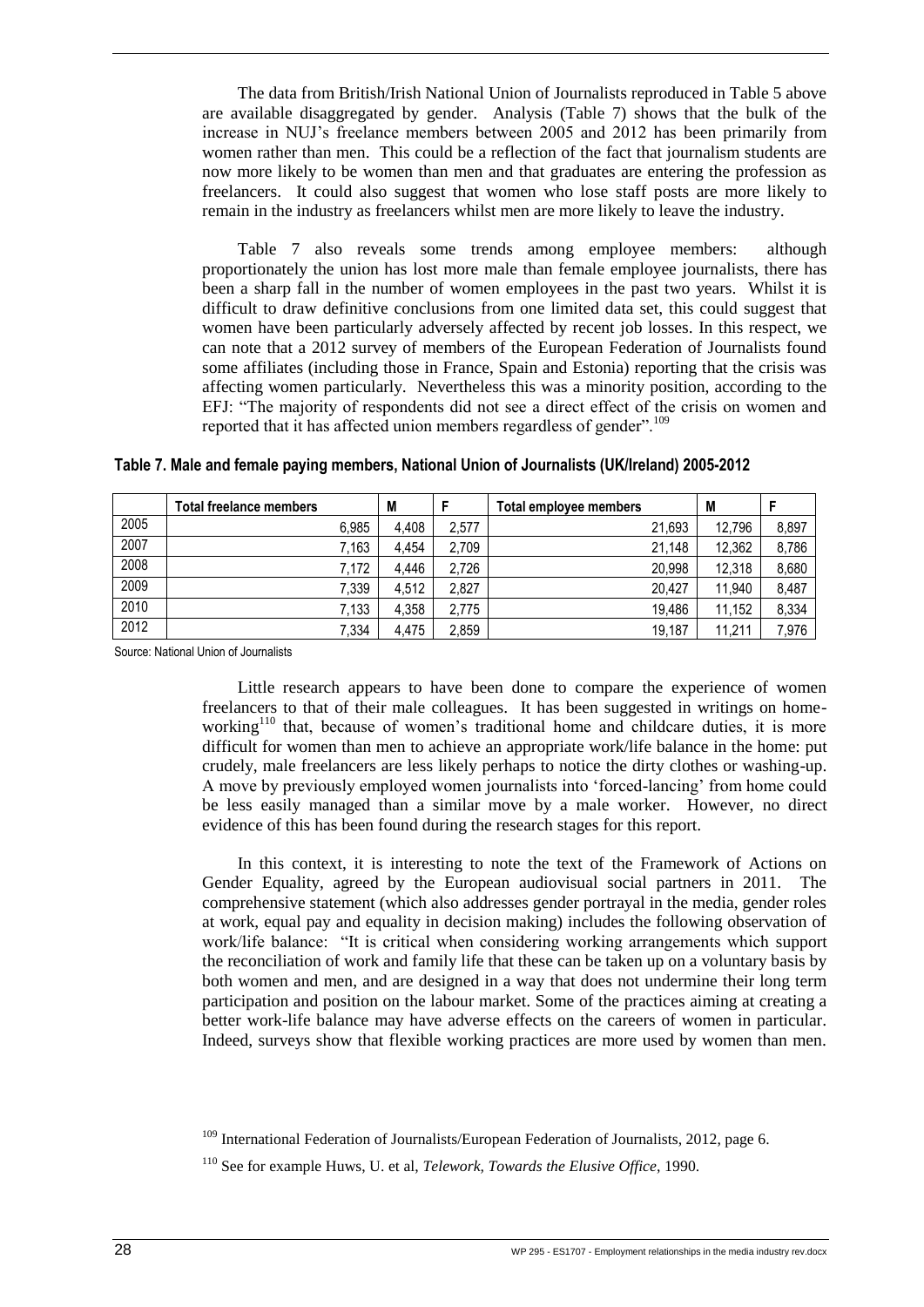The data from British/Irish National Union of Journalists reproduced in Table 5 above are available disaggregated by gender. Analysis (Table 7) shows that the bulk of the increase in NUJ's freelance members between 2005 and 2012 has been primarily from women rather than men. This could be a reflection of the fact that journalism students are now more likely to be women than men and that graduates are entering the profession as freelancers. It could also suggest that women who lose staff posts are more likely to remain in the industry as freelancers whilst men are more likely to leave the industry.

Table 7 also reveals some trends among employee members: although proportionately the union has lost more male than female employee journalists, there has been a sharp fall in the number of women employees in the past two years. Whilst it is difficult to draw definitive conclusions from one limited data set, this could suggest that women have been particularly adversely affected by recent job losses. In this respect, we can note that a 2012 survey of members of the European Federation of Journalists found some affiliates (including those in France, Spain and Estonia) reporting that the crisis was affecting women particularly. Nevertheless this was a minority position, according to the EFJ: "The majority of respondents did not see a direct effect of the crisis on women and reported that it has affected union members regardless of gender".[109]

**Table 7. Male and female paying members, National Union of Journalists (UK/Ireland) 2005-2012**

| | Total freelance members | M | F | Total employee members | M | F |
|---|---|---|---|---|---|---|
| 2005 | 6,985 | 4,408 | 2,577 | 21,693 | 12,796 | 8,897 |
| 2007 | 7,163 | 4,454 | 2,709 | 21,148 | 12,362 | 8,786 |
| 2008 | 7,172 | 4,446 | 2,726 | 20,998 | 12,318 | 8,680 |
| 2009 | 7,339 | 4,512 | 2,827 | 20,427 | 11,940 | 8,487 |
| 2010 | 7,133 | 4,358 | 2,775 | 19,486 | 11,152 | 8,334 |
| 2012 | 7,334 | 4,475 | 2,859 | 19,187 | 11,211 | 7,976 |

Source: National Union of Journalists

Little research appears to have been done to compare the experience of women freelancers to that of their male colleagues. It has been suggested in writings on home-working[110] that, because of women's traditional home and childcare duties, it is more difficult for women than men to achieve an appropriate work/life balance in the home: put crudely, male freelancers are less likely perhaps to notice the dirty clothes or washing-up. A move by previously employed women journalists into 'forced-lancing' from home could be less easily managed than a similar move by a male worker. However, no direct evidence of this has been found during the research stages for this report.

In this context, it is interesting to note the text of the Framework of Actions on Gender Equality, agreed by the European audiovisual social partners in 2011. The comprehensive statement (which also addresses gender portrayal in the media, gender roles at work, equal pay and equality in decision making) includes the following observation of work/life balance: "It is critical when considering working arrangements which support the reconciliation of work and family life that these can be taken up on a voluntary basis by both women and men, and are designed in a way that does not undermine their long term participation and position on the labour market. Some of the practices aiming at creating a better work-life balance may have adverse effects on the careers of women in particular. Indeed, surveys show that flexible working practices are more used by women than men.

---

[109] International Federation of Journalists/European Federation of Journalists, 2012, page 6.

[110] See for example Huws, U. et al, *Telework, Towards the Elusive Office*, 1990.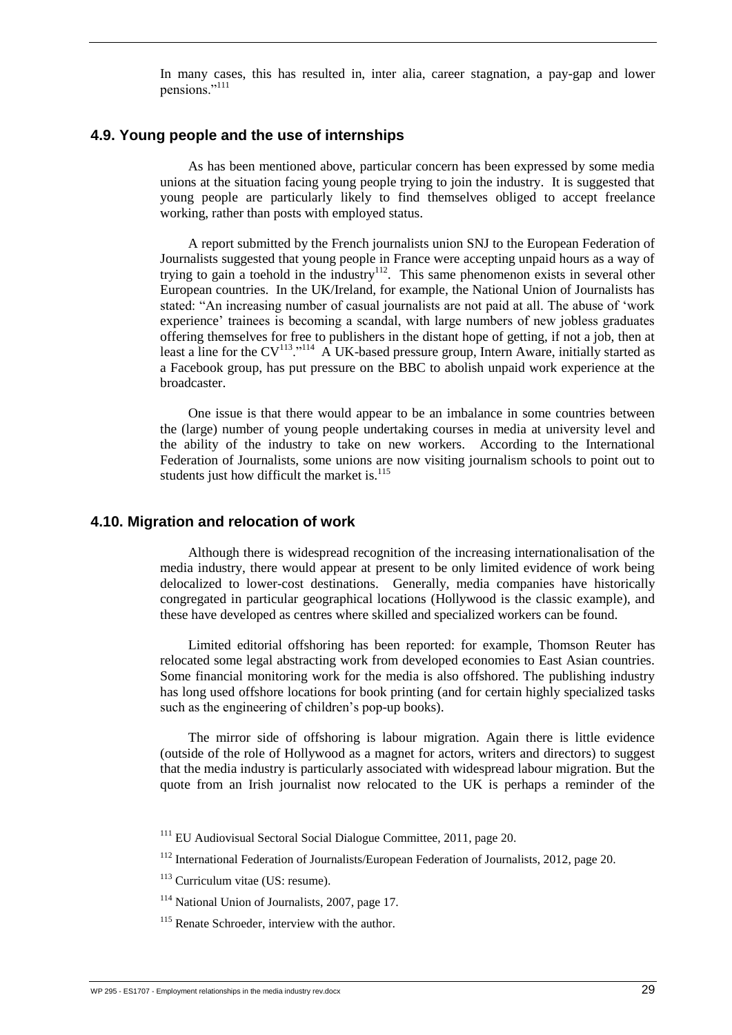In many cases, this has resulted in, inter alia, career stagnation, a pay-gap and lower pensions."[111]

## 4.9. Young people and the use of internships

As has been mentioned above, particular concern has been expressed by some media unions at the situation facing young people trying to join the industry. It is suggested that young people are particularly likely to find themselves obliged to accept freelance working, rather than posts with employed status.

A report submitted by the French journalists union SNJ to the European Federation of Journalists suggested that young people in France were accepting unpaid hours as a way of trying to gain a toehold in the industry[112]. This same phenomenon exists in several other European countries. In the UK/Ireland, for example, the National Union of Journalists has stated: "An increasing number of casual journalists are not paid at all. The abuse of 'work experience' trainees is becoming a scandal, with large numbers of new jobless graduates offering themselves for free to publishers in the distant hope of getting, if not a job, then at least a line for the CV[113]."[114] A UK-based pressure group, Intern Aware, initially started as a Facebook group, has put pressure on the BBC to abolish unpaid work experience at the broadcaster.

One issue is that there would appear to be an imbalance in some countries between the (large) number of young people undertaking courses in media at university level and the ability of the industry to take on new workers. According to the International Federation of Journalists, some unions are now visiting journalism schools to point out to students just how difficult the market is.[115]

## 4.10. Migration and relocation of work

Although there is widespread recognition of the increasing internationalisation of the media industry, there would appear at present to be only limited evidence of work being delocalized to lower-cost destinations. Generally, media companies have historically congregated in particular geographical locations (Hollywood is the classic example), and these have developed as centres where skilled and specialized workers can be found.

Limited editorial offshoring has been reported: for example, Thomson Reuter has relocated some legal abstracting work from developed economies to East Asian countries. Some financial monitoring work for the media is also offshored. The publishing industry has long used offshore locations for book printing (and for certain highly specialized tasks such as the engineering of children's pop-up books).

The mirror side of offshoring is labour migration. Again there is little evidence (outside of the role of Hollywood as a magnet for actors, writers and directors) to suggest that the media industry is particularly associated with widespread labour migration. But the quote from an Irish journalist now relocated to the UK is perhaps a reminder of the

[111] EU Audiovisual Sectoral Social Dialogue Committee, 2011, page 20.

[112] International Federation of Journalists/European Federation of Journalists, 2012, page 20.

[113] Curriculum vitae (US: resume).

[114] National Union of Journalists, 2007, page 17.

[115] Renate Schroeder, interview with the author.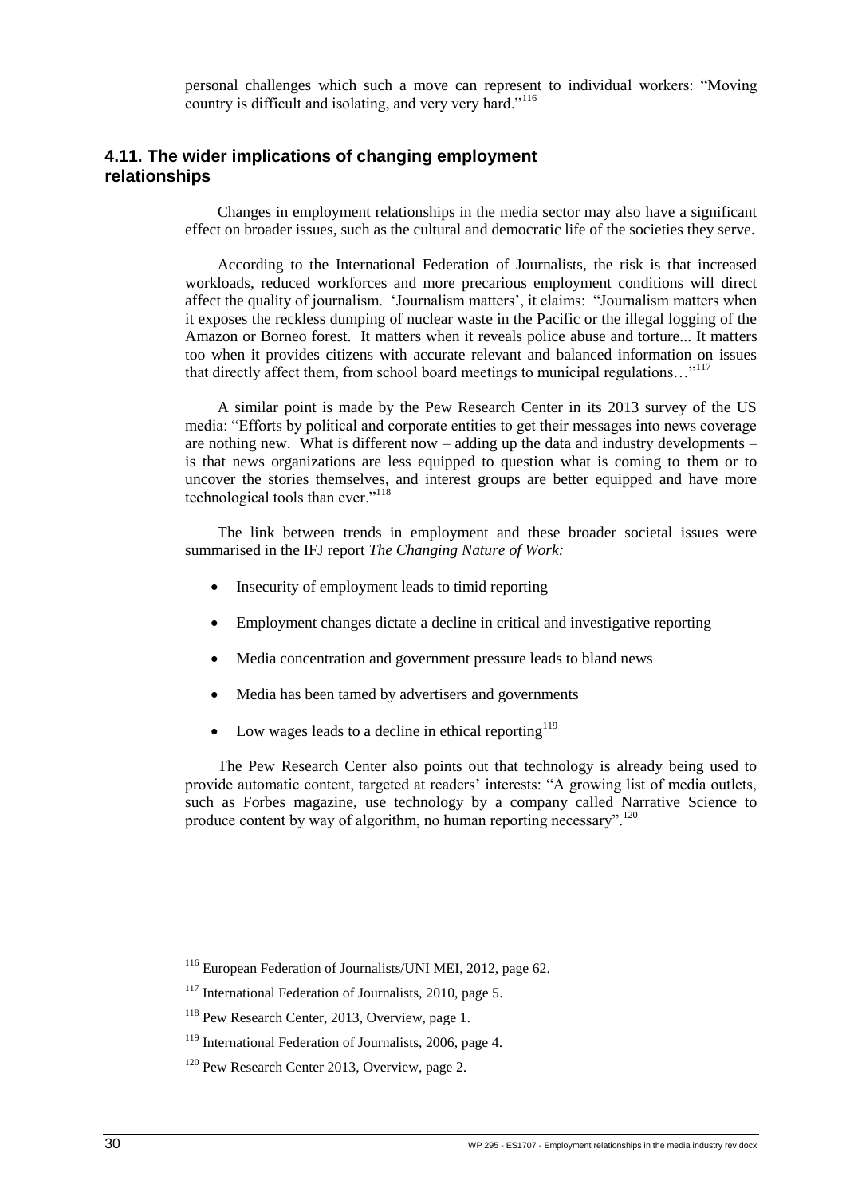personal challenges which such a move can represent to individual workers: "Moving country is difficult and isolating, and very very hard."[116]

### 4.11. The wider implications of changing employment relationships

Changes in employment relationships in the media sector may also have a significant effect on broader issues, such as the cultural and democratic life of the societies they serve.

According to the International Federation of Journalists, the risk is that increased workloads, reduced workforces and more precarious employment conditions will direct affect the quality of journalism. 'Journalism matters', it claims: "Journalism matters when it exposes the reckless dumping of nuclear waste in the Pacific or the illegal logging of the Amazon or Borneo forest. It matters when it reveals police abuse and torture... It matters too when it provides citizens with accurate relevant and balanced information on issues that directly affect them, from school board meetings to municipal regulations…"[117]

A similar point is made by the Pew Research Center in its 2013 survey of the US media: "Efforts by political and corporate entities to get their messages into news coverage are nothing new. What is different now – adding up the data and industry developments – is that news organizations are less equipped to question what is coming to them or to uncover the stories themselves, and interest groups are better equipped and have more technological tools than ever."[118]

The link between trends in employment and these broader societal issues were summarised in the IFJ report *The Changing Nature of Work:*

- Insecurity of employment leads to timid reporting
- Employment changes dictate a decline in critical and investigative reporting
- Media concentration and government pressure leads to bland news
- Media has been tamed by advertisers and governments
- Low wages leads to a decline in ethical reporting[119]

The Pew Research Center also points out that technology is already being used to provide automatic content, targeted at readers' interests: "A growing list of media outlets, such as Forbes magazine, use technology by a company called Narrative Science to produce content by way of algorithm, no human reporting necessary".[120]

[116] European Federation of Journalists/UNI MEI, 2012, page 62.

[117] International Federation of Journalists, 2010, page 5.

[118] Pew Research Center, 2013, Overview, page 1.

[119] International Federation of Journalists, 2006, page 4.

[120] Pew Research Center 2013, Overview, page 2.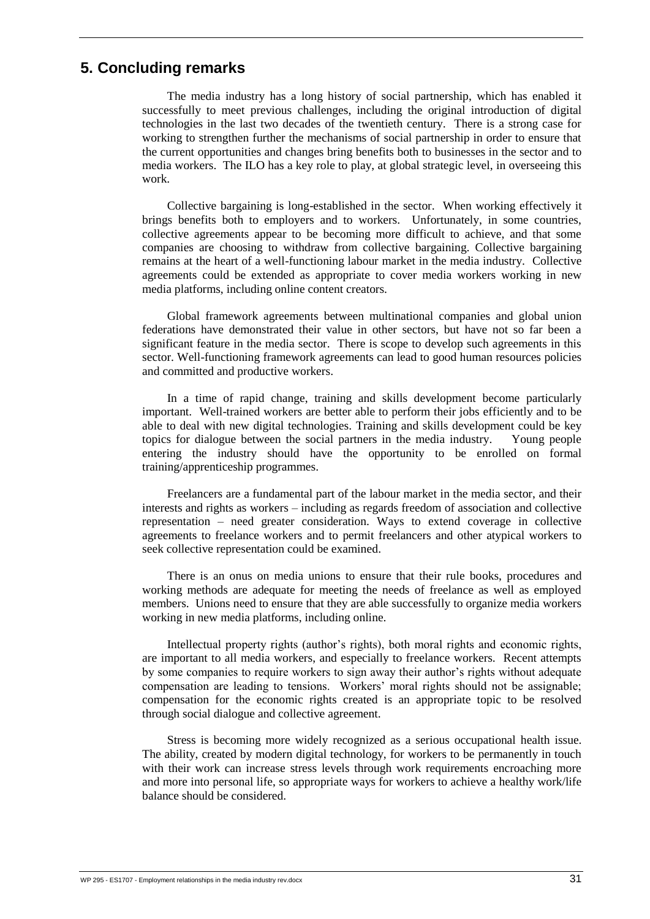# 5. Concluding remarks

The media industry has a long history of social partnership, which has enabled it successfully to meet previous challenges, including the original introduction of digital technologies in the last two decades of the twentieth century. There is a strong case for working to strengthen further the mechanisms of social partnership in order to ensure that the current opportunities and changes bring benefits both to businesses in the sector and to media workers. The ILO has a key role to play, at global strategic level, in overseeing this work.

Collective bargaining is long-established in the sector. When working effectively it brings benefits both to employers and to workers. Unfortunately, in some countries, collective agreements appear to be becoming more difficult to achieve, and that some companies are choosing to withdraw from collective bargaining. Collective bargaining remains at the heart of a well-functioning labour market in the media industry. Collective agreements could be extended as appropriate to cover media workers working in new media platforms, including online content creators.

Global framework agreements between multinational companies and global union federations have demonstrated their value in other sectors, but have not so far been a significant feature in the media sector. There is scope to develop such agreements in this sector. Well-functioning framework agreements can lead to good human resources policies and committed and productive workers.

In a time of rapid change, training and skills development become particularly important. Well-trained workers are better able to perform their jobs efficiently and to be able to deal with new digital technologies. Training and skills development could be key topics for dialogue between the social partners in the media industry. Young people entering the industry should have the opportunity to be enrolled on formal training/apprenticeship programmes.

Freelancers are a fundamental part of the labour market in the media sector, and their interests and rights as workers – including as regards freedom of association and collective representation – need greater consideration. Ways to extend coverage in collective agreements to freelance workers and to permit freelancers and other atypical workers to seek collective representation could be examined.

There is an onus on media unions to ensure that their rule books, procedures and working methods are adequate for meeting the needs of freelance as well as employed members. Unions need to ensure that they are able successfully to organize media workers working in new media platforms, including online.

Intellectual property rights (author's rights), both moral rights and economic rights, are important to all media workers, and especially to freelance workers. Recent attempts by some companies to require workers to sign away their author's rights without adequate compensation are leading to tensions. Workers' moral rights should not be assignable; compensation for the economic rights created is an appropriate topic to be resolved through social dialogue and collective agreement.

Stress is becoming more widely recognized as a serious occupational health issue. The ability, created by modern digital technology, for workers to be permanently in touch with their work can increase stress levels through work requirements encroaching more and more into personal life, so appropriate ways for workers to achieve a healthy work/life balance should be considered.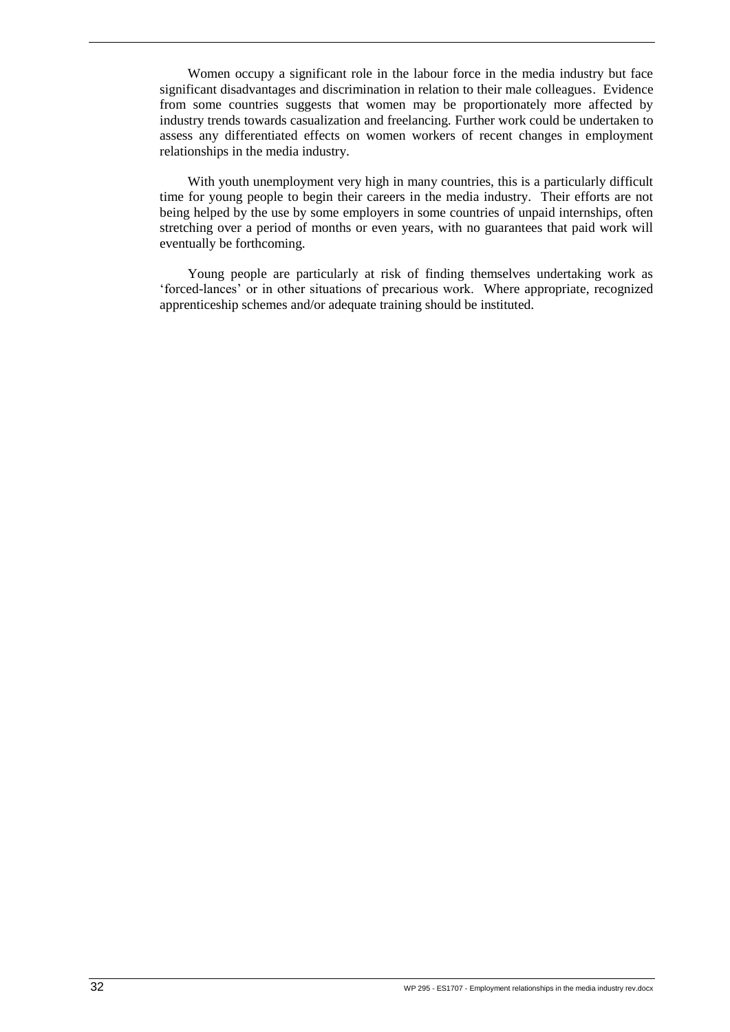Women occupy a significant role in the labour force in the media industry but face significant disadvantages and discrimination in relation to their male colleagues. Evidence from some countries suggests that women may be proportionately more affected by industry trends towards casualization and freelancing. Further work could be undertaken to assess any differentiated effects on women workers of recent changes in employment relationships in the media industry.

With youth unemployment very high in many countries, this is a particularly difficult time for young people to begin their careers in the media industry. Their efforts are not being helped by the use by some employers in some countries of unpaid internships, often stretching over a period of months or even years, with no guarantees that paid work will eventually be forthcoming.

Young people are particularly at risk of finding themselves undertaking work as 'forced-lances' or in other situations of precarious work. Where appropriate, recognized apprenticeship schemes and/or adequate training should be instituted.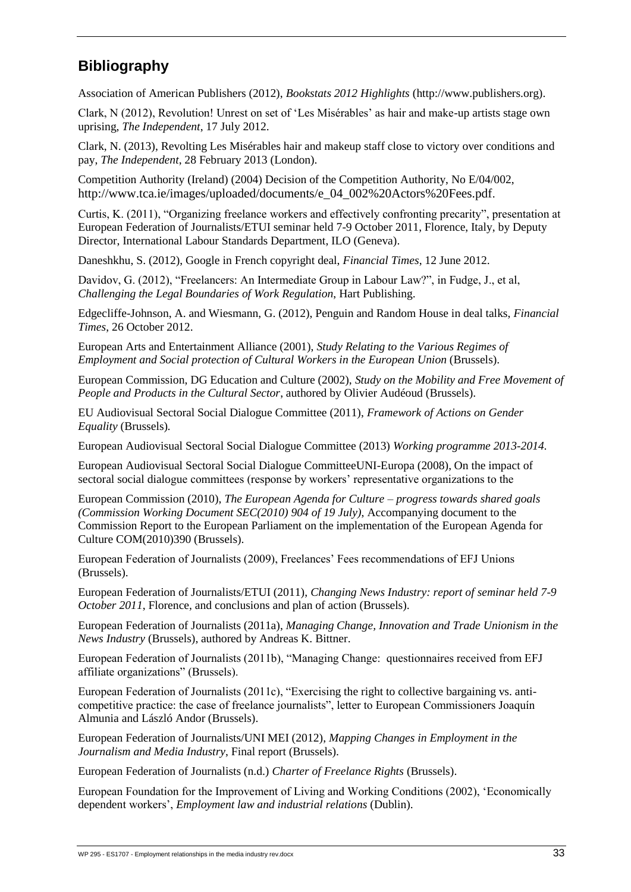## Bibliography

Association of American Publishers (2012), *Bookstats 2012 Highlights* (http://www.publishers.org).

Clark, N (2012), Revolution! Unrest on set of 'Les Misérables' as hair and make-up artists stage own uprising, *The Independent*, 17 July 2012.

Clark, N. (2013), Revolting Les Misérables hair and makeup staff close to victory over conditions and pay, *The Independent*, 28 February 2013 (London).

Competition Authority (Ireland) (2004) Decision of the Competition Authority, No E/04/002, http://www.tca.ie/images/uploaded/documents/e_04_002%20Actors%20Fees.pdf.

Curtis, K. (2011), "Organizing freelance workers and effectively confronting precarity", presentation at European Federation of Journalists/ETUI seminar held 7-9 October 2011, Florence, Italy, by Deputy Director, International Labour Standards Department, ILO (Geneva).

Daneshkhu, S. (2012), Google in French copyright deal, *Financial Times*, 12 June 2012.

Davidov, G. (2012), "Freelancers: An Intermediate Group in Labour Law?", in Fudge, J., et al, *Challenging the Legal Boundaries of Work Regulation*, Hart Publishing.

Edgecliffe-Johnson, A. and Wiesmann, G. (2012), Penguin and Random House in deal talks, *Financial Times*, 26 October 2012.

European Arts and Entertainment Alliance (2001), *Study Relating to the Various Regimes of Employment and Social protection of Cultural Workers in the European Union* (Brussels).

European Commission, DG Education and Culture (2002), *Study on the Mobility and Free Movement of People and Products in the Cultural Sector*, authored by Olivier Audéoud (Brussels).

EU Audiovisual Sectoral Social Dialogue Committee (2011), *Framework of Actions on Gender Equality* (Brussels).

European Audiovisual Sectoral Social Dialogue Committee (2013) *Working programme 2013-2014*.

European Audiovisual Sectoral Social Dialogue CommitteeUNI-Europa (2008), On the impact of sectoral social dialogue committees (response by workers' representative organizations to the

European Commission (2010), *The European Agenda for Culture – progress towards shared goals (Commission Working Document SEC(2010) 904 of 19 July)*, Accompanying document to the Commission Report to the European Parliament on the implementation of the European Agenda for Culture COM(2010)390 (Brussels).

European Federation of Journalists (2009), Freelances' Fees recommendations of EFJ Unions (Brussels).

European Federation of Journalists/ETUI (2011), *Changing News Industry: report of seminar held 7-9 October 2011*, Florence, and conclusions and plan of action (Brussels).

European Federation of Journalists (2011a), *Managing Change, Innovation and Trade Unionism in the News Industry* (Brussels), authored by Andreas K. Bittner.

European Federation of Journalists (2011b), "Managing Change: questionnaires received from EFJ affiliate organizations" (Brussels).

European Federation of Journalists (2011c), "Exercising the right to collective bargaining vs. anti-competitive practice: the case of freelance journalists", letter to European Commissioners Joaquín Almunia and László Andor (Brussels).

European Federation of Journalists/UNI MEI (2012), *Mapping Changes in Employment in the Journalism and Media Industry*, Final report (Brussels).

European Federation of Journalists (n.d.) *Charter of Freelance Rights* (Brussels).

European Foundation for the Improvement of Living and Working Conditions (2002), 'Economically dependent workers', *Employment law and industrial relations* (Dublin).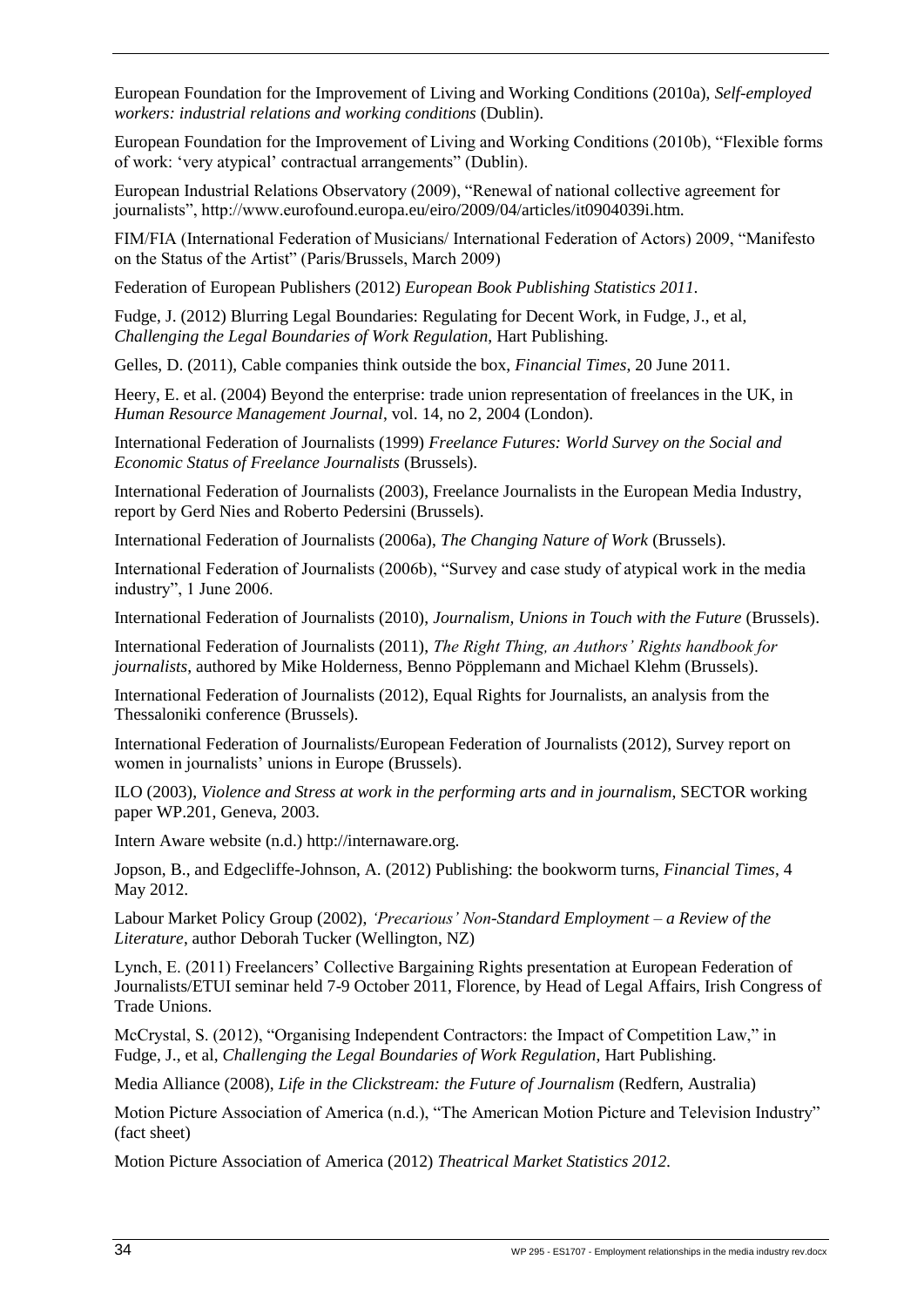European Foundation for the Improvement of Living and Working Conditions (2010a), *Self-employed workers: industrial relations and working conditions* (Dublin).

European Foundation for the Improvement of Living and Working Conditions (2010b), "Flexible forms of work: 'very atypical' contractual arrangements" (Dublin).

European Industrial Relations Observatory (2009), "Renewal of national collective agreement for journalists", http://www.eurofound.europa.eu/eiro/2009/04/articles/it0904039i.htm.

FIM/FIA (International Federation of Musicians/ International Federation of Actors) 2009, "Manifesto on the Status of the Artist" (Paris/Brussels, March 2009)

Federation of European Publishers (2012) *European Book Publishing Statistics 2011*.

Fudge, J. (2012) Blurring Legal Boundaries: Regulating for Decent Work, in Fudge, J., et al, *Challenging the Legal Boundaries of Work Regulation*, Hart Publishing.

Gelles, D. (2011), Cable companies think outside the box, *Financial Times*, 20 June 2011.

Heery, E. et al. (2004) Beyond the enterprise: trade union representation of freelances in the UK, in *Human Resource Management Journal*, vol. 14, no 2, 2004 (London).

International Federation of Journalists (1999) *Freelance Futures: World Survey on the Social and Economic Status of Freelance Journalists* (Brussels).

International Federation of Journalists (2003), Freelance Journalists in the European Media Industry, report by Gerd Nies and Roberto Pedersini (Brussels).

International Federation of Journalists (2006a), *The Changing Nature of Work* (Brussels).

International Federation of Journalists (2006b), "Survey and case study of atypical work in the media industry", 1 June 2006.

International Federation of Journalists (2010), *Journalism, Unions in Touch with the Future* (Brussels).

International Federation of Journalists (2011), *The Right Thing, an Authors' Rights handbook for journalists*, authored by Mike Holderness, Benno Pöpplemann and Michael Klehm (Brussels).

International Federation of Journalists (2012), Equal Rights for Journalists, an analysis from the Thessaloniki conference (Brussels).

International Federation of Journalists/European Federation of Journalists (2012), Survey report on women in journalists' unions in Europe (Brussels).

ILO (2003), *Violence and Stress at work in the performing arts and in journalism*, SECTOR working paper WP.201, Geneva, 2003.

Intern Aware website (n.d.) http://internaware.org.

Jopson, B., and Edgecliffe-Johnson, A. (2012) Publishing: the bookworm turns, *Financial Times*, 4 May 2012.

Labour Market Policy Group (2002), *'Precarious' Non-Standard Employment – a Review of the Literature*, author Deborah Tucker (Wellington, NZ)

Lynch, E. (2011) Freelancers' Collective Bargaining Rights presentation at European Federation of Journalists/ETUI seminar held 7-9 October 2011, Florence, by Head of Legal Affairs, Irish Congress of Trade Unions.

McCrystal, S. (2012), "Organising Independent Contractors: the Impact of Competition Law," in Fudge, J., et al, *Challenging the Legal Boundaries of Work Regulation*, Hart Publishing.

Media Alliance (2008), *Life in the Clickstream: the Future of Journalism* (Redfern, Australia)

Motion Picture Association of America (n.d.), "The American Motion Picture and Television Industry" (fact sheet)

Motion Picture Association of America (2012) *Theatrical Market Statistics 2012*.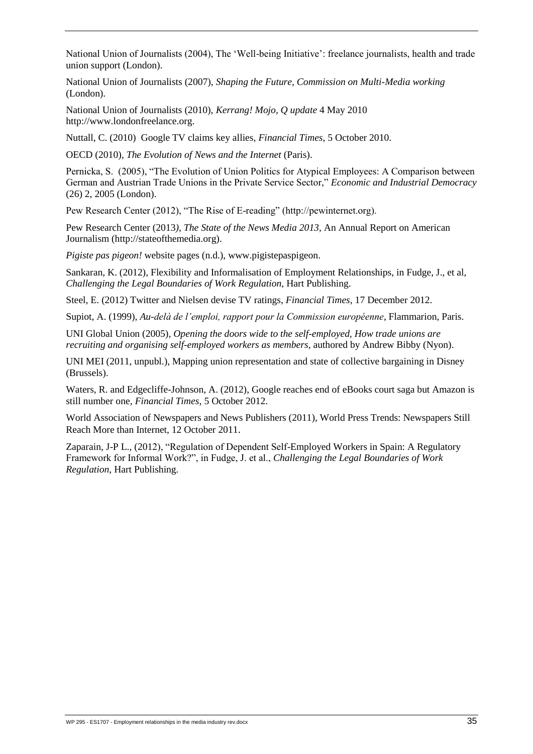National Union of Journalists (2004), The 'Well-being Initiative': freelance journalists, health and trade union support (London).

National Union of Journalists (2007), *Shaping the Future, Commission on Multi-Media working* (London).

National Union of Journalists (2010), *Kerrang! Mojo, Q update* 4 May 2010 http://www.londonfreelance.org.

Nuttall, C. (2010) Google TV claims key allies, *Financial Times*, 5 October 2010.

OECD (2010), *The Evolution of News and the Internet* (Paris).

Pernicka, S. (2005), "The Evolution of Union Politics for Atypical Employees: A Comparison between German and Austrian Trade Unions in the Private Service Sector," *Economic and Industrial Democracy* (26) 2, 2005 (London).

Pew Research Center (2012), "The Rise of E-reading" (http://pewinternet.org).

Pew Research Center (2013*), The State of the News Media 2013*, An Annual Report on American Journalism (http://stateofthemedia.org).

*Pigiste pas pigeon!* website pages (n.d.), www.pigistepaspigeon.

Sankaran, K. (2012), Flexibility and Informalisation of Employment Relationships, in Fudge, J., et al, *Challenging the Legal Boundaries of Work Regulation*, Hart Publishing.

Steel, E. (2012) Twitter and Nielsen devise TV ratings, *Financial Times*, 17 December 2012.

Supiot, A. (1999), *Au-delà de l'emploi, rapport pour la Commission européenne*, Flammarion, Paris.

UNI Global Union (2005), *Opening the doors wide to the self-employed, How trade unions are recruiting and organising self-employed workers as members*, authored by Andrew Bibby (Nyon).

UNI MEI (2011, unpubl.), Mapping union representation and state of collective bargaining in Disney (Brussels).

Waters, R. and Edgecliffe-Johnson, A. (2012), Google reaches end of eBooks court saga but Amazon is still number one, *Financial Times*, 5 October 2012.

World Association of Newspapers and News Publishers (2011), World Press Trends: Newspapers Still Reach More than Internet, 12 October 2011.

Zaparain, J-P L., (2012), "Regulation of Dependent Self-Employed Workers in Spain: A Regulatory Framework for Informal Work?", in Fudge, J. et al., *Challenging the Legal Boundaries of Work Regulation*, Hart Publishing.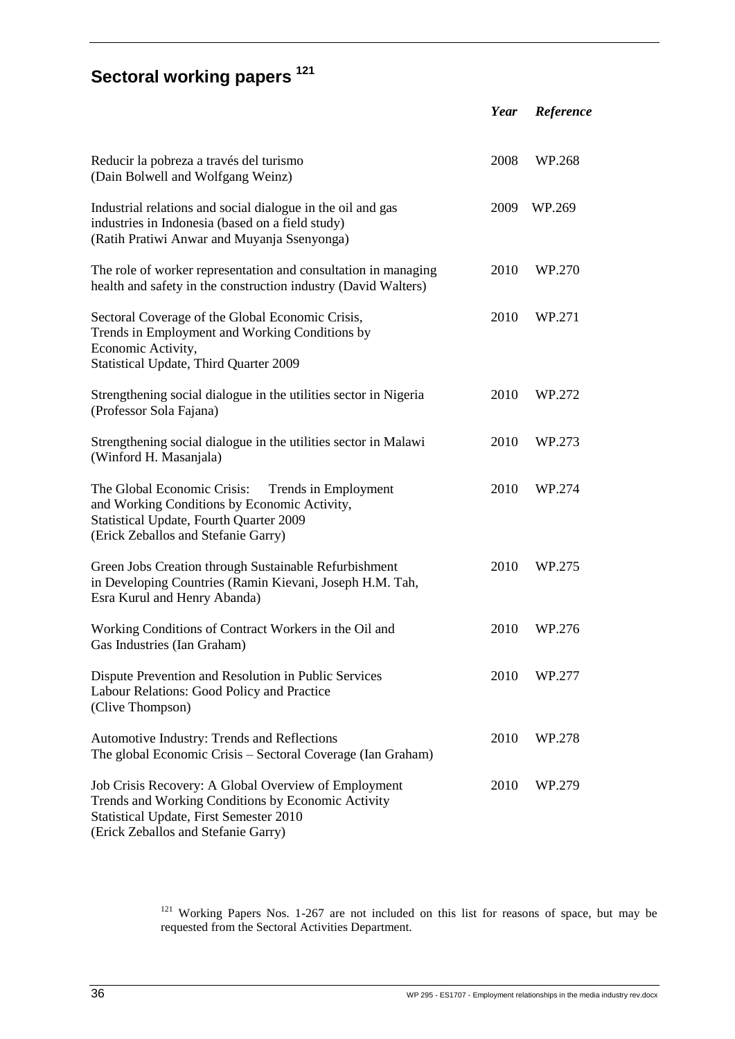## Sectoral working papers [121]

| | *Year* | *Reference* |
|---|---|---|
| Reducir la pobreza a través del turismo (Dain Bolwell and Wolfgang Weinz) | 2008 | WP.268 |
| Industrial relations and social dialogue in the oil and gas industries in Indonesia (based on a field study) (Ratih Pratiwi Anwar and Muyanja Ssenyonga) | 2009 | WP.269 |
| The role of worker representation and consultation in managing health and safety in the construction industry (David Walters) | 2010 | WP.270 |
| Sectoral Coverage of the Global Economic Crisis, Trends in Employment and Working Conditions by Economic Activity, Statistical Update, Third Quarter 2009 | 2010 | WP.271 |
| Strengthening social dialogue in the utilities sector in Nigeria (Professor Sola Fajana) | 2010 | WP.272 |
| Strengthening social dialogue in the utilities sector in Malawi (Winford H. Masanjala) | 2010 | WP.273 |
| The Global Economic Crisis: Trends in Employment and Working Conditions by Economic Activity, Statistical Update, Fourth Quarter 2009 (Erick Zeballos and Stefanie Garry) | 2010 | WP.274 |
| Green Jobs Creation through Sustainable Refurbishment in Developing Countries (Ramin Kievani, Joseph H.M. Tah, Esra Kurul and Henry Abanda) | 2010 | WP.275 |
| Working Conditions of Contract Workers in the Oil and Gas Industries (Ian Graham) | 2010 | WP.276 |
| Dispute Prevention and Resolution in Public Services Labour Relations: Good Policy and Practice (Clive Thompson) | 2010 | WP.277 |
| Automotive Industry: Trends and Reflections The global Economic Crisis – Sectoral Coverage (Ian Graham) | 2010 | WP.278 |
| Job Crisis Recovery: A Global Overview of Employment Trends and Working Conditions by Economic Activity Statistical Update, First Semester 2010 (Erick Zeballos and Stefanie Garry) | 2010 | WP.279 |

[121] Working Papers Nos. 1-267 are not included on this list for reasons of space, but may be requested from the Sectoral Activities Department.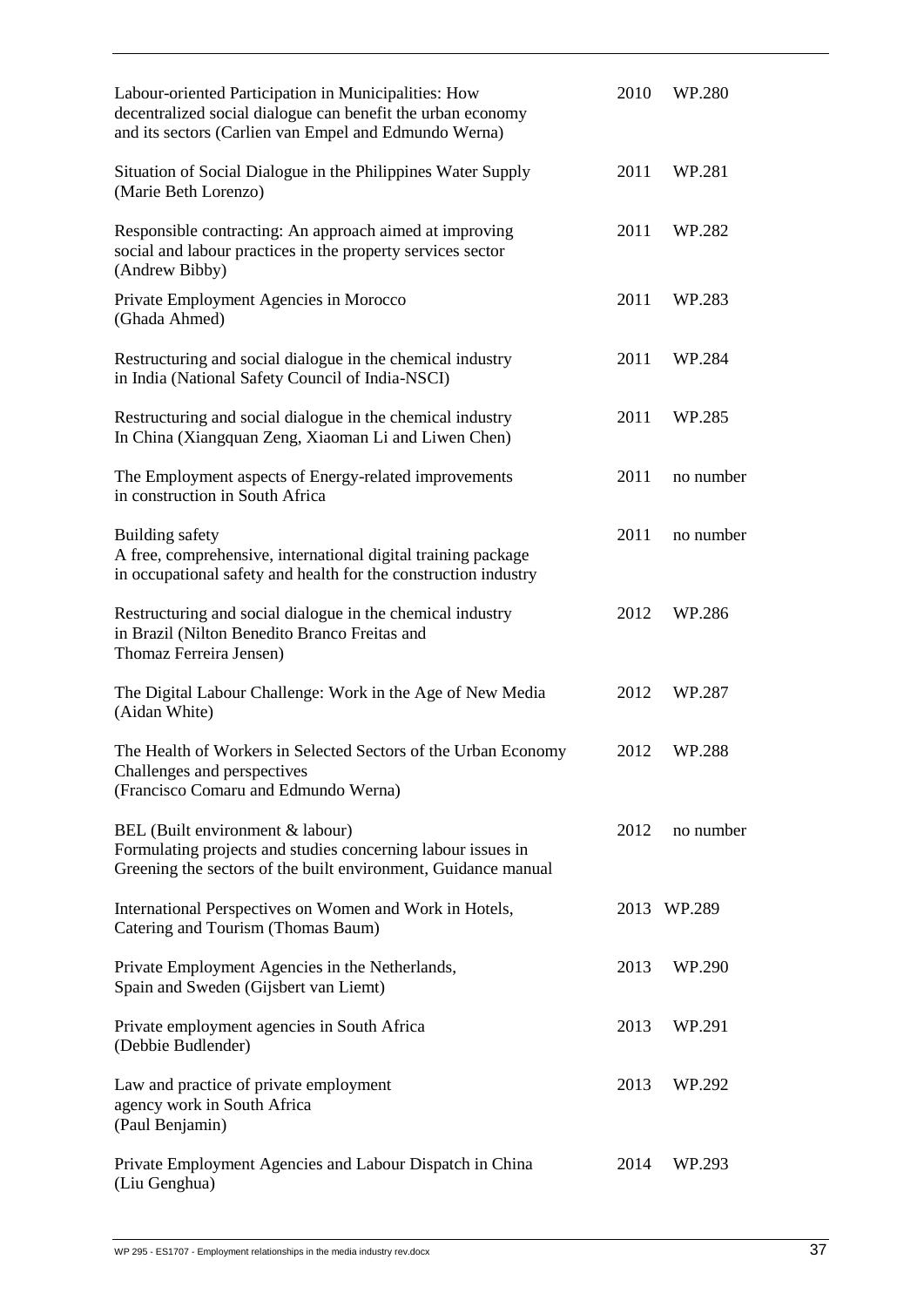| | | |
|---|---|---|
| Labour-oriented Participation in Municipalities: How decentralized social dialogue can benefit the urban economy and its sectors (Carlien van Empel and Edmundo Werna) | 2010 | WP.280 |
| Situation of Social Dialogue in the Philippines Water Supply (Marie Beth Lorenzo) | 2011 | WP.281 |
| Responsible contracting: An approach aimed at improving social and labour practices in the property services sector (Andrew Bibby) | 2011 | WP.282 |
| Private Employment Agencies in Morocco (Ghada Ahmed) | 2011 | WP.283 |
| Restructuring and social dialogue in the chemical industry in India (National Safety Council of India-NSCI) | 2011 | WP.284 |
| Restructuring and social dialogue in the chemical industry In China (Xiangquan Zeng, Xiaoman Li and Liwen Chen) | 2011 | WP.285 |
| The Employment aspects of Energy-related improvements in construction in South Africa | 2011 | no number |
| Building safety<br>A free, comprehensive, international digital training package in occupational safety and health for the construction industry | 2011 | no number |
| Restructuring and social dialogue in the chemical industry in Brazil (Nilton Benedito Branco Freitas and Thomaz Ferreira Jensen) | 2012 | WP.286 |
| The Digital Labour Challenge: Work in the Age of New Media (Aidan White) | 2012 | WP.287 |
| The Health of Workers in Selected Sectors of the Urban Economy Challenges and perspectives (Francisco Comaru and Edmundo Werna) | 2012 | WP.288 |
| BEL (Built environment & labour)<br>Formulating projects and studies concerning labour issues in Greening the sectors of the built environment, Guidance manual | 2012 | no number |
| International Perspectives on Women and Work in Hotels, Catering and Tourism (Thomas Baum) | 2013 | WP.289 |
| Private Employment Agencies in the Netherlands, Spain and Sweden (Gijsbert van Liemt) | 2013 | WP.290 |
| Private employment agencies in South Africa (Debbie Budlender) | 2013 | WP.291 |
| Law and practice of private employment agency work in South Africa (Paul Benjamin) | 2013 | WP.292 |
| Private Employment Agencies and Labour Dispatch in China (Liu Genghua) | 2014 | WP.293 |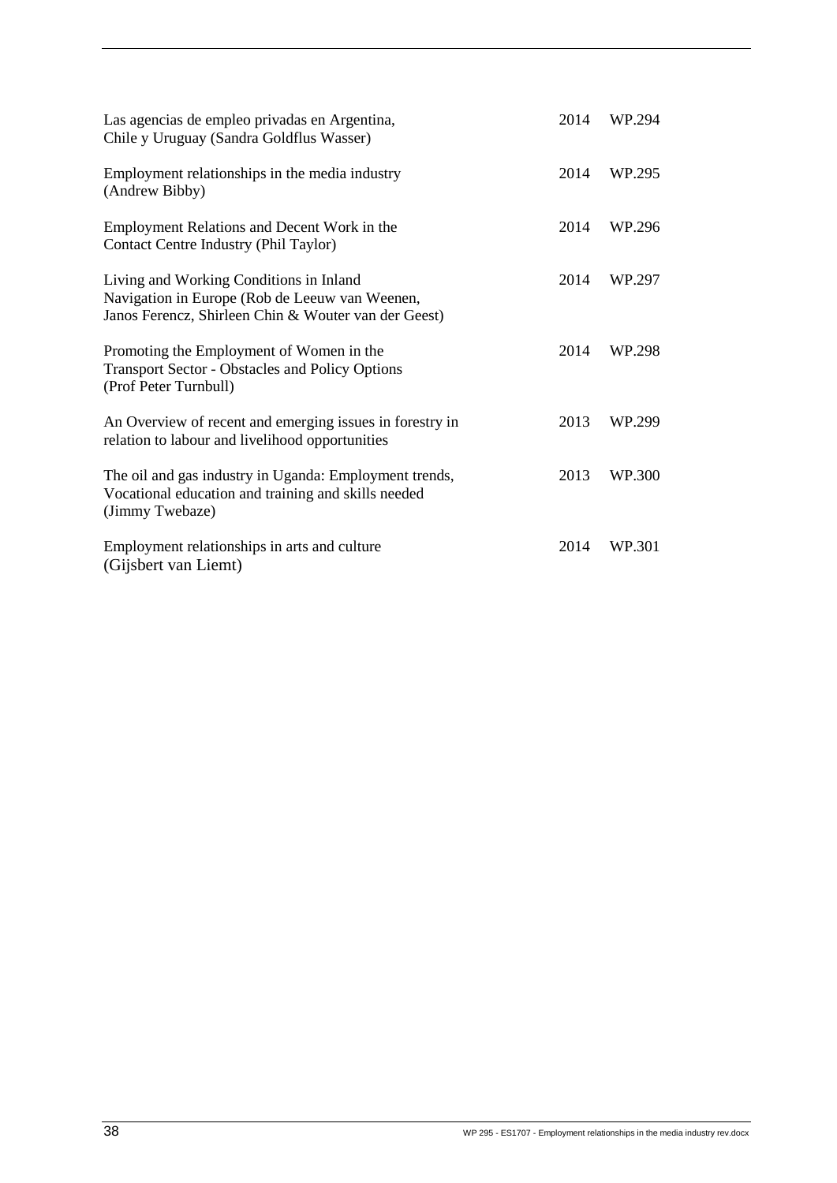| | | |
|---|---|---|
| Las agencias de empleo privadas en Argentina, Chile y Uruguay (Sandra Goldflus Wasser) | 2014 | WP.294 |
| Employment relationships in the media industry (Andrew Bibby) | 2014 | WP.295 |
| Employment Relations and Decent Work in the Contact Centre Industry (Phil Taylor) | 2014 | WP.296 |
| Living and Working Conditions in Inland Navigation in Europe (Rob de Leeuw van Weenen, Janos Ferencz, Shirleen Chin & Wouter van der Geest) | 2014 | WP.297 |
| Promoting the Employment of Women in the Transport Sector - Obstacles and Policy Options (Prof Peter Turnbull) | 2014 | WP.298 |
| An Overview of recent and emerging issues in forestry in relation to labour and livelihood opportunities | 2013 | WP.299 |
| The oil and gas industry in Uganda: Employment trends, Vocational education and training and skills needed (Jimmy Twebaze) | 2013 | WP.300 |
| Employment relationships in arts and culture (Gijsbert van Liemt) | 2014 | WP.301 |